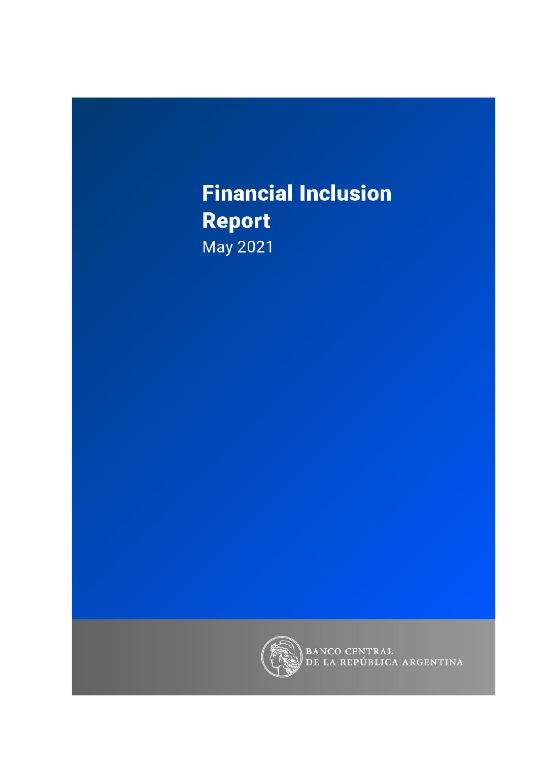# Financial Inclusion Report

May 2021

BANCO CENTRAL
DE LA REPÚBLICA ARGENTINA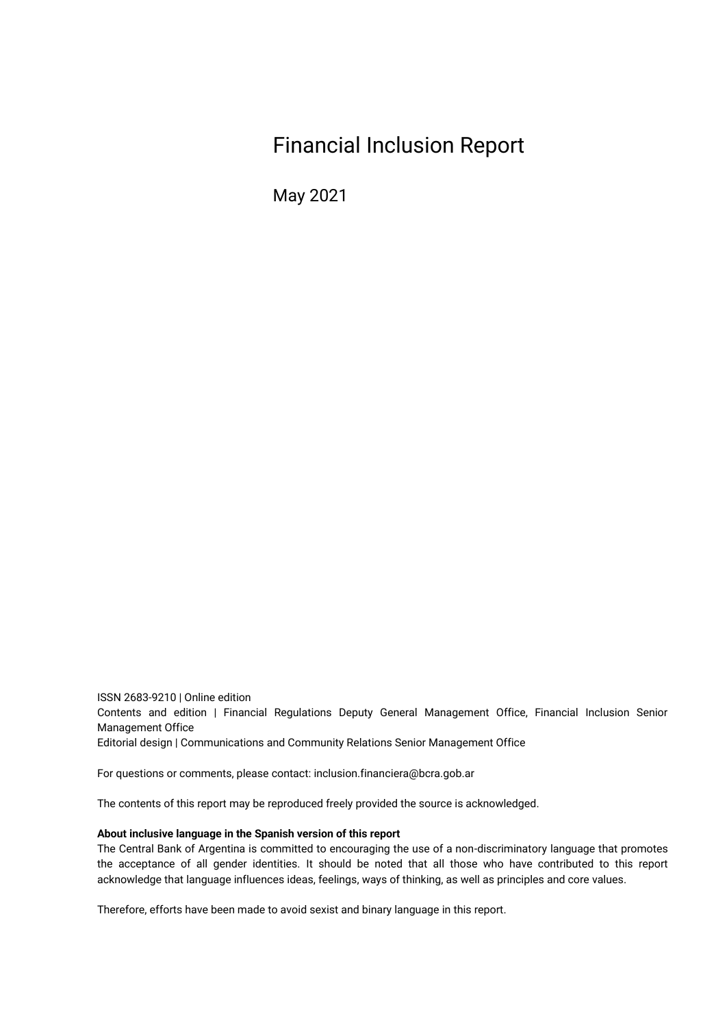# Financial Inclusion Report

May 2021

ISSN 2683-9210 | Online edition

Contents and edition | Financial Regulations Deputy General Management Office, Financial Inclusion Senior Management Office

Editorial design | Communications and Community Relations Senior Management Office

For questions or comments, please contact: inclusion.financiera@bcra.gob.ar

The contents of this report may be reproduced freely provided the source is acknowledged.

**About inclusive language in the Spanish version of this report**

The Central Bank of Argentina is committed to encouraging the use of a non-discriminatory language that promotes the acceptance of all gender identities. It should be noted that all those who have contributed to this report acknowledge that language influences ideas, feelings, ways of thinking, as well as principles and core values.

Therefore, efforts have been made to avoid sexist and binary language in this report.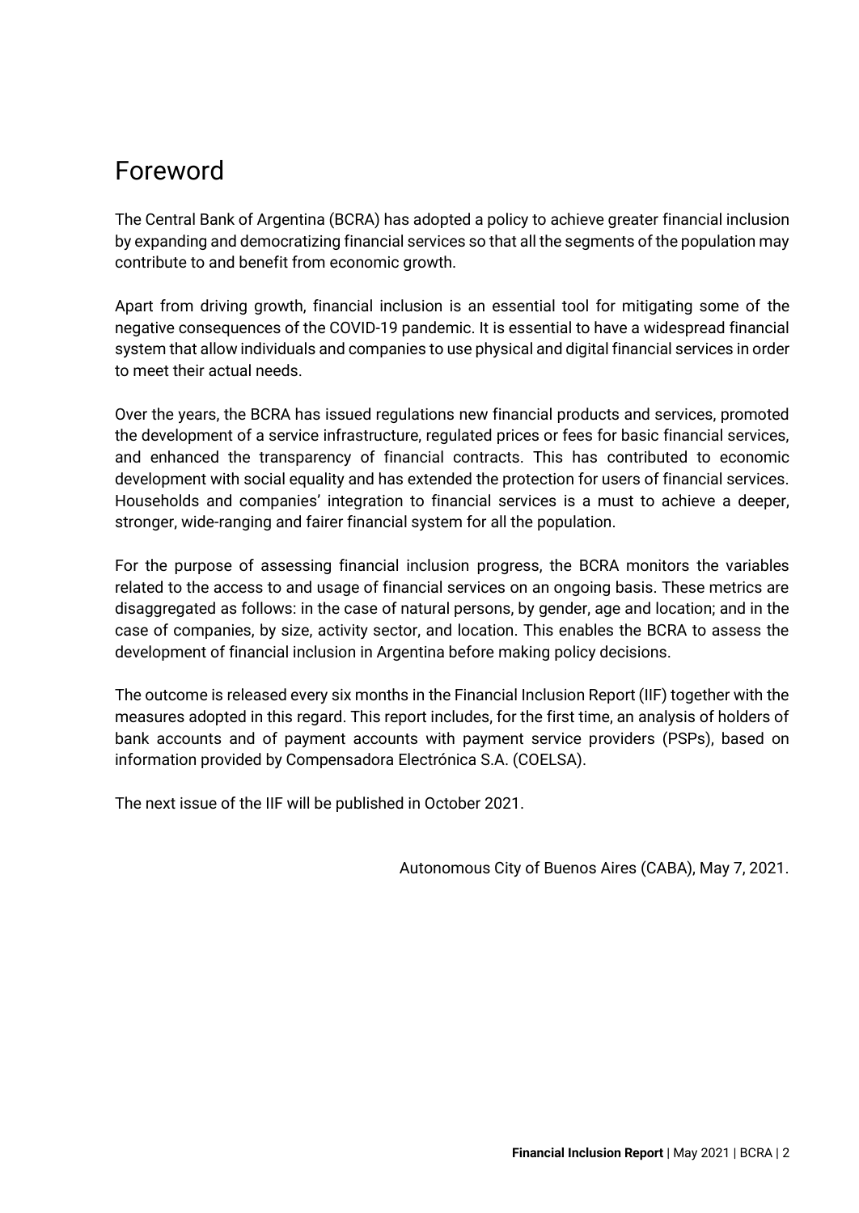# Foreword

The Central Bank of Argentina (BCRA) has adopted a policy to achieve greater financial inclusion by expanding and democratizing financial services so that all the segments of the population may contribute to and benefit from economic growth.

Apart from driving growth, financial inclusion is an essential tool for mitigating some of the negative consequences of the COVID-19 pandemic. It is essential to have a widespread financial system that allow individuals and companies to use physical and digital financial services in order to meet their actual needs.

Over the years, the BCRA has issued regulations new financial products and services, promoted the development of a service infrastructure, regulated prices or fees for basic financial services, and enhanced the transparency of financial contracts. This has contributed to economic development with social equality and has extended the protection for users of financial services. Households and companies' integration to financial services is a must to achieve a deeper, stronger, wide-ranging and fairer financial system for all the population.

For the purpose of assessing financial inclusion progress, the BCRA monitors the variables related to the access to and usage of financial services on an ongoing basis. These metrics are disaggregated as follows: in the case of natural persons, by gender, age and location; and in the case of companies, by size, activity sector, and location. This enables the BCRA to assess the development of financial inclusion in Argentina before making policy decisions.

The outcome is released every six months in the Financial Inclusion Report (IIF) together with the measures adopted in this regard. This report includes, for the first time, an analysis of holders of bank accounts and of payment accounts with payment service providers (PSPs), based on information provided by Compensadora Electrónica S.A. (COELSA).

The next issue of the IIF will be published in October 2021.

Autonomous City of Buenos Aires (CABA), May 7, 2021.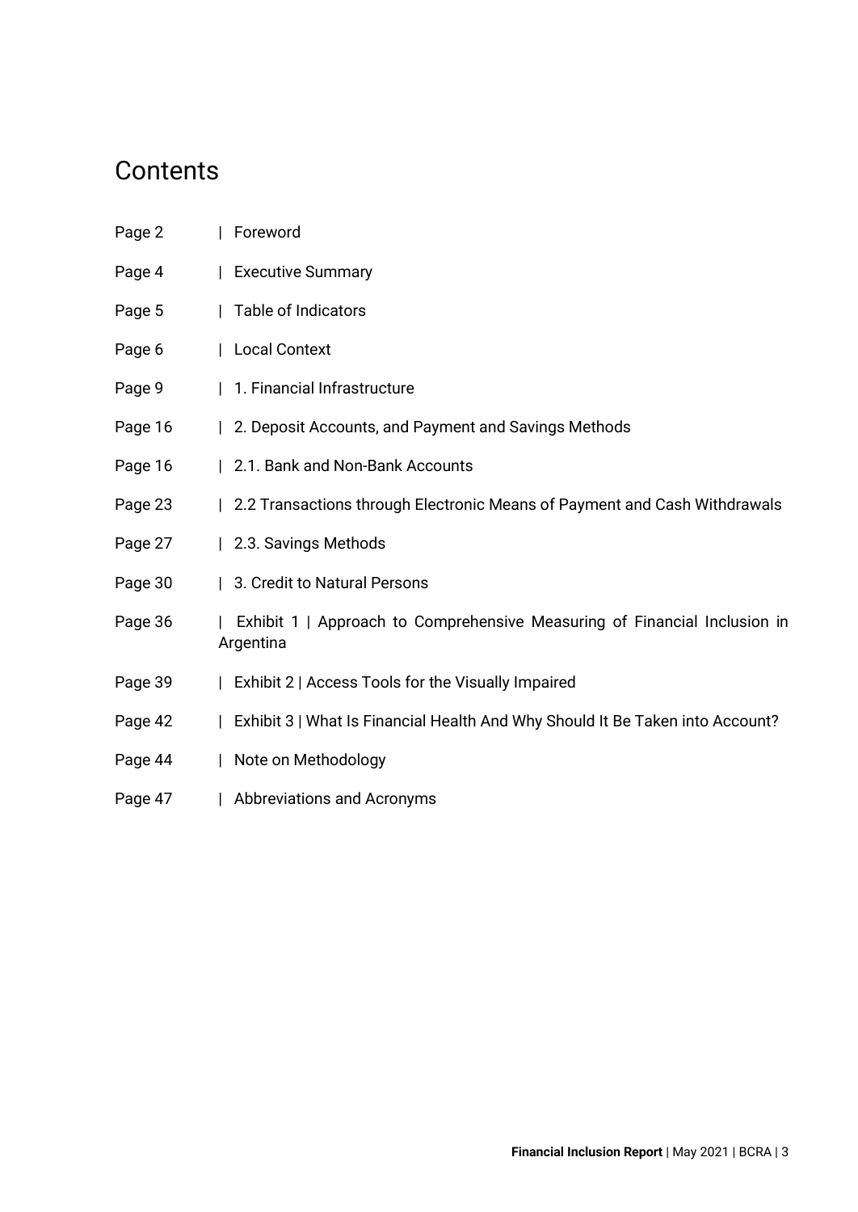# Contents

| | |
|---|---|
| Page 2 | Foreword |
| Page 4 | Executive Summary |
| Page 5 | Table of Indicators |
| Page 6 | Local Context |
| Page 9 | 1. Financial Infrastructure |
| Page 16 | 2. Deposit Accounts, and Payment and Savings Methods |
| Page 16 | 2.1. Bank and Non-Bank Accounts |
| Page 23 | 2.2 Transactions through Electronic Means of Payment and Cash Withdrawals |
| Page 27 | 2.3. Savings Methods |
| Page 30 | 3. Credit to Natural Persons |
| Page 36 | Exhibit 1 \| Approach to Comprehensive Measuring of Financial Inclusion in Argentina |
| Page 39 | Exhibit 2 \| Access Tools for the Visually Impaired |
| Page 42 | Exhibit 3 \| What Is Financial Health And Why Should It Be Taken into Account? |
| Page 44 | Note on Methodology |
| Page 47 | Abbreviations and Acronyms |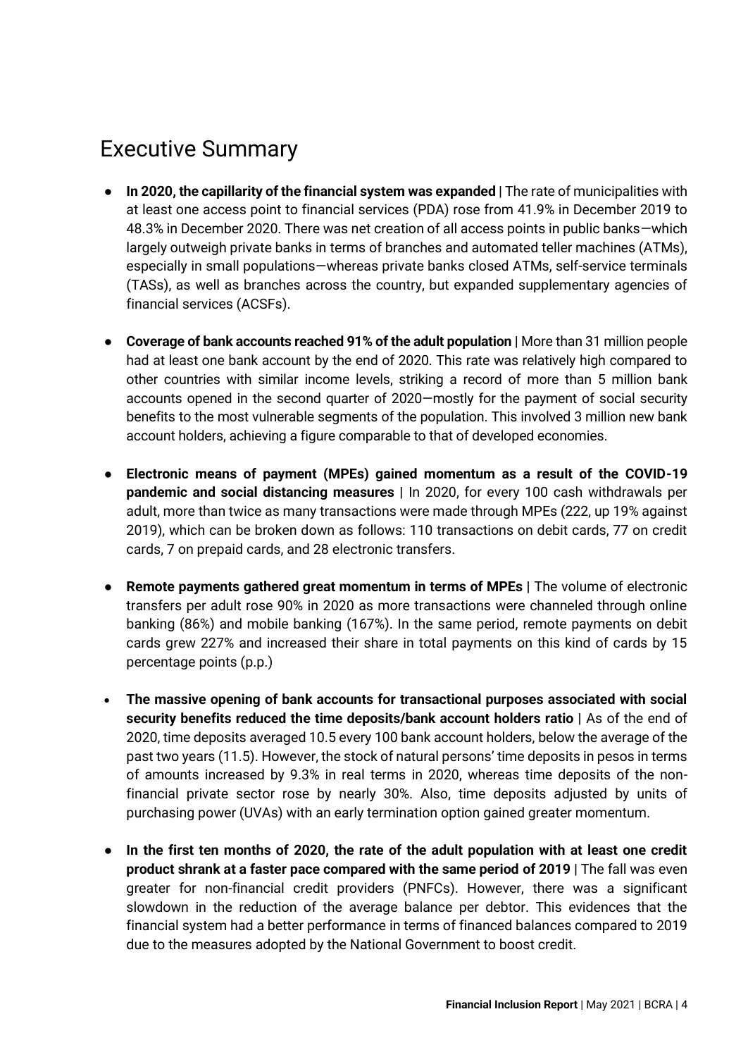# Executive Summary

- **In 2020, the capillarity of the financial system was expanded |** The rate of municipalities with at least one access point to financial services (PDA) rose from 41.9% in December 2019 to 48.3% in December 2020. There was net creation of all access points in public banks—which largely outweigh private banks in terms of branches and automated teller machines (ATMs), especially in small populations—whereas private banks closed ATMs, self-service terminals (TASs), as well as branches across the country, but expanded supplementary agencies of financial services (ACSFs).

- **Coverage of bank accounts reached 91% of the adult population |** More than 31 million people had at least one bank account by the end of 2020. This rate was relatively high compared to other countries with similar income levels, striking a record of more than 5 million bank accounts opened in the second quarter of 2020—mostly for the payment of social security benefits to the most vulnerable segments of the population. This involved 3 million new bank account holders, achieving a figure comparable to that of developed economies.

- **Electronic means of payment (MPEs) gained momentum as a result of the COVID-19 pandemic and social distancing measures |** In 2020, for every 100 cash withdrawals per adult, more than twice as many transactions were made through MPEs (222, up 19% against 2019), which can be broken down as follows: 110 transactions on debit cards, 77 on credit cards, 7 on prepaid cards, and 28 electronic transfers.

- **Remote payments gathered great momentum in terms of MPEs |** The volume of electronic transfers per adult rose 90% in 2020 as more transactions were channeled through online banking (86%) and mobile banking (167%). In the same period, remote payments on debit cards grew 227% and increased their share in total payments on this kind of cards by 15 percentage points (p.p.)

- **The massive opening of bank accounts for transactional purposes associated with social security benefits reduced the time deposits/bank account holders ratio |** As of the end of 2020, time deposits averaged 10.5 every 100 bank account holders, below the average of the past two years (11.5). However, the stock of natural persons' time deposits in pesos in terms of amounts increased by 9.3% in real terms in 2020, whereas time deposits of the non-financial private sector rose by nearly 30%. Also, time deposits adjusted by units of purchasing power (UVAs) with an early termination option gained greater momentum.

- **In the first ten months of 2020, the rate of the adult population with at least one credit product shrank at a faster pace compared with the same period of 2019 |** The fall was even greater for non-financial credit providers (PNFCs). However, there was a significant slowdown in the reduction of the average balance per debtor. This evidences that the financial system had a better performance in terms of financed balances compared to 2019 due to the measures adopted by the National Government to boost credit.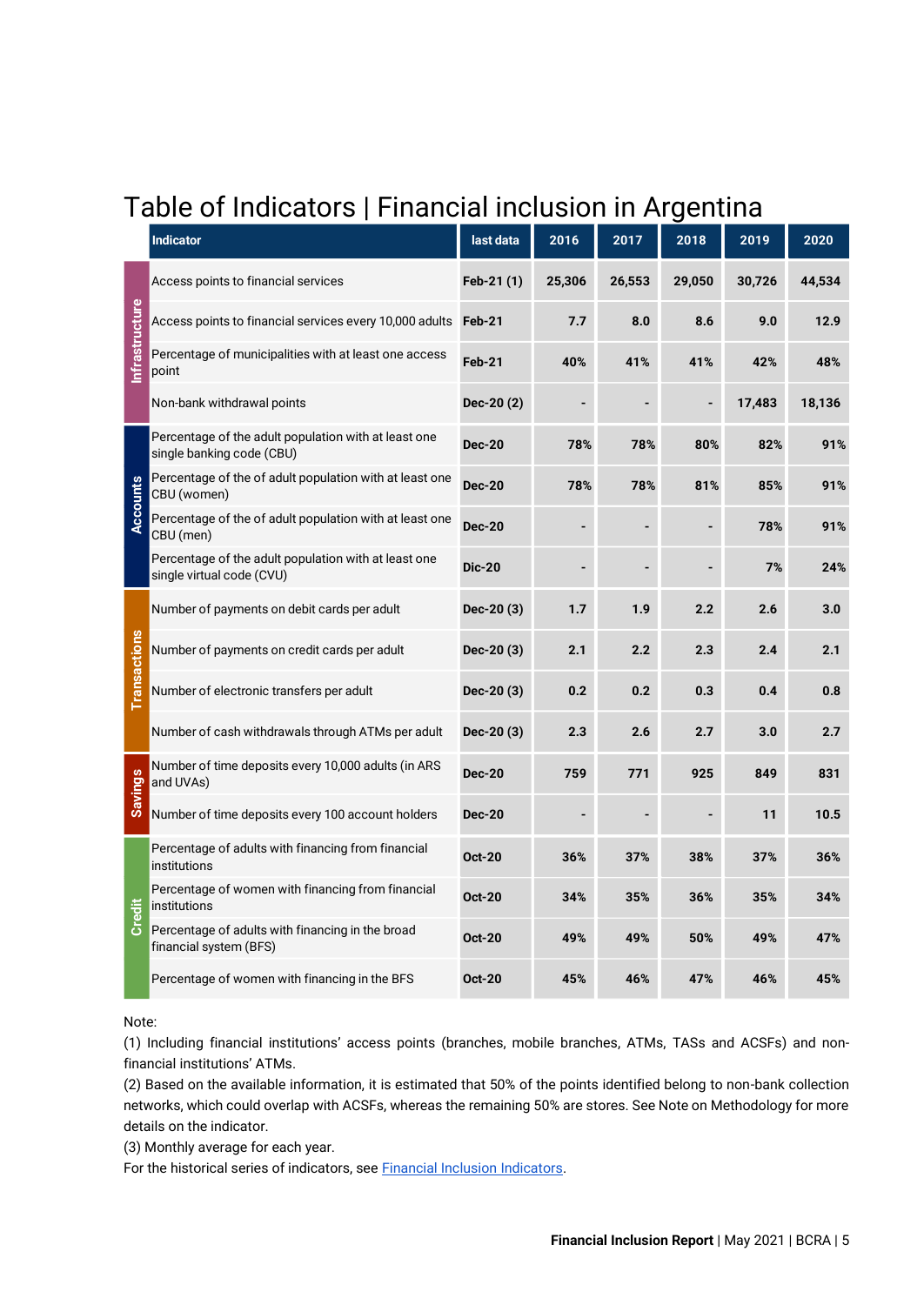# Table of Indicators | Financial inclusion in Argentina

| | Indicator | last data | 2016 | 2017 | 2018 | 2019 | 2020 |
|---|---|---|---|---|---|---|---|
| Infrastructure | Access points to financial services | Feb-21 (1) | 25,306 | 26,553 | 29,050 | 30,726 | 44,534 |
| | Access points to financial services every 10,000 adults | Feb-21 | 7.7 | 8.0 | 8.6 | 9.0 | 12.9 |
| | Percentage of municipalities with at least one access point | Feb-21 | 40% | 41% | 41% | 42% | 48% |
| | Non-bank withdrawal points | Dec-20 (2) | - | - | - | 17,483 | 18,136 |
| Accounts | Percentage of the adult population with at least one single banking code (CBU) | Dec-20 | 78% | 78% | 80% | 82% | 91% |
| | Percentage of the of adult population with at least one CBU (women) | Dec-20 | 78% | 78% | 81% | 85% | 91% |
| | Percentage of the of adult population with at least one CBU (men) | Dec-20 | - | - | - | 78% | 91% |
| | Percentage of the adult population with at least one single virtual code (CVU) | Dic-20 | - | - | - | 7% | 24% |
| Transactions | Number of payments on debit cards per adult | Dec-20 (3) | 1.7 | 1.9 | 2.2 | 2.6 | 3.0 |
| | Number of payments on credit cards per adult | Dec-20 (3) | 2.1 | 2.2 | 2.3 | 2.4 | 2.1 |
| | Number of electronic transfers per adult | Dec-20 (3) | 0.2 | 0.2 | 0.3 | 0.4 | 0.8 |
| | Number of cash withdrawals through ATMs per adult | Dec-20 (3) | 2.3 | 2.6 | 2.7 | 3.0 | 2.7 |
| Savings | Number of time deposits every 10,000 adults (in ARS and UVAs) | Dec-20 | 759 | 771 | 925 | 849 | 831 |
| | Number of time deposits every 100 account holders | Dec-20 | - | - | - | 11 | 10.5 |
| Credit | Percentage of adults with financing from financial institutions | Oct-20 | 36% | 37% | 38% | 37% | 36% |
| | Percentage of women with financing from financial institutions | Oct-20 | 34% | 35% | 36% | 35% | 34% |
| | Percentage of adults with financing in the broad financial system (BFS) | Oct-20 | 49% | 49% | 50% | 49% | 47% |
| | Percentage of women with financing in the BFS | Oct-20 | 45% | 46% | 47% | 46% | 45% |

Note:

(1) Including financial institutions' access points (branches, mobile branches, ATMs, TASs and ACSFs) and non-financial institutions' ATMs.

(2) Based on the available information, it is estimated that 50% of the points identified belong to non-bank collection networks, which could overlap with ACSFs, whereas the remaining 50% are stores. See Note on Methodology for more details on the indicator.

(3) Monthly average for each year.

For the historical series of indicators, see Financial Inclusion Indicators.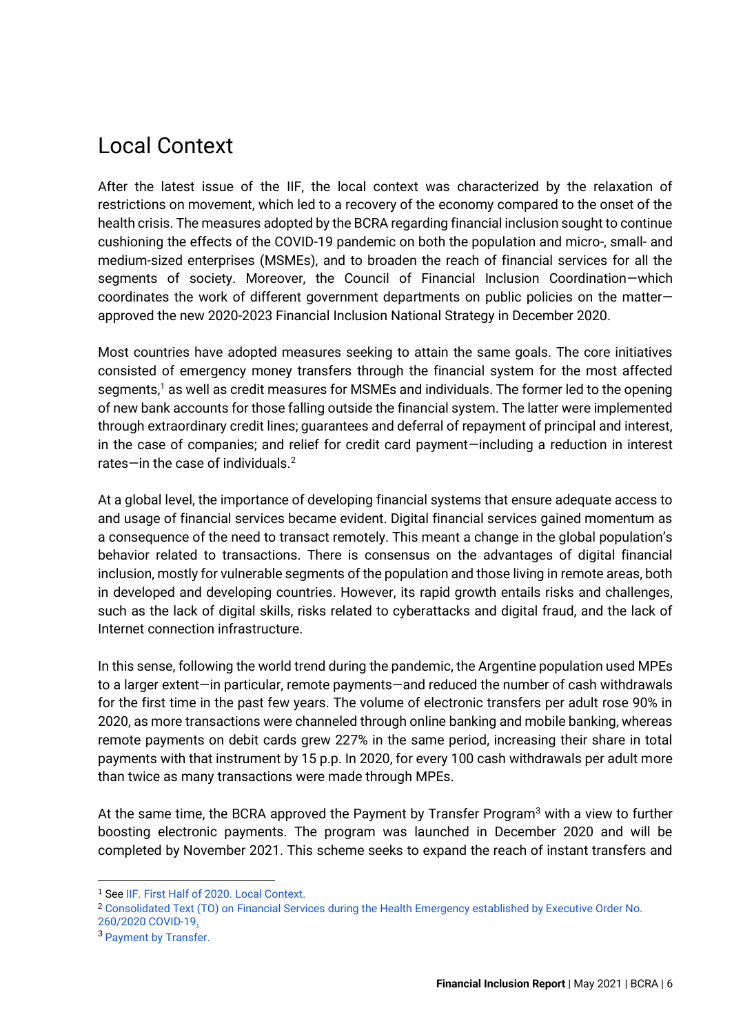## Local Context

After the latest issue of the IIF, the local context was characterized by the relaxation of restrictions on movement, which led to a recovery of the economy compared to the onset of the health crisis. The measures adopted by the BCRA regarding financial inclusion sought to continue cushioning the effects of the COVID-19 pandemic on both the population and micro-, small- and medium-sized enterprises (MSMEs), and to broaden the reach of financial services for all the segments of society. Moreover, the Council of Financial Inclusion Coordination—which coordinates the work of different government departments on public policies on the matter—approved the new 2020-2023 Financial Inclusion National Strategy in December 2020.

Most countries have adopted measures seeking to attain the same goals. The core initiatives consisted of emergency money transfers through the financial system for the most affected segments,[1] as well as credit measures for MSMEs and individuals. The former led to the opening of new bank accounts for those falling outside the financial system. The latter were implemented through extraordinary credit lines; guarantees and deferral of repayment of principal and interest, in the case of companies; and relief for credit card payment—including a reduction in interest rates—in the case of individuals.[2]

At a global level, the importance of developing financial systems that ensure adequate access to and usage of financial services became evident. Digital financial services gained momentum as a consequence of the need to transact remotely. This meant a change in the global population's behavior related to transactions. There is consensus on the advantages of digital financial inclusion, mostly for vulnerable segments of the population and those living in remote areas, both in developed and developing countries. However, its rapid growth entails risks and challenges, such as the lack of digital skills, risks related to cyberattacks and digital fraud, and the lack of Internet connection infrastructure.

In this sense, following the world trend during the pandemic, the Argentine population used MPEs to a larger extent—in particular, remote payments—and reduced the number of cash withdrawals for the first time in the past few years. The volume of electronic transfers per adult rose 90% in 2020, as more transactions were channeled through online banking and mobile banking, whereas remote payments on debit cards grew 227% in the same period, increasing their share in total payments with that instrument by 15 p.p. In 2020, for every 100 cash withdrawals per adult more than twice as many transactions were made through MPEs.

At the same time, the BCRA approved the Payment by Transfer Program[3] with a view to further boosting electronic payments. The program was launched in December 2020 and will be completed by November 2021. This scheme seeks to expand the reach of instant transfers and

---

[1] See IIF. First Half of 2020. Local Context.

[2] Consolidated Text (TO) on Financial Services during the Health Emergency established by Executive Order No. 260/2020 COVID-19.

[3] Payment by Transfer.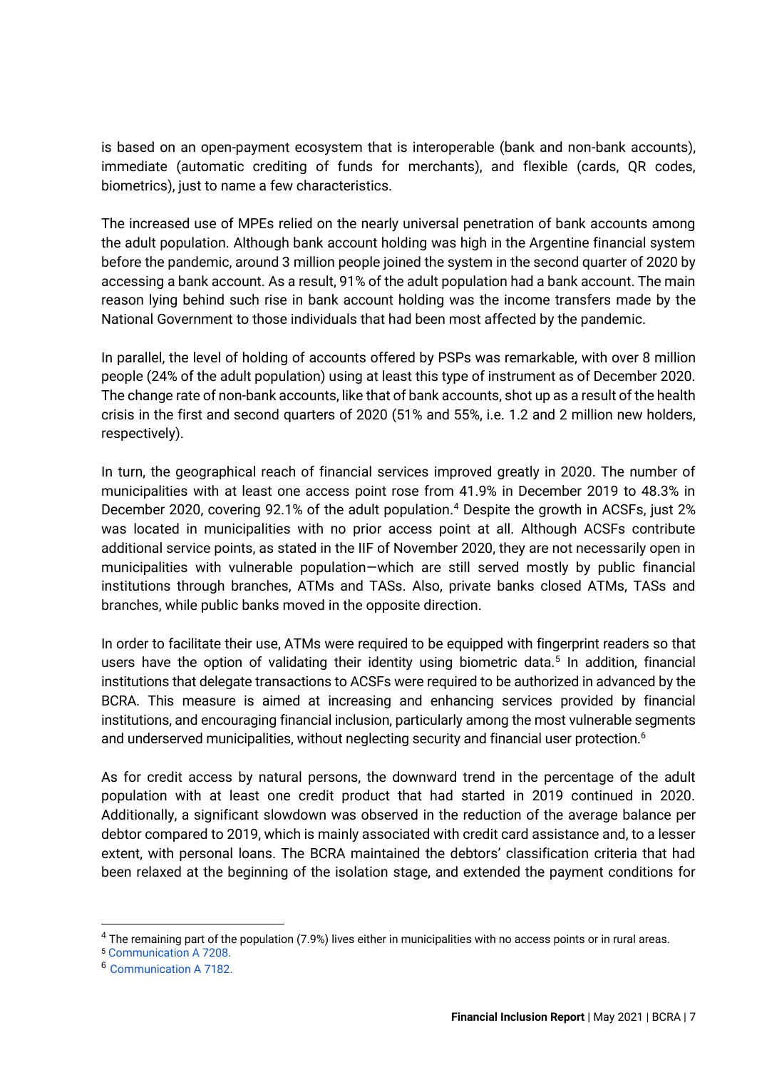is based on an open-payment ecosystem that is interoperable (bank and non-bank accounts), immediate (automatic crediting of funds for merchants), and flexible (cards, QR codes, biometrics), just to name a few characteristics.

The increased use of MPEs relied on the nearly universal penetration of bank accounts among the adult population. Although bank account holding was high in the Argentine financial system before the pandemic, around 3 million people joined the system in the second quarter of 2020 by accessing a bank account. As a result, 91% of the adult population had a bank account. The main reason lying behind such rise in bank account holding was the income transfers made by the National Government to those individuals that had been most affected by the pandemic.

In parallel, the level of holding of accounts offered by PSPs was remarkable, with over 8 million people (24% of the adult population) using at least this type of instrument as of December 2020. The change rate of non-bank accounts, like that of bank accounts, shot up as a result of the health crisis in the first and second quarters of 2020 (51% and 55%, i.e. 1.2 and 2 million new holders, respectively).

In turn, the geographical reach of financial services improved greatly in 2020. The number of municipalities with at least one access point rose from 41.9% in December 2019 to 48.3% in December 2020, covering 92.1% of the adult population.[4] Despite the growth in ACSFs, just 2% was located in municipalities with no prior access point at all. Although ACSFs contribute additional service points, as stated in the IIF of November 2020, they are not necessarily open in municipalities with vulnerable population—which are still served mostly by public financial institutions through branches, ATMs and TASs. Also, private banks closed ATMs, TASs and branches, while public banks moved in the opposite direction.

In order to facilitate their use, ATMs were required to be equipped with fingerprint readers so that users have the option of validating their identity using biometric data.[5] In addition, financial institutions that delegate transactions to ACSFs were required to be authorized in advanced by the BCRA. This measure is aimed at increasing and enhancing services provided by financial institutions, and encouraging financial inclusion, particularly among the most vulnerable segments and underserved municipalities, without neglecting security and financial user protection.[6]

As for credit access by natural persons, the downward trend in the percentage of the adult population with at least one credit product that had started in 2019 continued in 2020. Additionally, a significant slowdown was observed in the reduction of the average balance per debtor compared to 2019, which is mainly associated with credit card assistance and, to a lesser extent, with personal loans. The BCRA maintained the debtors' classification criteria that had been relaxed at the beginning of the isolation stage, and extended the payment conditions for

---

[4] The remaining part of the population (7.9%) lives either in municipalities with no access points or in rural areas.

[5] Communication A 7208.

[6] Communication A 7182.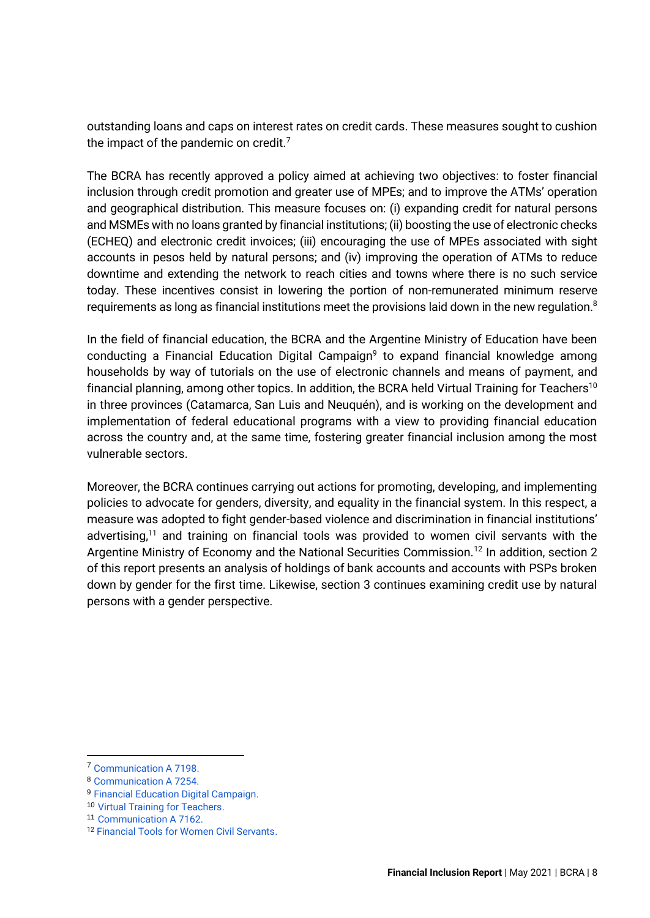outstanding loans and caps on interest rates on credit cards. These measures sought to cushion the impact of the pandemic on credit.[7]

The BCRA has recently approved a policy aimed at achieving two objectives: to foster financial inclusion through credit promotion and greater use of MPEs; and to improve the ATMs' operation and geographical distribution. This measure focuses on: (i) expanding credit for natural persons and MSMEs with no loans granted by financial institutions; (ii) boosting the use of electronic checks (ECHEQ) and electronic credit invoices; (iii) encouraging the use of MPEs associated with sight accounts in pesos held by natural persons; and (iv) improving the operation of ATMs to reduce downtime and extending the network to reach cities and towns where there is no such service today. These incentives consist in lowering the portion of non-remunerated minimum reserve requirements as long as financial institutions meet the provisions laid down in the new regulation.[8]

In the field of financial education, the BCRA and the Argentine Ministry of Education have been conducting a Financial Education Digital Campaign[9] to expand financial knowledge among households by way of tutorials on the use of electronic channels and means of payment, and financial planning, among other topics. In addition, the BCRA held Virtual Training for Teachers[10] in three provinces (Catamarca, San Luis and Neuquén), and is working on the development and implementation of federal educational programs with a view to providing financial education across the country and, at the same time, fostering greater financial inclusion among the most vulnerable sectors.

Moreover, the BCRA continues carrying out actions for promoting, developing, and implementing policies to advocate for genders, diversity, and equality in the financial system. In this respect, a measure was adopted to fight gender-based violence and discrimination in financial institutions' advertising,[11] and training on financial tools was provided to women civil servants with the Argentine Ministry of Economy and the National Securities Commission.[12] In addition, section 2 of this report presents an analysis of holdings of bank accounts and accounts with PSPs broken down by gender for the first time. Likewise, section 3 continues examining credit use by natural persons with a gender perspective.

---

[7] Communication A 7198.

[8] Communication A 7254.

[9] Financial Education Digital Campaign.

[10] Virtual Training for Teachers.

[11] Communication A 7162.

[12] Financial Tools for Women Civil Servants.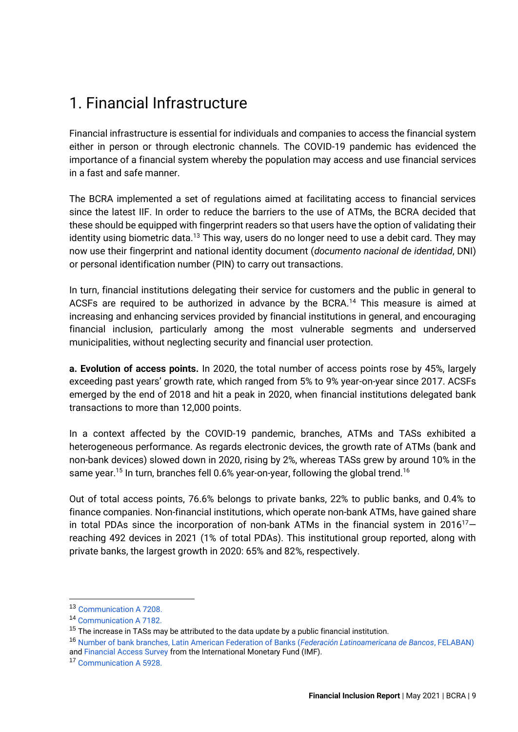# 1. Financial Infrastructure

Financial infrastructure is essential for individuals and companies to access the financial system either in person or through electronic channels. The COVID-19 pandemic has evidenced the importance of a financial system whereby the population may access and use financial services in a fast and safe manner.

The BCRA implemented a set of regulations aimed at facilitating access to financial services since the latest IIF. In order to reduce the barriers to the use of ATMs, the BCRA decided that these should be equipped with fingerprint readers so that users have the option of validating their identity using biometric data.[13] This way, users do no longer need to use a debit card. They may now use their fingerprint and national identity document (*documento nacional de identidad*, DNI) or personal identification number (PIN) to carry out transactions.

In turn, financial institutions delegating their service for customers and the public in general to ACSFs are required to be authorized in advance by the BCRA.[14] This measure is aimed at increasing and enhancing services provided by financial institutions in general, and encouraging financial inclusion, particularly among the most vulnerable segments and underserved municipalities, without neglecting security and financial user protection.

**a. Evolution of access points.** In 2020, the total number of access points rose by 45%, largely exceeding past years' growth rate, which ranged from 5% to 9% year-on-year since 2017. ACSFs emerged by the end of 2018 and hit a peak in 2020, when financial institutions delegated bank transactions to more than 12,000 points.

In a context affected by the COVID-19 pandemic, branches, ATMs and TASs exhibited a heterogeneous performance. As regards electronic devices, the growth rate of ATMs (bank and non-bank devices) slowed down in 2020, rising by 2%, whereas TASs grew by around 10% in the same year.[15] In turn, branches fell 0.6% year-on-year, following the global trend.[16]

Out of total access points, 76.6% belongs to private banks, 22% to public banks, and 0.4% to finance companies. Non-financial institutions, which operate non-bank ATMs, have gained share in total PDAs since the incorporation of non-bank ATMs in the financial system in 2016[17]—reaching 492 devices in 2021 (1% of total PDAs). This institutional group reported, along with private banks, the largest growth in 2020: 65% and 82%, respectively.

---

[13] Communication A 7208.

[14] Communication A 7182.

[15] The increase in TASs may be attributed to the data update by a public financial institution.

[16] Number of bank branches, Latin American Federation of Banks (*Federación Latinoamericana de Bancos*, FELABAN) and Financial Access Survey from the International Monetary Fund (IMF).

[17] Communication A 5928.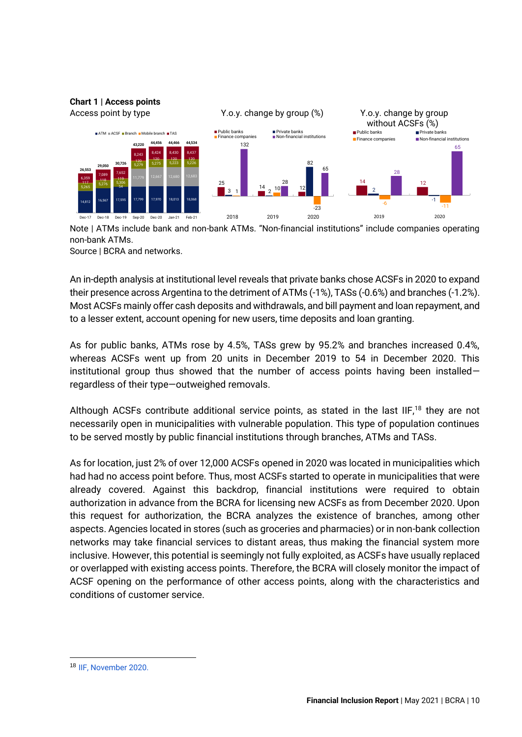**Chart 1 | Access points**

Access point by type

Y.o.y. change by group (%)

Y.o.y. change by group without ACSFs (%)

| | Dec-17 | Dec-18 | Dec-19 | Sep-20 | Dec-20 | Jan-21 | Feb-21 |
|---|---|---|---|---|---|---|---|
| ATM | 14,812 | 16,567 | 17,595 | 17,799 | 17,970 | 18,013 | 18,068 |
| ACSF | | | 54 | 11,779 | 12,667 | 12,680 | 12,683 |
| Branch | 5,265 | 5,276 | 5,306 | 5,279 | 5,275 | 5,223 | 5,226 |
| Mobile branch | 117 | 118 | 119 | 120 | 120 | 120 | 120 |
| TAS | 6,359 | 7,089 | 7,652 | 8,243 | 8,424 | 8,430 | 8,437 |
| Total | 26,553 | 29,050 | 30,726 | 43,220 | 44,456 | 44,466 | 44,534 |

Y.o.y. change by group (%)

| | 2018 | 2019 | 2020 |
|---|---|---|---|
| Public banks | 25 | 14 | 12 |
| Private banks | 3 | 2 | 82 |
| Finance companies | 1 | 10 | -23 |
| Non-financial institutions | 132 | 28 | 65 |

Y.o.y. change by group without ACSFs (%)

| | 2019 | 2020 |
|---|---|---|
| Public banks | 14 | 12 |
| Private banks | 2 | -1 |
| Finance companies | -6 | -11 |
| Non-financial institutions | 28 | 65 |

Note | ATMs include bank and non-bank ATMs. "Non-financial institutions" include companies operating non-bank ATMs.
Source | BCRA and networks.

An in-depth analysis at institutional level reveals that private banks chose ACSFs in 2020 to expand their presence across Argentina to the detriment of ATMs (-1%), TASs (-0.6%) and branches (-1.2%). Most ACSFs mainly offer cash deposits and withdrawals, and bill payment and loan repayment, and to a lesser extent, account opening for new users, time deposits and loan granting.

As for public banks, ATMs rose by 4.5%, TASs grew by 95.2% and branches increased 0.4%, whereas ACSFs went up from 20 units in December 2019 to 54 in December 2020. This institutional group thus showed that the number of access points having been installed—regardless of their type—outweighed removals.

Although ACSFs contribute additional service points, as stated in the last IIF,[18] they are not necessarily open in municipalities with vulnerable population. This type of population continues to be served mostly by public financial institutions through branches, ATMs and TASs.

As for location, just 2% of over 12,000 ACSFs opened in 2020 was located in municipalities which had had no access point before. Thus, most ACSFs started to operate in municipalities that were already covered. Against this backdrop, financial institutions were required to obtain authorization in advance from the BCRA for licensing new ACSFs as from December 2020. Upon this request for authorization, the BCRA analyzes the existence of branches, among other aspects. Agencies located in stores (such as groceries and pharmacies) or in non-bank collection networks may take financial services to distant areas, thus making the financial system more inclusive. However, this potential is seemingly not fully exploited, as ACSFs have usually replaced or overlapped with existing access points. Therefore, the BCRA will closely monitor the impact of ACSF opening on the performance of other access points, along with the characteristics and conditions of customer service.

---

[18] IIF, November 2020.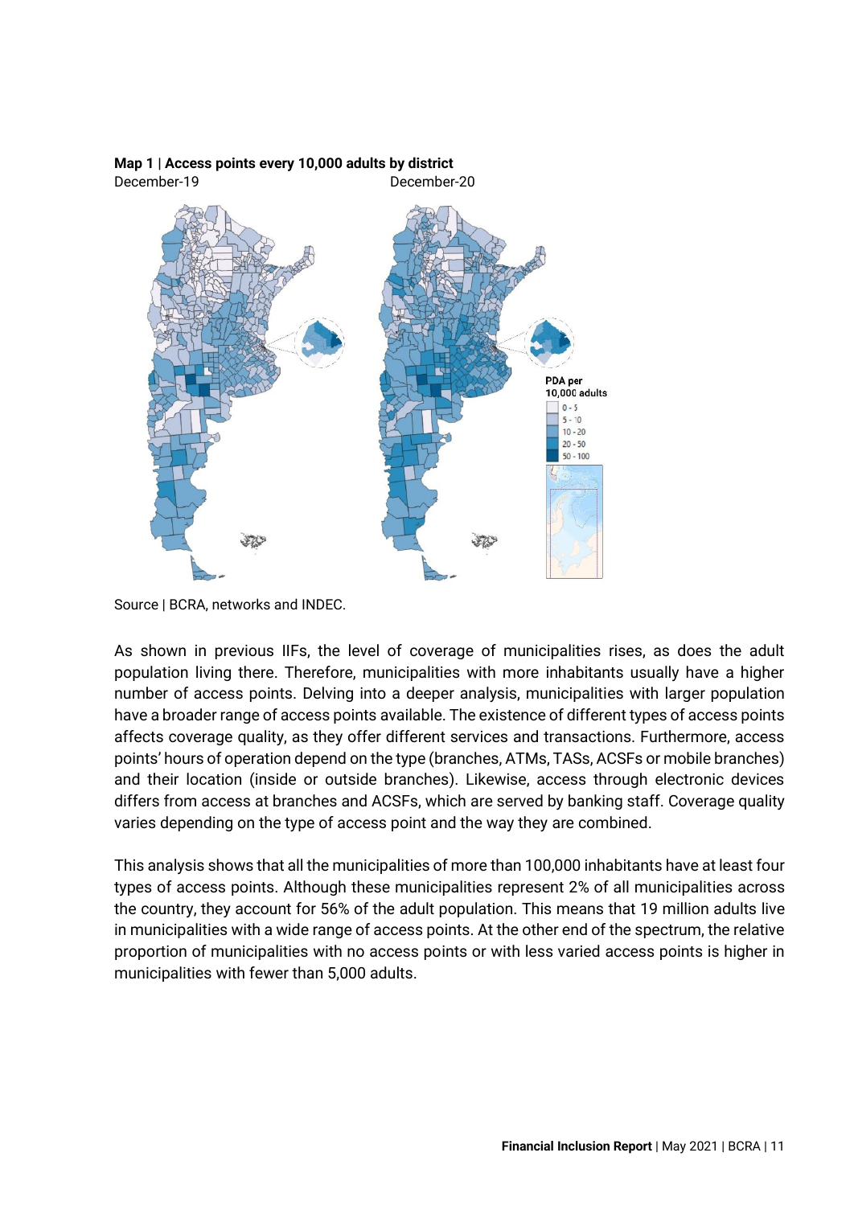**Map 1 | Access points every 10,000 adults by district**

December-19 December-20

PDA per 10,000 adults

- 0 - 5
- 5 - 10
- 10 - 20
- 20 - 50
- 50 - 100

Source | BCRA, networks and INDEC.

As shown in previous IIFs, the level of coverage of municipalities rises, as does the adult population living there. Therefore, municipalities with more inhabitants usually have a higher number of access points. Delving into a deeper analysis, municipalities with larger population have a broader range of access points available. The existence of different types of access points affects coverage quality, as they offer different services and transactions. Furthermore, access points' hours of operation depend on the type (branches, ATMs, TASs, ACSFs or mobile branches) and their location (inside or outside branches). Likewise, access through electronic devices differs from access at branches and ACSFs, which are served by banking staff. Coverage quality varies depending on the type of access point and the way they are combined.

This analysis shows that all the municipalities of more than 100,000 inhabitants have at least four types of access points. Although these municipalities represent 2% of all municipalities across the country, they account for 56% of the adult population. This means that 19 million adults live in municipalities with a wide range of access points. At the other end of the spectrum, the relative proportion of municipalities with no access points or with less varied access points is higher in municipalities with fewer than 5,000 adults.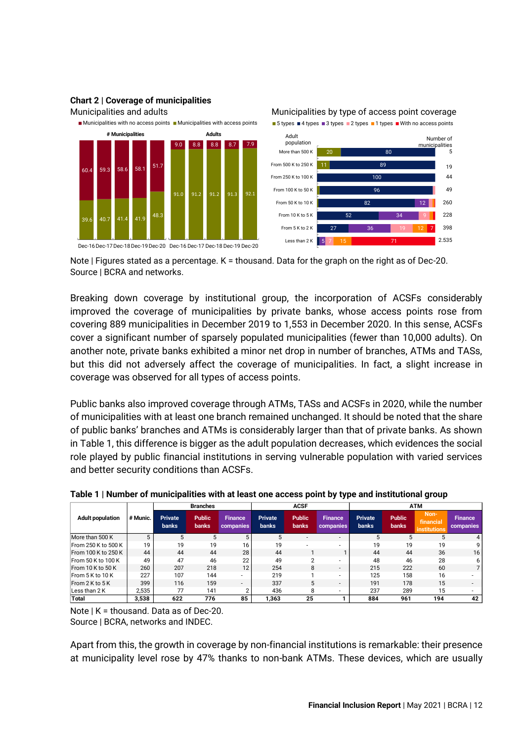**Chart 2 | Coverage of municipalities**

Municipalities and adults

■ Municipalities with no access points ■ Municipalities with access points

| | # Municipalities | | | | | Adults | | | | |
|---|---|---|---|---|---|---|---|---|---|---|
| | Dec-16 | Dec-17 | Dec-18 | Dec-19 | Dec-20 | Dec-16 | Dec-17 | Dec-18 | Dec-19 | Dec-20 |
| With no access points | 60.4 | 59.3 | 58.6 | 58.1 | 51.7 | 9.0 | 8.8 | 8.8 | 8.7 | 7.9 |
| With access points | 39.6 | 40.7 | 41.4 | 41.9 | 48.3 | 91.0 | 91.2 | 91.2 | 91.3 | 92.1 |

Municipalities by type of access point coverage

■ 5 types ■ 4 types ■ 3 types ■ 2 types ■ 1 types ■ With no access points

| Adult population | 5 types | 4 types | 3 types | 2 types | 1 types | With no access points | Number of municipalities |
|---|---|---|---|---|---|---|---|
| More than 500 K | 20 | 80 | | | | | 5 |
| From 500 K to 250 K | 11 | 89 | | | | | 19 |
| From 250 K to 100 K | | 100 | | | | | 44 |
| From 100 K to 50 K | | 96 | | | | | 49 |
| From 50 K to 10 K | | 82 | 12 | | | | 260 |
| From 10 K to 5 K | | 52 | 34 | 9 | | | 228 |
| From 5 K to 2 K | | 27 | 36 | 19 | 12 | 7 | 398 |
| Less than 2 K | | | 5 | 7 | 15 | 71 | 2.535 |

Note | Figures stated as a percentage. K = thousand. Data for the graph on the right as of Dec-20.
Source | BCRA and networks.

Breaking down coverage by institutional group, the incorporation of ACSFs considerably improved the coverage of municipalities by private banks, whose access points rose from covering 889 municipalities in December 2019 to 1,553 in December 2020. In this sense, ACSFs cover a significant number of sparsely populated municipalities (fewer than 10,000 adults). On another note, private banks exhibited a minor net drop in number of branches, ATMs and TASs, but this did not adversely affect the coverage of municipalities. In fact, a slight increase in coverage was observed for all types of access points.

Public banks also improved coverage through ATMs, TASs and ACSFs in 2020, while the number of municipalities with at least one branch remained unchanged. It should be noted that the share of public banks' branches and ATMs is considerably larger than that of private banks. As shown in Table 1, this difference is bigger as the adult population decreases, which evidences the social role played by public financial institutions in serving vulnerable population with varied services and better security conditions than ACSFs.

**Table 1 | Number of municipalities with at least one access point by type and institutional group**

| Adult population | # Munic. | Branches | | | ACSF | | | ATM | | | |
|---|---|---|---|---|---|---|---|---|---|---|---|
| | | Private banks | Public banks | Finance companies | Private banks | Public banks | Finance companies | Private banks | Public banks | Non-financial institutions | Finance companies |
| More than 500 K | 5 | 5 | 5 | 5 | 5 | - | - | 5 | 5 | 5 | 4 |
| From 250 K to 500 K | 19 | 19 | 19 | 16 | 19 | - | - | 19 | 19 | 19 | 9 |
| From 100 K to 250 K | 44 | 44 | 44 | 28 | 44 | 1 | 1 | 44 | 44 | 36 | 16 |
| From 50 K to 100 K | 49 | 47 | 46 | 22 | 49 | 2 | - | 48 | 46 | 28 | 6 |
| From 10 K to 50 K | 260 | 207 | 218 | 12 | 254 | 8 | - | 215 | 222 | 60 | 7 |
| From 5 K to 10 K | 227 | 107 | 144 | - | 219 | 1 | - | 125 | 158 | 16 | - |
| From 2 K to 5 K | 399 | 116 | 159 | - | 337 | 5 | - | 191 | 178 | 15 | - |
| Less than 2 K | 2,535 | 77 | 141 | 2 | 436 | 8 | - | 237 | 289 | 15 | - |
| **Total** | **3,538** | **622** | **776** | **85** | **1,363** | **25** | **1** | **884** | **961** | **194** | **42** |

Note | K = thousand. Data as of Dec-20.
Source | BCRA, networks and INDEC.

Apart from this, the growth in coverage by non-financial institutions is remarkable: their presence at municipality level rose by 47% thanks to non-bank ATMs. These devices, which are usually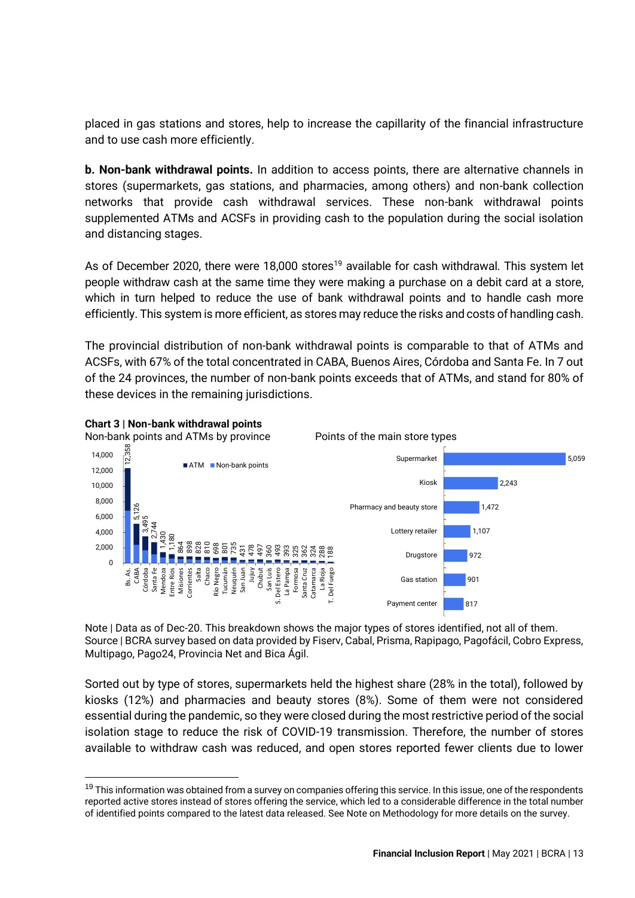placed in gas stations and stores, help to increase the capillarity of the financial infrastructure and to use cash more efficiently.

**b. Non-bank withdrawal points.** In addition to access points, there are alternative channels in stores (supermarkets, gas stations, and pharmacies, among others) and non-bank collection networks that provide cash withdrawal services. These non-bank withdrawal points supplemented ATMs and ACSFs in providing cash to the population during the social isolation and distancing stages.

As of December 2020, there were 18,000 stores[19] available for cash withdrawal. This system let people withdraw cash at the same time they were making a purchase on a debit card at a store, which in turn helped to reduce the use of bank withdrawal points and to handle cash more efficiently. This system is more efficient, as stores may reduce the risks and costs of handling cash.

The provincial distribution of non-bank withdrawal points is comparable to that of ATMs and ACSFs, with 67% of the total concentrated in CABA, Buenos Aires, Córdoba and Santa Fe. In 7 out of the 24 provinces, the number of non-bank points exceeds that of ATMs, and stand for 80% of these devices in the remaining jurisdictions.

**Chart 3 | Non-bank withdrawal points**

Non-bank points and ATMs by province

| Province | Total (ATM + Non-bank points) |
|---|---|
| Bs. As. | 12,358 |
| CABA | 5,126 |
| Córdoba | 3,495 |
| Santa Fe | 2,744 |
| Mendoza | 1,430 |
| Entre Ríos | 1,180 |
| Misiones | 864 |
| Corrientes | 898 |
| Salta | 828 |
| Chaco | 810 |
| Río Negro | 698 |
| Tucumán | 801 |
| Neuquén | 735 |
| San Juan | 431 |
| Jujuy | 478 |
| Chubut | 497 |
| San Luis | 360 |
| S. Del Estero | 493 |
| La Pampa | 393 |
| Formosa | 325 |
| Santa Cruz | 362 |
| Catamarca | 324 |
| La Rioja | 288 |
| T. Del Fuego | 188 |

Points of the main store types

| Store type | Points |
|---|---|
| Supermarket | 5,059 |
| Kiosk | 2,243 |
| Pharmacy and beauty store | 1,472 |
| Lottery retailer | 1,107 |
| Drugstore | 972 |
| Gas station | 901 |
| Payment center | 817 |

Note | Data as of Dec-20. This breakdown shows the major types of stores identified, not all of them.
Source | BCRA survey based on data provided by Fiserv, Cabal, Prisma, Rapipago, Pagofácil, Cobro Express, Multipago, Pago24, Provincia Net and Bica Ágil.

Sorted out by type of stores, supermarkets held the highest share (28% in the total), followed by kiosks (12%) and pharmacies and beauty stores (8%). Some of them were not considered essential during the pandemic, so they were closed during the most restrictive period of the social isolation stage to reduce the risk of COVID-19 transmission. Therefore, the number of stores available to withdraw cash was reduced, and open stores reported fewer clients due to lower

[19] This information was obtained from a survey on companies offering this service. In this issue, one of the respondents reported active stores instead of stores offering the service, which led to a considerable difference in the total number of identified points compared to the latest data released. See Note on Methodology for more details on the survey.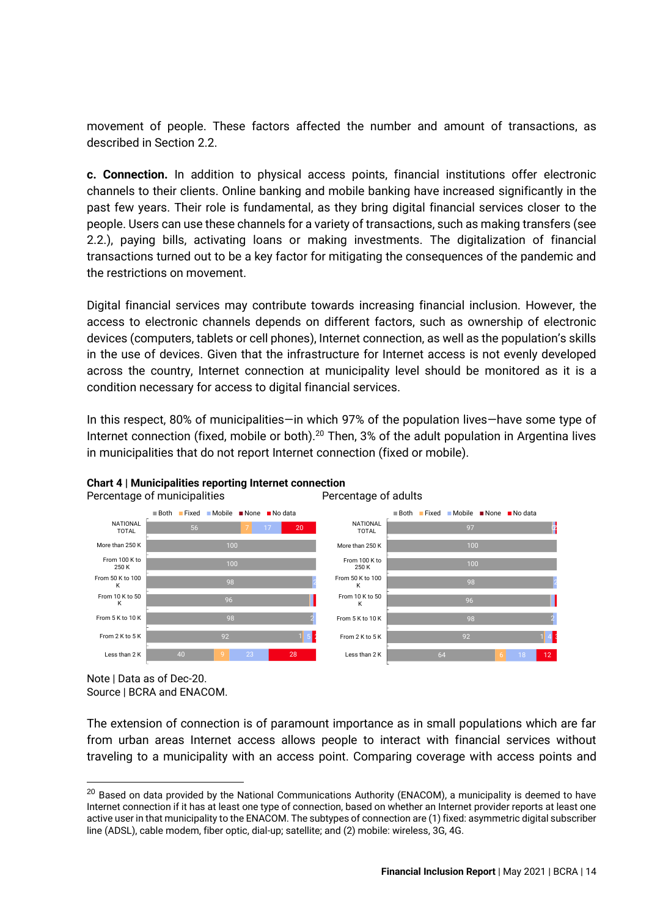movement of people. These factors affected the number and amount of transactions, as described in Section 2.2.

**c. Connection.** In addition to physical access points, financial institutions offer electronic channels to their clients. Online banking and mobile banking have increased significantly in the past few years. Their role is fundamental, as they bring digital financial services closer to the people. Users can use these channels for a variety of transactions, such as making transfers (see 2.2.), paying bills, activating loans or making investments. The digitalization of financial transactions turned out to be a key factor for mitigating the consequences of the pandemic and the restrictions on movement.

Digital financial services may contribute towards increasing financial inclusion. However, the access to electronic channels depends on different factors, such as ownership of electronic devices (computers, tablets or cell phones), Internet connection, as well as the population's skills in the use of devices. Given that the infrastructure for Internet access is not evenly developed across the country, Internet connection at municipality level should be monitored as it is a condition necessary for access to digital financial services.

In this respect, 80% of municipalities—in which 97% of the population lives—have some type of Internet connection (fixed, mobile or both).[20] Then, 3% of the adult population in Argentina lives in municipalities that do not report Internet connection (fixed or mobile).

**Chart 4 | Municipalities reporting Internet connection**

Percentage of municipalities

| | Both | Fixed | Mobile | None | No data |
|---|---|---|---|---|---|
| NATIONAL TOTAL | 56 | 7 | 17 | | 20 |
| More than 250 K | 100 | | | | |
| From 100 K to 250 K | 100 | | | | |
| From 50 K to 100 K | 98 | | 2 | | |
| From 10 K to 50 K | 96 | | | | |
| From 5 K to 10 K | 98 | | 2 | | |
| From 2 K to 5 K | 92 | 1 | 5 | | 2 |
| Less than 2 K | 40 | 9 | 23 | | 28 |

Percentage of adults

| | Both | Fixed | Mobile | None | No data |
|---|---|---|---|---|---|
| NATIONAL TOTAL | 97 | | | | |
| More than 250 K | 100 | | | | |
| From 100 K to 250 K | 100 | | | | |
| From 50 K to 100 K | 98 | | 2 | | |
| From 10 K to 50 K | 96 | | | | |
| From 5 K to 10 K | 98 | | 2 | | |
| From 2 K to 5 K | 92 | 1 | 4 | | 3 |
| Less than 2 K | 64 | 6 | 18 | | 12 |

Note | Data as of Dec-20.
Source | BCRA and ENACOM.

The extension of connection is of paramount importance as in small populations which are far from urban areas Internet access allows people to interact with financial services without traveling to a municipality with an access point. Comparing coverage with access points and

[20] Based on data provided by the National Communications Authority (ENACOM), a municipality is deemed to have Internet connection if it has at least one type of connection, based on whether an Internet provider reports at least one active user in that municipality to the ENACOM. The subtypes of connection are (1) fixed: asymmetric digital subscriber line (ADSL), cable modem, fiber optic, dial-up; satellite; and (2) mobile: wireless, 3G, 4G.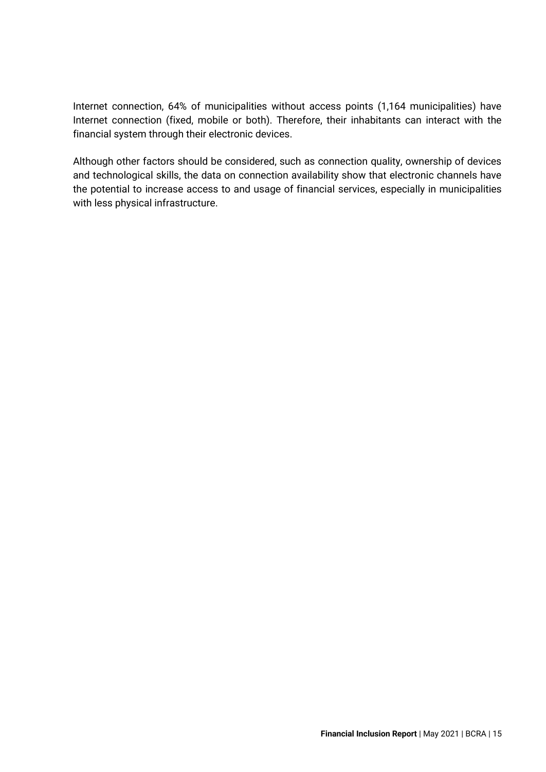Internet connection, 64% of municipalities without access points (1,164 municipalities) have Internet connection (fixed, mobile or both). Therefore, their inhabitants can interact with the financial system through their electronic devices.

Although other factors should be considered, such as connection quality, ownership of devices and technological skills, the data on connection availability show that electronic channels have the potential to increase access to and usage of financial services, especially in municipalities with less physical infrastructure.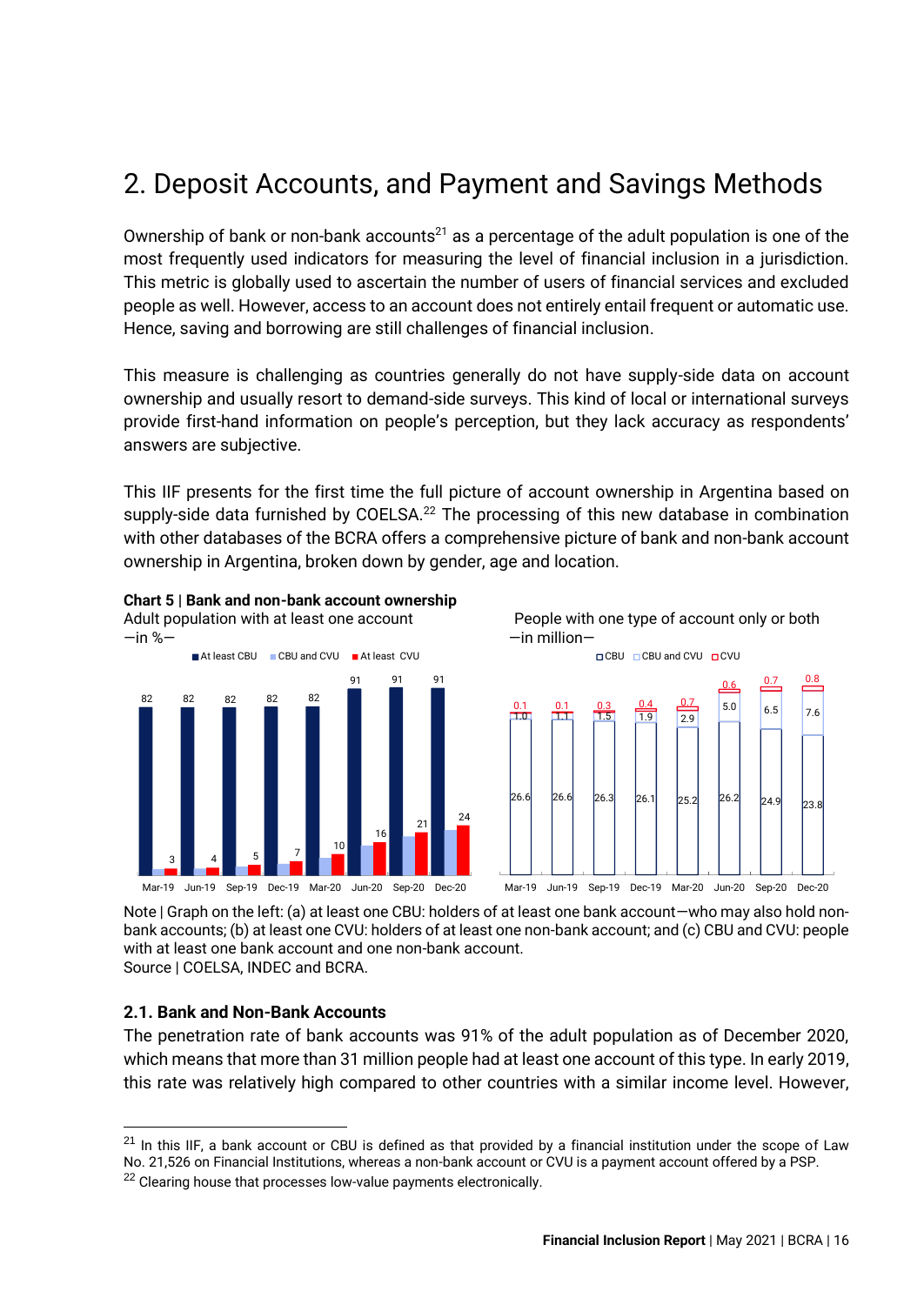# 2. Deposit Accounts, and Payment and Savings Methods

Ownership of bank or non-bank accounts[21] as a percentage of the adult population is one of the most frequently used indicators for measuring the level of financial inclusion in a jurisdiction. This metric is globally used to ascertain the number of users of financial services and excluded people as well. However, access to an account does not entirely entail frequent or automatic use. Hence, saving and borrowing are still challenges of financial inclusion.

This measure is challenging as countries generally do not have supply-side data on account ownership and usually resort to demand-side surveys. This kind of local or international surveys provide first-hand information on people's perception, but they lack accuracy as respondents' answers are subjective.

This IIF presents for the first time the full picture of account ownership in Argentina based on supply-side data furnished by COELSA.[22] The processing of this new database in combination with other databases of the BCRA offers a comprehensive picture of bank and non-bank account ownership in Argentina, broken down by gender, age and location.

**Chart 5 | Bank and non-bank account ownership**

Adult population with at least one account
—in %—

| | At least CBU | At least CVU |
|---|---|---|
| Mar-19 | 82 | 3 |
| Jun-19 | 82 | 4 |
| Sep-19 | 82 | 5 |
| Dec-19 | 82 | 7 |
| Mar-20 | 82 | 10 |
| Jun-20 | 91 | 16 |
| Sep-20 | 91 | 21 |
| Dec-20 | 91 | 24 |

People with one type of account only or both
—in million—

| | CBU | CBU and CVU | CVU |
|---|---|---|---|
| Mar-19 | 26.6 | 1.0 | 0.1 |
| Jun-19 | 26.6 | 1.1 | 0.1 |
| Sep-19 | 26.3 | 1.5 | 0.3 |
| Dec-19 | 26.1 | 1.9 | 0.4 |
| Mar-20 | 25.2 | 2.9 | 0.7 |
| Jun-20 | 26.2 | 5.0 | 0.6 |
| Sep-20 | 24.9 | 6.5 | 0.7 |
| Dec-20 | 23.8 | 7.6 | 0.8 |

Note | Graph on the left: (a) at least one CBU: holders of at least one bank account—who may also hold non-bank accounts; (b) at least one CVU: holders of at least one non-bank account; and (c) CBU and CVU: people with at least one bank account and one non-bank account.
Source | COELSA, INDEC and BCRA.

### 2.1. Bank and Non-Bank Accounts

The penetration rate of bank accounts was 91% of the adult population as of December 2020, which means that more than 31 million people had at least one account of this type. In early 2019, this rate was relatively high compared to other countries with a similar income level. However,

[21] In this IIF, a bank account or CBU is defined as that provided by a financial institution under the scope of Law No. 21,526 on Financial Institutions, whereas a non-bank account or CVU is a payment account offered by a PSP.

[22] Clearing house that processes low-value payments electronically.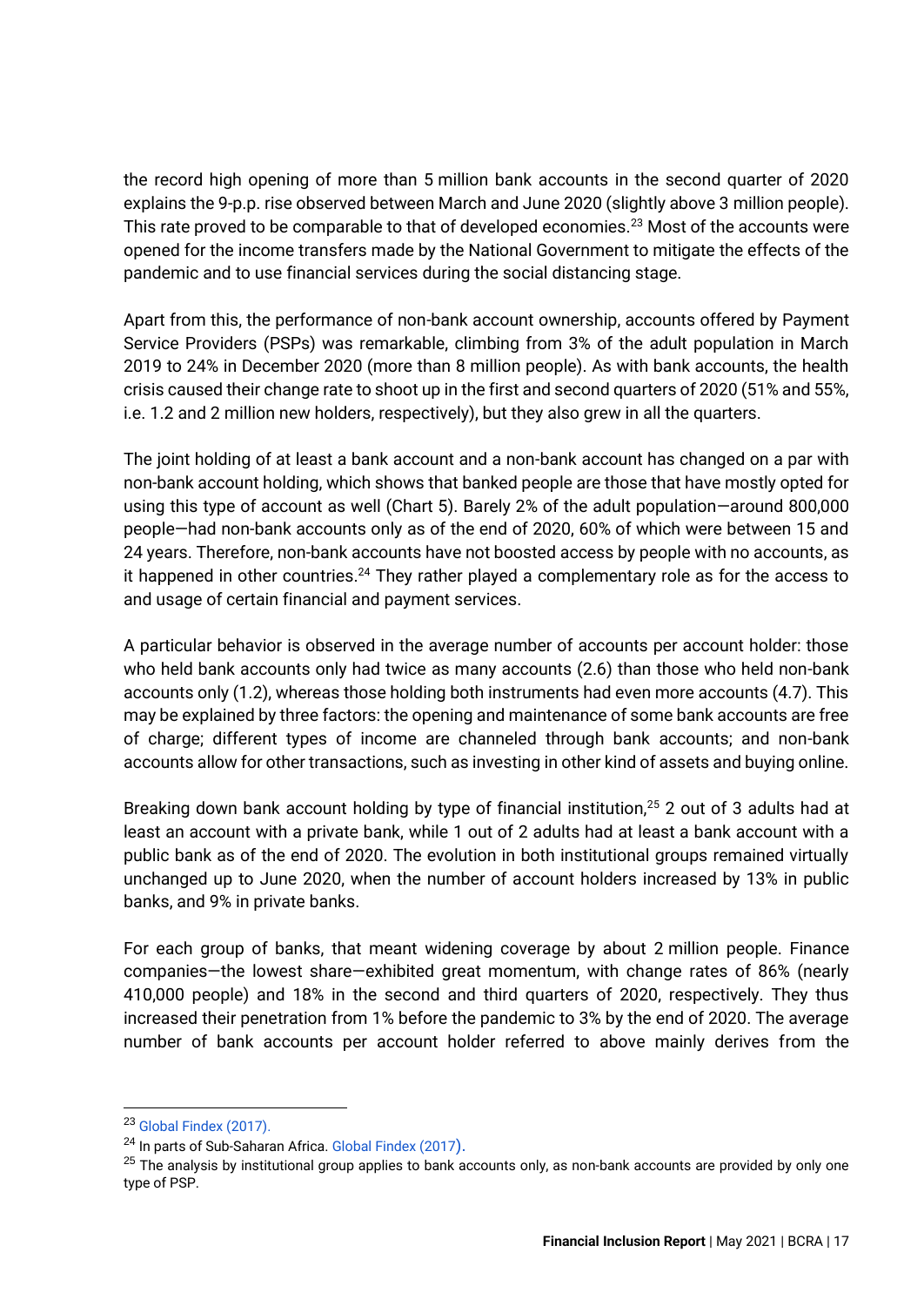the record high opening of more than 5 million bank accounts in the second quarter of 2020 explains the 9-p.p. rise observed between March and June 2020 (slightly above 3 million people). This rate proved to be comparable to that of developed economies.[23] Most of the accounts were opened for the income transfers made by the National Government to mitigate the effects of the pandemic and to use financial services during the social distancing stage.

Apart from this, the performance of non-bank account ownership, accounts offered by Payment Service Providers (PSPs) was remarkable, climbing from 3% of the adult population in March 2019 to 24% in December 2020 (more than 8 million people). As with bank accounts, the health crisis caused their change rate to shoot up in the first and second quarters of 2020 (51% and 55%, i.e. 1.2 and 2 million new holders, respectively), but they also grew in all the quarters.

The joint holding of at least a bank account and a non-bank account has changed on a par with non-bank account holding, which shows that banked people are those that have mostly opted for using this type of account as well (Chart 5). Barely 2% of the adult population—around 800,000 people—had non-bank accounts only as of the end of 2020, 60% of which were between 15 and 24 years. Therefore, non-bank accounts have not boosted access by people with no accounts, as it happened in other countries.[24] They rather played a complementary role as for the access to and usage of certain financial and payment services.

A particular behavior is observed in the average number of accounts per account holder: those who held bank accounts only had twice as many accounts (2.6) than those who held non-bank accounts only (1.2), whereas those holding both instruments had even more accounts (4.7). This may be explained by three factors: the opening and maintenance of some bank accounts are free of charge; different types of income are channeled through bank accounts; and non-bank accounts allow for other transactions, such as investing in other kind of assets and buying online.

Breaking down bank account holding by type of financial institution,[25] 2 out of 3 adults had at least an account with a private bank, while 1 out of 2 adults had at least a bank account with a public bank as of the end of 2020. The evolution in both institutional groups remained virtually unchanged up to June 2020, when the number of account holders increased by 13% in public banks, and 9% in private banks.

For each group of banks, that meant widening coverage by about 2 million people. Finance companies—the lowest share—exhibited great momentum, with change rates of 86% (nearly 410,000 people) and 18% in the second and third quarters of 2020, respectively. They thus increased their penetration from 1% before the pandemic to 3% by the end of 2020. The average number of bank accounts per account holder referred to above mainly derives from the

---

[23] Global Findex (2017).

[24] In parts of Sub-Saharan Africa. Global Findex (2017).

[25] The analysis by institutional group applies to bank accounts only, as non-bank accounts are provided by only one type of PSP.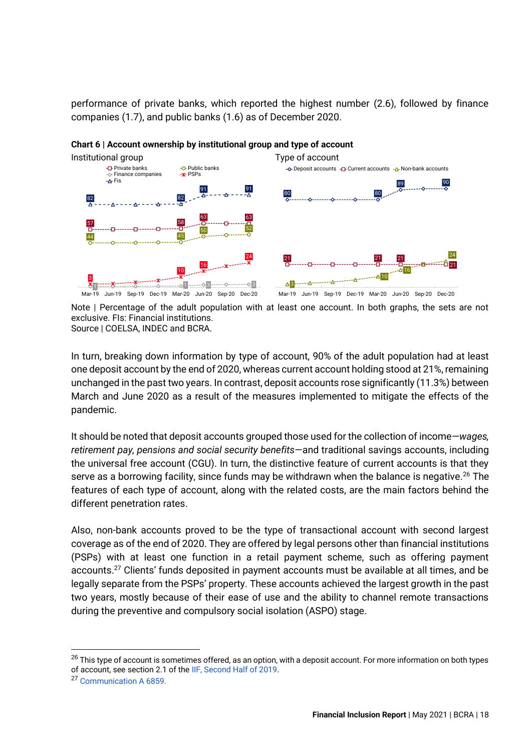performance of private banks, which reported the highest number (2.6), followed by finance companies (1.7), and public banks (1.6) as of December 2020.

**Chart 6 | Account ownership by institutional group and type of account**

Institutional group

Type of account

Note | Percentage of the adult population with at least one account. In both graphs, the sets are not exclusive. FIs: Financial institutions.
Source | COELSA, INDEC and BCRA.

In turn, breaking down information by type of account, 90% of the adult population had at least one deposit account by the end of 2020, whereas current account holding stood at 21%, remaining unchanged in the past two years. In contrast, deposit accounts rose significantly (11.3%) between March and June 2020 as a result of the measures implemented to mitigate the effects of the pandemic.

It should be noted that deposit accounts grouped those used for the collection of income—*wages, retirement pay, pensions and social security benefits*—and traditional savings accounts, including the universal free account (CGU). In turn, the distinctive feature of current accounts is that they serve as a borrowing facility, since funds may be withdrawn when the balance is negative.[26] The features of each type of account, along with the related costs, are the main factors behind the different penetration rates.

Also, non-bank accounts proved to be the type of transactional account with second largest coverage as of the end of 2020. They are offered by legal persons other than financial institutions (PSPs) with at least one function in a retail payment scheme, such as offering payment accounts.[27] Clients' funds deposited in payment accounts must be available at all times, and be legally separate from the PSPs' property. These accounts achieved the largest growth in the past two years, mostly because of their ease of use and the ability to channel remote transactions during the preventive and compulsory social isolation (ASPO) stage.

[26] This type of account is sometimes offered, as an option, with a deposit account. For more information on both types of account, see section 2.1 of the IIF, Second Half of 2019.

[27] Communication A 6859.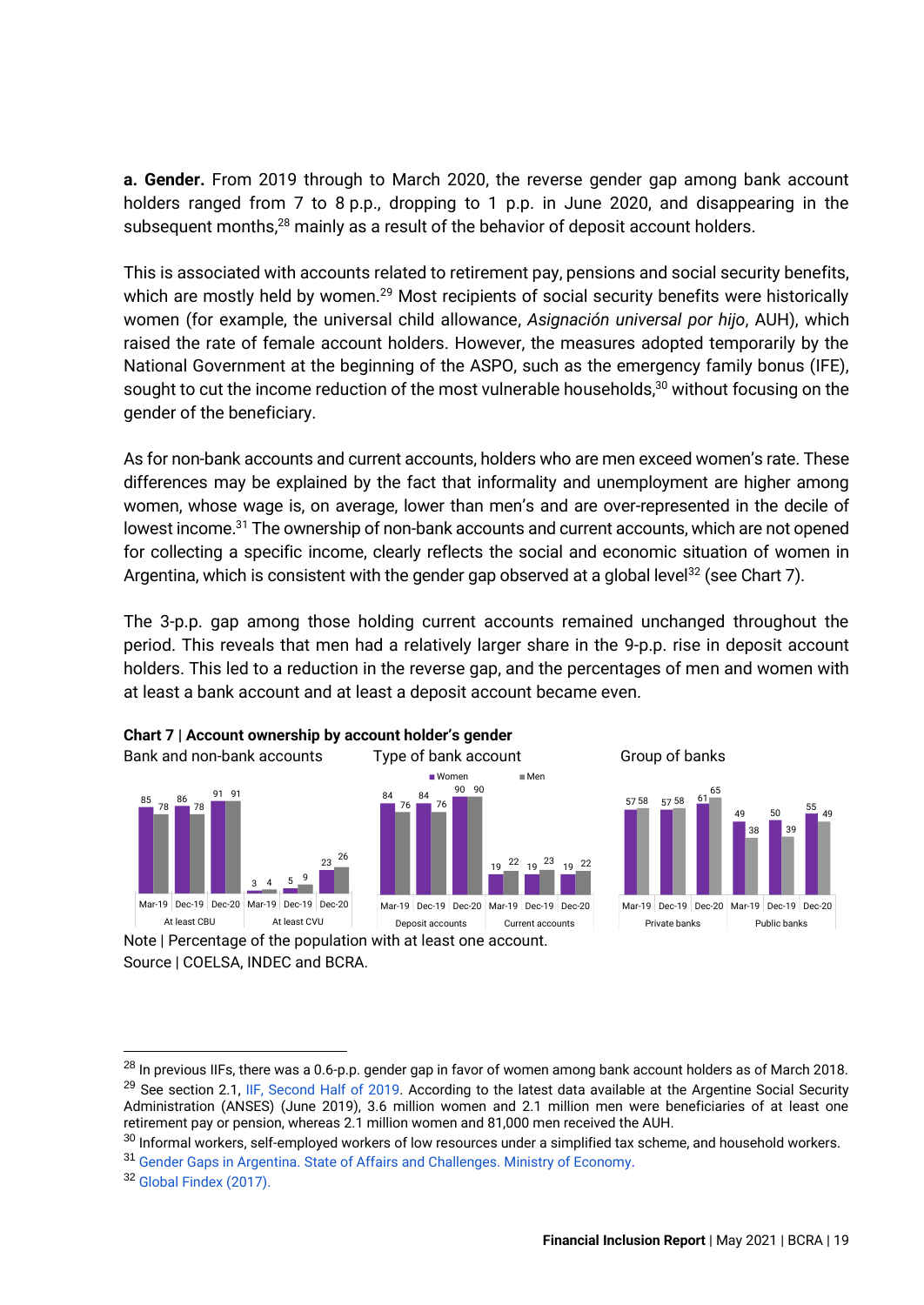**a. Gender.** From 2019 through to March 2020, the reverse gender gap among bank account holders ranged from 7 to 8 p.p., dropping to 1 p.p. in June 2020, and disappearing in the subsequent months,[28] mainly as a result of the behavior of deposit account holders.

This is associated with accounts related to retirement pay, pensions and social security benefits, which are mostly held by women.[29] Most recipients of social security benefits were historically women (for example, the universal child allowance, *Asignación universal por hijo*, AUH), which raised the rate of female account holders. However, the measures adopted temporarily by the National Government at the beginning of the ASPO, such as the emergency family bonus (IFE), sought to cut the income reduction of the most vulnerable households,[30] without focusing on the gender of the beneficiary.

As for non-bank accounts and current accounts, holders who are men exceed women's rate. These differences may be explained by the fact that informality and unemployment are higher among women, whose wage is, on average, lower than men's and are over-represented in the decile of lowest income.[31] The ownership of non-bank accounts and current accounts, which are not opened for collecting a specific income, clearly reflects the social and economic situation of women in Argentina, which is consistent with the gender gap observed at a global level[32] (see Chart 7).

The 3-p.p. gap among those holding current accounts remained unchanged throughout the period. This reveals that men had a relatively larger share in the 9-p.p. rise in deposit account holders. This led to a reduction in the reverse gap, and the percentages of men and women with at least a bank account and at least a deposit account became even.

**Chart 7 | Account ownership by account holder's gender**

Bank and non-bank accounts

| | Mar-19 | Dec-19 | Dec-20 |
|---|---|---|---|
| At least CBU – Women | 85 | 86 | 91 |
| At least CBU – Men | 78 | 78 | 91 |
| At least CVU – Women | 3 | 5 | 23 |
| At least CVU – Men | 4 | 9 | 26 |

Type of bank account

| | Mar-19 | Dec-19 | Dec-20 |
|---|---|---|---|
| Deposit accounts – Women | 84 | 84 | 90 |
| Deposit accounts – Men | 76 | 76 | 90 |
| Current accounts – Women | 19 | 19 | 19 |
| Current accounts – Men | 22 | 23 | 22 |

Group of banks

| | Mar-19 | Dec-19 | Dec-20 |
|---|---|---|---|
| Private banks – Women | 57 | 57 | 61 |
| Private banks – Men | 58 | 58 | 65 |
| Public banks – Women | 49 | 50 | 55 |
| Public banks – Men | 38 | 39 | 49 |

Note | Percentage of the population with at least one account.
Source | COELSA, INDEC and BCRA.

---

[28] In previous IIFs, there was a 0.6-p.p. gender gap in favor of women among bank account holders as of March 2018.

[29] See section 2.1, IIF, Second Half of 2019. According to the latest data available at the Argentine Social Security Administration (ANSES) (June 2019), 3.6 million women and 2.1 million men were beneficiaries of at least one retirement pay or pension, whereas 2.1 million women and 81,000 men received the AUH.

[30] Informal workers, self-employed workers of low resources under a simplified tax scheme, and household workers.

[31] Gender Gaps in Argentina. State of Affairs and Challenges. Ministry of Economy.

[32] Global Findex (2017).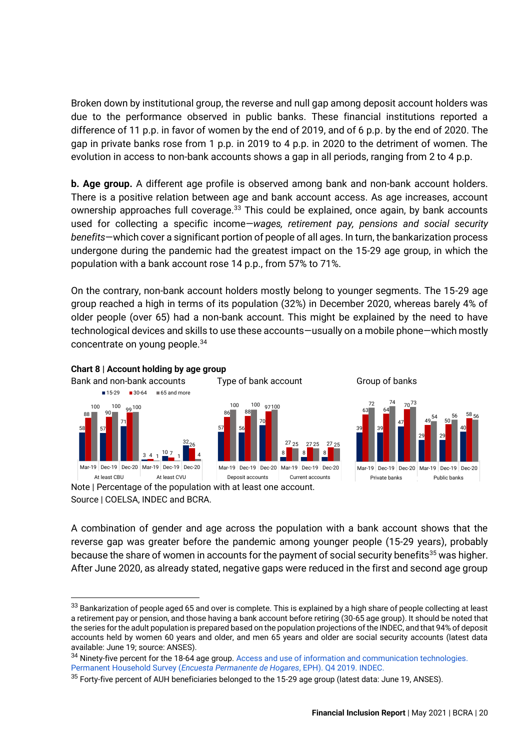Broken down by institutional group, the reverse and null gap among deposit account holders was due to the performance observed in public banks. These financial institutions reported a difference of 11 p.p. in favor of women by the end of 2019, and of 6 p.p. by the end of 2020. The gap in private banks rose from 1 p.p. in 2019 to 4 p.p. in 2020 to the detriment of women. The evolution in access to non-bank accounts shows a gap in all periods, ranging from 2 to 4 p.p.

**b. Age group.** A different age profile is observed among bank and non-bank account holders. There is a positive relation between age and bank account access. As age increases, account ownership approaches full coverage.[33] This could be explained, once again, by bank accounts used for collecting a specific income—*wages, retirement pay, pensions and social security benefits*—which cover a significant portion of people of all ages. In turn, the bankarization process undergone during the pandemic had the greatest impact on the 15-29 age group, in which the population with a bank account rose 14 p.p., from 57% to 71%.

On the contrary, non-bank account holders mostly belong to younger segments. The 15-29 age group reached a high in terms of its population (32%) in December 2020, whereas barely 4% of older people (over 65) had a non-bank account. This might be explained by the need to have technological devices and skills to use these accounts—usually on a mobile phone—which mostly concentrate on young people.[34]

**Chart 8 | Account holding by age group**

Bank and non-bank accounts

| | | 15-29 | 30-64 | 65 and more |
|---|---|---|---|---|
| At least CBU | Mar-19 | 58 | 88 | 100 |
| | Dec-19 | 57 | 90 | 100 |
| | Dec-20 | 71 | 99 | 100 |
| At least CVU | Mar-19 | 3 | 4 | 1 |
| | Dec-19 | 10 | 7 | 1 |
| | Dec-20 | 32 | 26 | 4 |

Type of bank account

| | | 15-29 | 30-64 | 65 and more |
|---|---|---|---|---|
| Deposit accounts | Mar-19 | 57 | 86 | 100 |
| | Dec-19 | 56 | 88 | 100 |
| | Dec-20 | 70 | 97 | 100 |
| Current accounts | Mar-19 | 8 | 27 | 25 |
| | Dec-19 | 8 | 27 | 25 |
| | Dec-20 | 8 | 27 | 25 |

Group of banks

| | | 15-29 | 30-64 | 65 and more |
|---|---|---|---|---|
| Private banks | Mar-19 | 39 | 63 | 72 |
| | Dec-19 | 39 | 64 | 74 |
| | Dec-20 | 47 | 70 | 73 |
| Public banks | Mar-19 | 29 | 49 | 54 |
| | Dec-19 | 29 | 50 | 56 |
| | Dec-20 | 40 | 58 | 56 |

Note | Percentage of the population with at least one account.
Source | COELSA, INDEC and BCRA.

A combination of gender and age across the population with a bank account shows that the reverse gap was greater before the pandemic among younger people (15-29 years), probably because the share of women in accounts for the payment of social security benefits[35] was higher. After June 2020, as already stated, negative gaps were reduced in the first and second age group

[33] Bankarization of people aged 65 and over is complete. This is explained by a high share of people collecting at least a retirement pay or pension, and those having a bank account before retiring (30-65 age group). It should be noted that the series for the adult population is prepared based on the population projections of the INDEC, and that 94% of deposit accounts held by women 60 years and older, and men 65 years and older are social security accounts (latest data available: June 19; source: ANSES).

[34] Ninety-five percent for the 18-64 age group. Access and use of information and communication technologies. Permanent Household Survey (*Encuesta Permanente de Hogares*, EPH). Q4 2019. INDEC.

[35] Forty-five percent of AUH beneficiaries belonged to the 15-29 age group (latest data: June 19, ANSES).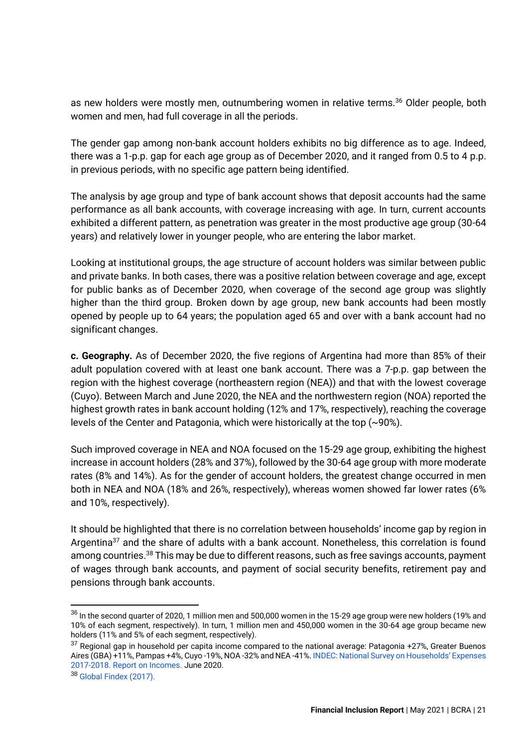as new holders were mostly men, outnumbering women in relative terms.[36] Older people, both women and men, had full coverage in all the periods.

The gender gap among non-bank account holders exhibits no big difference as to age. Indeed, there was a 1-p.p. gap for each age group as of December 2020, and it ranged from 0.5 to 4 p.p. in previous periods, with no specific age pattern being identified.

The analysis by age group and type of bank account shows that deposit accounts had the same performance as all bank accounts, with coverage increasing with age. In turn, current accounts exhibited a different pattern, as penetration was greater in the most productive age group (30-64 years) and relatively lower in younger people, who are entering the labor market.

Looking at institutional groups, the age structure of account holders was similar between public and private banks. In both cases, there was a positive relation between coverage and age, except for public banks as of December 2020, when coverage of the second age group was slightly higher than the third group. Broken down by age group, new bank accounts had been mostly opened by people up to 64 years; the population aged 65 and over with a bank account had no significant changes.

**c. Geography.** As of December 2020, the five regions of Argentina had more than 85% of their adult population covered with at least one bank account. There was a 7-p.p. gap between the region with the highest coverage (northeastern region (NEA)) and that with the lowest coverage (Cuyo). Between March and June 2020, the NEA and the northwestern region (NOA) reported the highest growth rates in bank account holding (12% and 17%, respectively), reaching the coverage levels of the Center and Patagonia, which were historically at the top (~90%).

Such improved coverage in NEA and NOA focused on the 15-29 age group, exhibiting the highest increase in account holders (28% and 37%), followed by the 30-64 age group with more moderate rates (8% and 14%). As for the gender of account holders, the greatest change occurred in men both in NEA and NOA (18% and 26%, respectively), whereas women showed far lower rates (6% and 10%, respectively).

It should be highlighted that there is no correlation between households' income gap by region in Argentina[37] and the share of adults with a bank account. Nonetheless, this correlation is found among countries.[38] This may be due to different reasons, such as free savings accounts, payment of wages through bank accounts, and payment of social security benefits, retirement pay and pensions through bank accounts.

---

[36] In the second quarter of 2020, 1 million men and 500,000 women in the 15-29 age group were new holders (19% and 10% of each segment, respectively). In turn, 1 million men and 450,000 women in the 30-64 age group became new holders (11% and 5% of each segment, respectively).

[37] Regional gap in household per capita income compared to the national average: Patagonia +27%, Greater Buenos Aires (GBA) +11%, Pampas +4%, Cuyo -19%, NOA -32% and NEA -41%. INDEC: National Survey on Households' Expenses 2017-2018. Report on Incomes. June 2020.

[38] Global Findex (2017).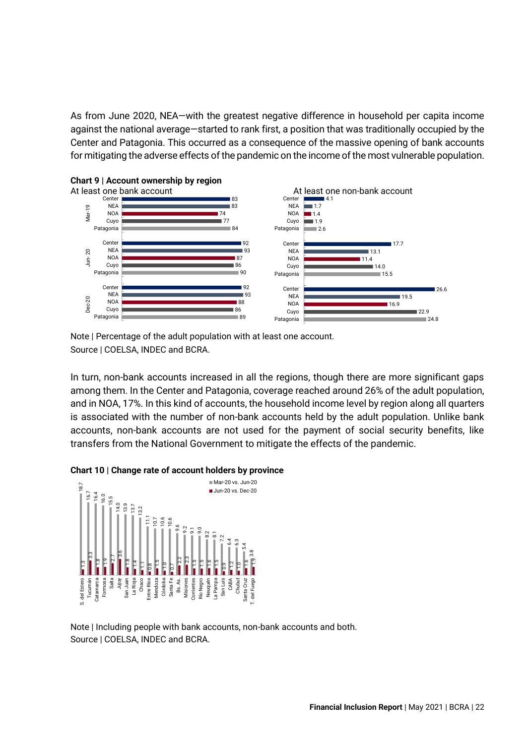As from June 2020, NEA—with the greatest negative difference in household per capita income against the national average—started to rank first, a position that was traditionally occupied by the Center and Patagonia. This occurred as a consequence of the massive opening of bank accounts for mitigating the adverse effects of the pandemic on the income of the most vulnerable population.

**Chart 9 | Account ownership by region**

| Period | Region | At least one bank account | At least one non-bank account |
|---|---|---|---|
| Mar-19 | Center | 83 | 4.1 |
| | NEA | 83 | 1.7 |
| | NOA | 74 | 1.4 |
| | Cuyo | 77 | 1.9 |
| | Patagonia | 84 | 2.6 |
| Jun-20 | Center | 92 | 17.7 |
| | NEA | 93 | 13.1 |
| | NOA | 87 | 11.4 |
| | Cuyo | 86 | 14.0 |
| | Patagonia | 90 | 15.5 |
| Dec-20 | Center | 92 | 26.6 |
| | NEA | 93 | 19.5 |
| | NOA | 88 | 16.9 |
| | Cuyo | 86 | 22.9 |
| | Patagonia | 89 | 24.8 |

Note | Percentage of the adult population with at least one account.
Source | COELSA, INDEC and BCRA.

In turn, non-bank accounts increased in all the regions, though there are more significant gaps among them. In the Center and Patagonia, coverage reached around 26% of the adult population, and in NOA, 17%. In this kind of accounts, the household income level by region along all quarters is associated with the number of non-bank accounts held by the adult population. Unlike bank accounts, non-bank accounts are not used for the payment of social security benefits, like transfers from the National Government to mitigate the effects of the pandemic.

**Chart 10 | Change rate of account holders by province**

| Province | Mar-20 vs. Jun-20 | Jun-20 vs. Dec-20 |
|---|---|---|
| S. del Estero | 18.7 | 1.3 |
| Tucumán | 16.7 | 3.3 |
| Catamarca | 16.4 | 1.8 |
| Formosa | 16.0 | 1.9 |
| Salta | 15.5 | 2.7 |
| Jujuy | 14.0 | 3.6 |
| San Juan | 13.9 | 1.8 |
| La Rioja | 13.7 | 1.4 |
| Chaco | 13.2 | 1.1 |
| Entre Ríos | 11.1 | 0.8 |
| Mendoza | 10.7 | 1.5 |
| Córdoba | 10.6 | 1.0 |
| Santa Fe | 10.6 | 0.7 |
| Bs. As. | 9.6 | 2.2 |
| Misiones | 9.2 | 2.3 |
| Corrientes | 9.1 | 1.5 |
| Río Negro | 9.0 | 1.5 |
| Neuquén | 8.2 | 1.6 |
| La Pampa | 8.1 | 1.5 |
| San Luis | 7.2 | 0.9 |
| CABA | 6.4 | 1.2 |
| Chubut | 6.3 | 1.0 |
| Santa Cruz | 5.4 | 1.6 |
| T. del Fuego | 3.8 | 1.9 |

Note | Including people with bank accounts, non-bank accounts and both.
Source | COELSA, INDEC and BCRA.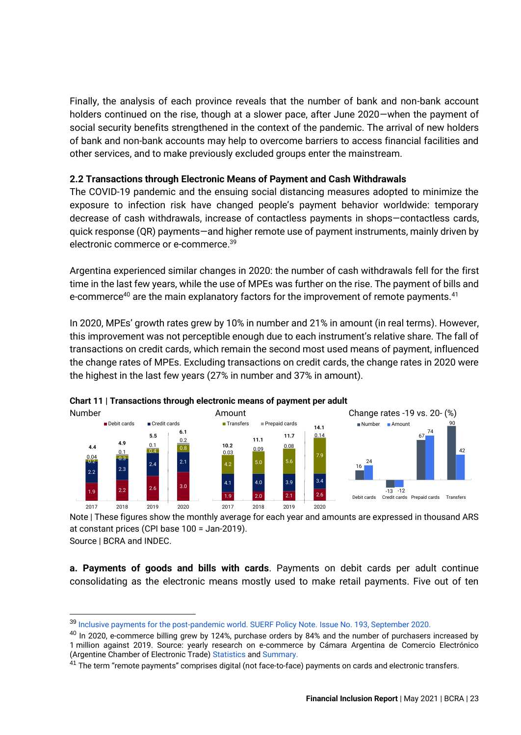Finally, the analysis of each province reveals that the number of bank and non-bank account holders continued on the rise, though at a slower pace, after June 2020—when the payment of social security benefits strengthened in the context of the pandemic. The arrival of new holders of bank and non-bank accounts may help to overcome barriers to access financial facilities and other services, and to make previously excluded groups enter the mainstream.

### 2.2 Transactions through Electronic Means of Payment and Cash Withdrawals

The COVID-19 pandemic and the ensuing social distancing measures adopted to minimize the exposure to infection risk have changed people's payment behavior worldwide: temporary decrease of cash withdrawals, increase of contactless payments in shops—contactless cards, quick response (QR) payments—and higher remote use of payment instruments, mainly driven by electronic commerce or e-commerce.[39]

Argentina experienced similar changes in 2020: the number of cash withdrawals fell for the first time in the last few years, while the use of MPEs was further on the rise. The payment of bills and e-commerce[40] are the main explanatory factors for the improvement of remote payments.[41]

In 2020, MPEs' growth rates grew by 10% in number and 21% in amount (in real terms). However, this improvement was not perceptible enough due to each instrument's relative share. The fall of transactions on credit cards, which remain the second most used means of payment, influenced the change rates of MPEs. Excluding transactions on credit cards, the change rates in 2020 were the highest in the last few years (27% in number and 37% in amount).

**Chart 11 | Transactions through electronic means of payment per adult**

Number

| Year | Debit cards | Credit cards | Transfers | Prepaid cards | Total |
|---|---|---|---|---|---|
| 2017 | 1.9 | 2.2 | 0.2 | 0.04 | 4.4 |
| 2018 | 2.2 | 2.3 | 0.3 | 0.1 | 4.9 |
| 2019 | 2.6 | 2.4 | 0.4 | 0.1 | 5.5 |
| 2020 | 3.0 | 2.1 | 0.8 | 0.2 | 6.1 |

Amount

| Year | Debit cards | Credit cards | Transfers | Prepaid cards | Total |
|---|---|---|---|---|---|
| 2017 | 1.9 | 4.1 | 4.2 | 0.03 | 10.2 |
| 2018 | 2.0 | 4.0 | 5.0 | 0.09 | 11.1 |
| 2019 | 2.1 | 3.9 | 5.6 | 0.08 | 11.7 |
| 2020 | 2.6 | 3.4 | 7.9 | 0.14 | 14.1 |

Change rates -19 vs. 20- (%)

| | Number | Amount |
|---|---|---|
| Debit cards | 16 | 24 |
| Credit cards | -13 | -12 |
| Prepaid cards | 67 | 74 |
| Transfers | 90 | 42 |

Note | These figures show the monthly average for each year and amounts are expressed in thousand ARS at constant prices (CPI base 100 = Jan-2019).
Source | BCRA and INDEC.

**a. Payments of goods and bills with cards**. Payments on debit cards per adult continue consolidating as the electronic means mostly used to make retail payments. Five out of ten

---

[39] Inclusive payments for the post-pandemic world. SUERF Policy Note. Issue No. 193, September 2020.

[40] In 2020, e-commerce billing grew by 124%, purchase orders by 84% and the number of purchasers increased by 1 million against 2019. Source: yearly research on e-commerce by Cámara Argentina de Comercio Electrónico (Argentine Chamber of Electronic Trade) Statistics and Summary.

[41] The term "remote payments" comprises digital (not face-to-face) payments on cards and electronic transfers.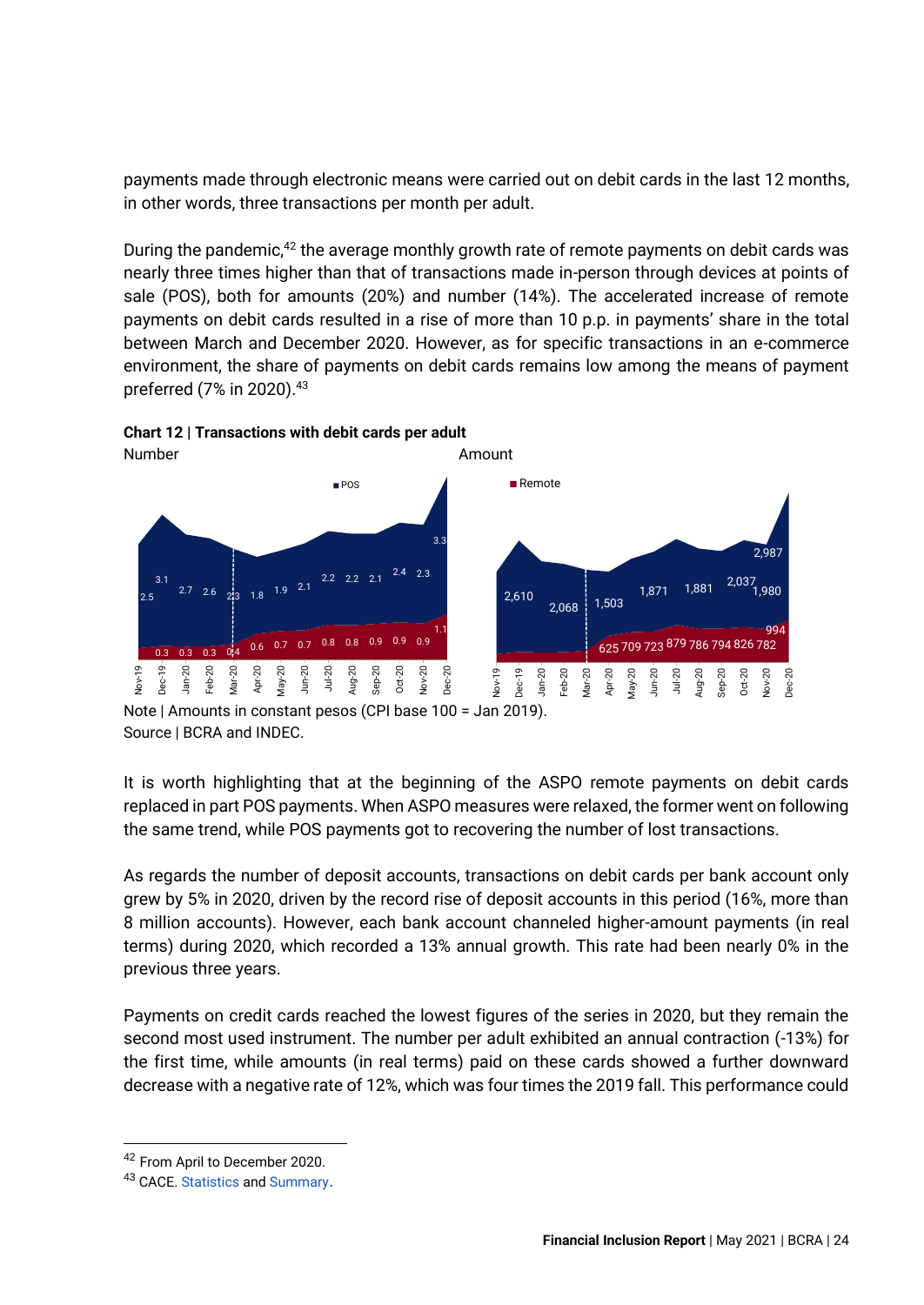payments made through electronic means were carried out on debit cards in the last 12 months, in other words, three transactions per month per adult.

During the pandemic,[42] the average monthly growth rate of remote payments on debit cards was nearly three times higher than that of transactions made in-person through devices at points of sale (POS), both for amounts (20%) and number (14%). The accelerated increase of remote payments on debit cards resulted in a rise of more than 10 p.p. in payments' share in the total between March and December 2020. However, as for specific transactions in an e-commerce environment, the share of payments on debit cards remains low among the means of payment preferred (7% in 2020).[43]

**Chart 12 | Transactions with debit cards per adult**

Number | Amount

| Month | Number – POS | Number – Remote | Amount – POS | Amount – Remote |
|---|---|---|---|---|
| Nov-19 | 2.5 | | | |
| Dec-19 | 3.1 | 0.3 | 2,610 | |
| Jan-20 | 2.7 | 0.3 | | |
| Feb-20 | 2.6 | 0.3 | 2,068 | |
| Mar-20 | 2.3 | 0.4 | | |
| Apr-20 | 1.8 | 0.6 | 1,503 | 625 |
| May-20 | 1.9 | 0.7 | | 709 |
| Jun-20 | 2.1 | 0.7 | 1,871 | 723 |
| Jul-20 | 2.2 | 0.8 | | 879 |
| Aug-20 | 2.2 | 0.8 | 1,881 | 786 |
| Sep-20 | 2.1 | 0.9 | | 794 |
| Oct-20 | 2.4 | 0.9 | 2,037 | 826 |
| Nov-20 | 2.3 | 0.9 | 1,980 | 782 |
| Dec-20 | 3.3 | 1.1 | 2,987 | 994 |

Note | Amounts in constant pesos (CPI base 100 = Jan 2019).
Source | BCRA and INDEC.

It is worth highlighting that at the beginning of the ASPO remote payments on debit cards replaced in part POS payments. When ASPO measures were relaxed, the former went on following the same trend, while POS payments got to recovering the number of lost transactions.

As regards the number of deposit accounts, transactions on debit cards per bank account only grew by 5% in 2020, driven by the record rise of deposit accounts in this period (16%, more than 8 million accounts). However, each bank account channeled higher-amount payments (in real terms) during 2020, which recorded a 13% annual growth. This rate had been nearly 0% in the previous three years.

Payments on credit cards reached the lowest figures of the series in 2020, but they remain the second most used instrument. The number per adult exhibited an annual contraction (-13%) for the first time, while amounts (in real terms) paid on these cards showed a further downward decrease with a negative rate of 12%, which was four times the 2019 fall. This performance could

[42] From April to December 2020.

[43] CACE. Statistics and Summary.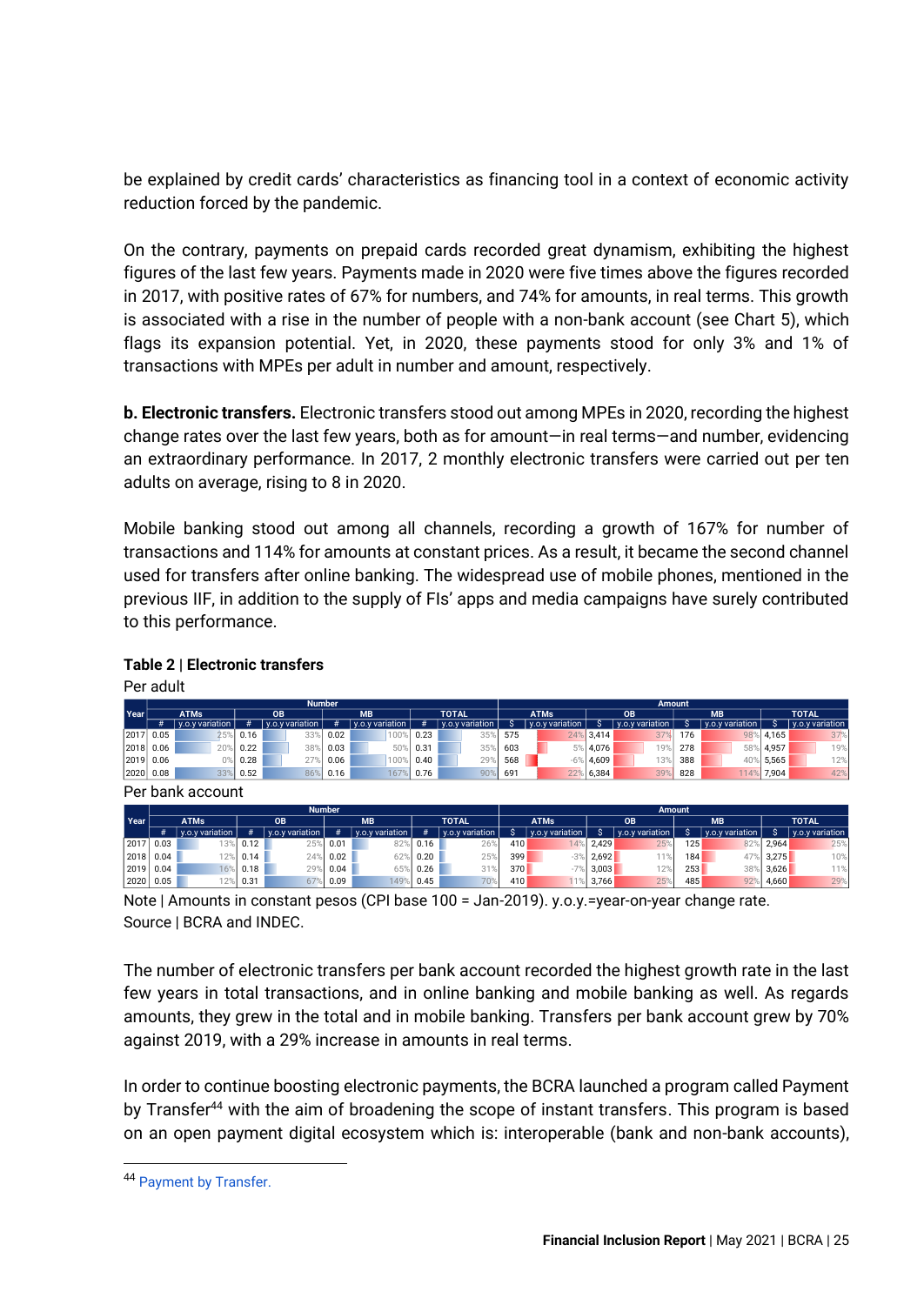be explained by credit cards' characteristics as financing tool in a context of economic activity reduction forced by the pandemic.

On the contrary, payments on prepaid cards recorded great dynamism, exhibiting the highest figures of the last few years. Payments made in 2020 were five times above the figures recorded in 2017, with positive rates of 67% for numbers, and 74% for amounts, in real terms. This growth is associated with a rise in the number of people with a non-bank account (see Chart 5), which flags its expansion potential. Yet, in 2020, these payments stood for only 3% and 1% of transactions with MPEs per adult in number and amount, respectively.

**b. Electronic transfers.** Electronic transfers stood out among MPEs in 2020, recording the highest change rates over the last few years, both as for amount—in real terms—and number, evidencing an extraordinary performance. In 2017, 2 monthly electronic transfers were carried out per ten adults on average, rising to 8 in 2020.

Mobile banking stood out among all channels, recording a growth of 167% for number of transactions and 114% for amounts at constant prices. As a result, it became the second channel used for transfers after online banking. The widespread use of mobile phones, mentioned in the previous IIF, in addition to the supply of FIs' apps and media campaigns have surely contributed to this performance.

**Table 2 | Electronic transfers**

Per adult

| Year | Number | | | | | | | | Amount | | | | | | | |
|---|---|---|---|---|---|---|---|---|---|---|---|---|---|---|---|---|
| | ATMs | | OB | | MB | | TOTAL | | ATMs | | OB | | MB | | TOTAL | |
| | # | y.o.y variation | # | y.o.y variation | # | y.o.y variation | # | y.o.y variation | $ | y.o.y variation | $ | y.o.y variation | $ | y.o.y variation | $ | y.o.y variation |
| 2017 | 0.05 | 25% | 0.16 | 33% | 0.02 | 100% | 0.23 | 35% | 575 | 24% | 3,414 | 37% | 176 | 98% | 4,165 | 37% |
| 2018 | 0.06 | 20% | 0.22 | 38% | 0.03 | 50% | 0.31 | 35% | 603 | 5% | 4,076 | 19% | 278 | 58% | 4,957 | 19% |
| 2019 | 0.06 | 0% | 0.28 | 27% | 0.06 | 100% | 0.40 | 29% | 568 | -6% | 4,609 | 13% | 388 | 40% | 5,565 | 12% |
| 2020 | 0.08 | 33% | 0.52 | 86% | 0.16 | 167% | 0.76 | 90% | 691 | 22% | 6,384 | 39% | 828 | 114% | 7,904 | 42% |

Per bank account

| Year | Number | | | | | | | | Amount | | | | | | | |
|---|---|---|---|---|---|---|---|---|---|---|---|---|---|---|---|---|
| | ATMs | | OB | | MB | | TOTAL | | ATMs | | OB | | MB | | TOTAL | |
| | # | y.o.y variation | # | y.o.y variation | # | y.o.y variation | # | y.o.y variation | $ | y.o.y variation | $ | y.o.y variation | $ | y.o.y variation | $ | y.o.y variation |
| 2017 | 0.03 | 13% | 0.12 | 25% | 0.01 | 82% | 0.16 | 26% | 410 | 14% | 2,429 | 25% | 125 | 82% | 2,964 | 25% |
| 2018 | 0.04 | 12% | 0.14 | 24% | 0.02 | 62% | 0.20 | 25% | 399 | -3% | 2,692 | 11% | 184 | 47% | 3,275 | 10% |
| 2019 | 0.04 | 16% | 0.18 | 29% | 0.04 | 65% | 0.26 | 31% | 370 | -7% | 3,003 | 12% | 253 | 38% | 3,626 | 11% |
| 2020 | 0.05 | 12% | 0.31 | 67% | 0.09 | 149% | 0.45 | 70% | 410 | 11% | 3,766 | 25% | 485 | 92% | 4,660 | 29% |

Note | Amounts in constant pesos (CPI base 100 = Jan-2019). y.o.y.=year-on-year change rate.
Source | BCRA and INDEC.

The number of electronic transfers per bank account recorded the highest growth rate in the last few years in total transactions, and in online banking and mobile banking as well. As regards amounts, they grew in the total and in mobile banking. Transfers per bank account grew by 70% against 2019, with a 29% increase in amounts in real terms.

In order to continue boosting electronic payments, the BCRA launched a program called Payment by Transfer[44] with the aim of broadening the scope of instant transfers. This program is based on an open payment digital ecosystem which is: interoperable (bank and non-bank accounts),

[44] Payment by Transfer.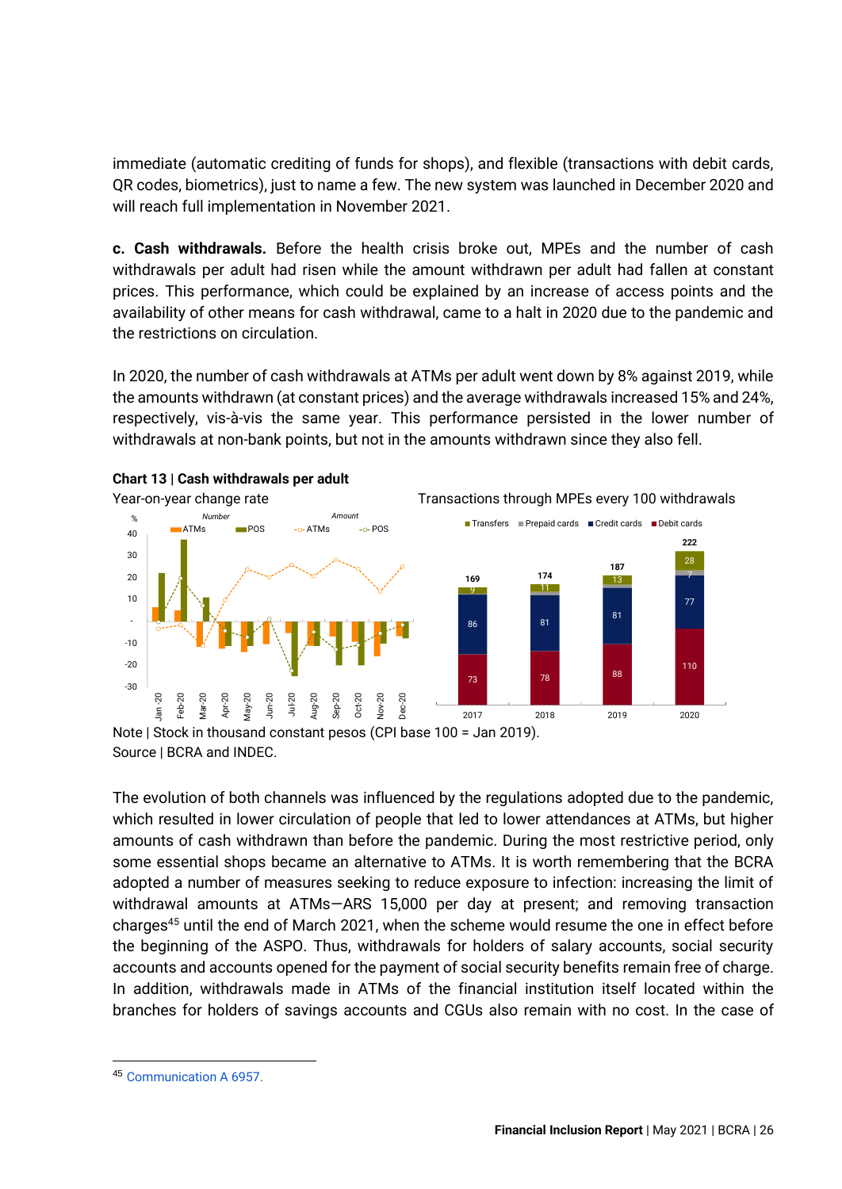immediate (automatic crediting of funds for shops), and flexible (transactions with debit cards, QR codes, biometrics), just to name a few. The new system was launched in December 2020 and will reach full implementation in November 2021.

**c. Cash withdrawals.** Before the health crisis broke out, MPEs and the number of cash withdrawals per adult had risen while the amount withdrawn per adult had fallen at constant prices. This performance, which could be explained by an increase of access points and the availability of other means for cash withdrawal, came to a halt in 2020 due to the pandemic and the restrictions on circulation.

In 2020, the number of cash withdrawals at ATMs per adult went down by 8% against 2019, while the amounts withdrawn (at constant prices) and the average withdrawals increased 15% and 24%, respectively, vis-à-vis the same year. This performance persisted in the lower number of withdrawals at non-bank points, but not in the amounts withdrawn since they also fell.

**Chart 13 | Cash withdrawals per adult**

Year-on-year change rate

Transactions through MPEs every 100 withdrawals

| | 2017 | 2018 | 2019 | 2020 |
|---|---|---|---|---|
| Debit cards | 73 | 78 | 88 | 110 |
| Credit cards | 86 | 81 | 81 | 77 |
| Prepaid cards | | | | 7 |
| Transfers | 9 | 11 | 13 | 28 |
| Total | 169 | 174 | 187 | 222 |

Note | Stock in thousand constant pesos (CPI base 100 = Jan 2019).
Source | BCRA and INDEC.

The evolution of both channels was influenced by the regulations adopted due to the pandemic, which resulted in lower circulation of people that led to lower attendances at ATMs, but higher amounts of cash withdrawn than before the pandemic. During the most restrictive period, only some essential shops became an alternative to ATMs. It is worth remembering that the BCRA adopted a number of measures seeking to reduce exposure to infection: increasing the limit of withdrawal amounts at ATMs—ARS 15,000 per day at present; and removing transaction charges[45] until the end of March 2021, when the scheme would resume the one in effect before the beginning of the ASPO. Thus, withdrawals for holders of salary accounts, social security accounts and accounts opened for the payment of social security benefits remain free of charge. In addition, withdrawals made in ATMs of the financial institution itself located within the branches for holders of savings accounts and CGUs also remain with no cost. In the case of

[45] Communication A 6957.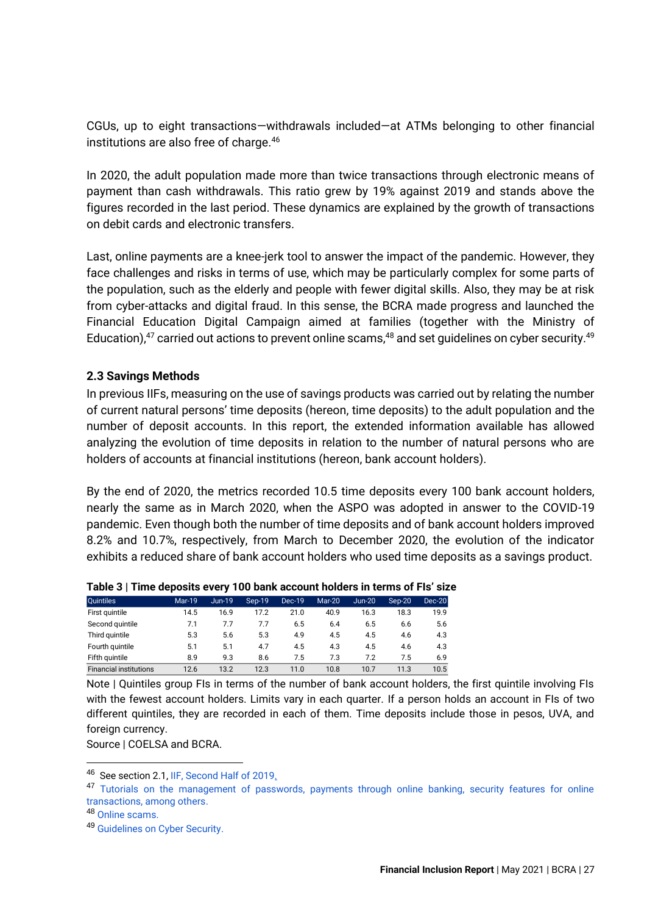CGUs, up to eight transactions—withdrawals included—at ATMs belonging to other financial institutions are also free of charge.[46]

In 2020, the adult population made more than twice transactions through electronic means of payment than cash withdrawals. This ratio grew by 19% against 2019 and stands above the figures recorded in the last period. These dynamics are explained by the growth of transactions on debit cards and electronic transfers.

Last, online payments are a knee-jerk tool to answer the impact of the pandemic. However, they face challenges and risks in terms of use, which may be particularly complex for some parts of the population, such as the elderly and people with fewer digital skills. Also, they may be at risk from cyber-attacks and digital fraud. In this sense, the BCRA made progress and launched the Financial Education Digital Campaign aimed at families (together with the Ministry of Education),[47] carried out actions to prevent online scams,[48] and set guidelines on cyber security.[49]

### 2.3 Savings Methods

In previous IIFs, measuring on the use of savings products was carried out by relating the number of current natural persons' time deposits (hereon, time deposits) to the adult population and the number of deposit accounts. In this report, the extended information available has allowed analyzing the evolution of time deposits in relation to the number of natural persons who are holders of accounts at financial institutions (hereon, bank account holders).

By the end of 2020, the metrics recorded 10.5 time deposits every 100 bank account holders, nearly the same as in March 2020, when the ASPO was adopted in answer to the COVID-19 pandemic. Even though both the number of time deposits and of bank account holders improved 8.2% and 10.7%, respectively, from March to December 2020, the evolution of the indicator exhibits a reduced share of bank account holders who used time deposits as a savings product.

**Table 3 | Time deposits every 100 bank account holders in terms of FIs' size**

| Quintiles | Mar-19 | Jun-19 | Sep-19 | Dec-19 | Mar-20 | Jun-20 | Sep-20 | Dec-20 |
|---|---|---|---|---|---|---|---|---|
| First quintile | 14.5 | 16.9 | 17.2 | 21.0 | 40.9 | 16.3 | 18.3 | 19.9 |
| Second quintile | 7.1 | 7.7 | 7.7 | 6.5 | 6.4 | 6.5 | 6.6 | 5.6 |
| Third quintile | 5.3 | 5.6 | 5.3 | 4.9 | 4.5 | 4.5 | 4.6 | 4.3 |
| Fourth quintile | 5.1 | 5.1 | 4.7 | 4.5 | 4.3 | 4.5 | 4.6 | 4.3 |
| Fifth quintile | 8.9 | 9.3 | 8.6 | 7.5 | 7.3 | 7.2 | 7.5 | 6.9 |
| Financial institutions | 12.6 | 13.2 | 12.3 | 11.0 | 10.8 | 10.7 | 11.3 | 10.5 |

Note | Quintiles group FIs in terms of the number of bank account holders, the first quintile involving FIs with the fewest account holders. Limits vary in each quarter. If a person holds an account in FIs of two different quintiles, they are recorded in each of them. Time deposits include those in pesos, UVA, and foreign currency.

Source | COELSA and BCRA.

---

[46] See section 2.1, IIF, Second Half of 2019.

[47] Tutorials on the management of passwords, payments through online banking, security features for online transactions, among others.

[48] Online scams.

[49] Guidelines on Cyber Security.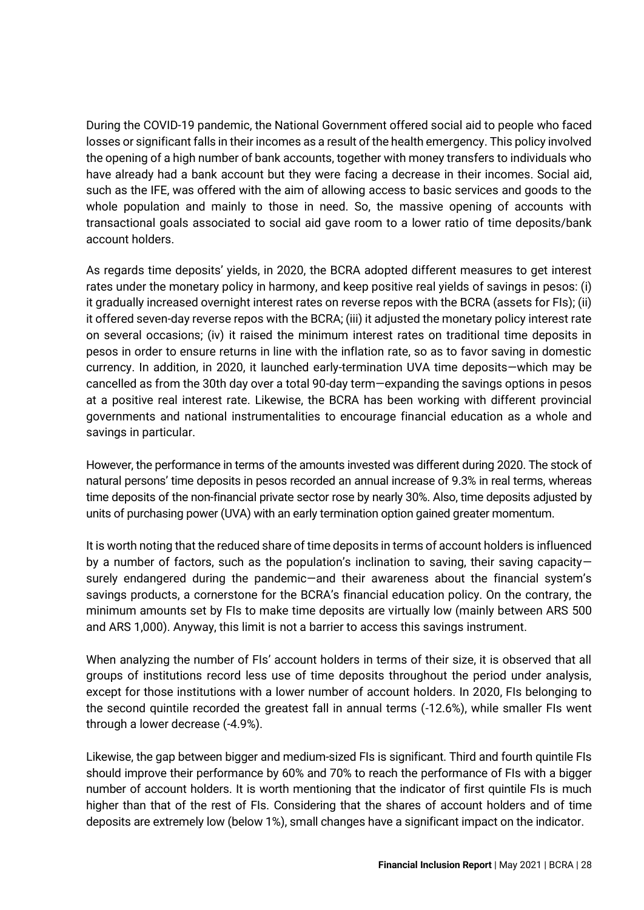During the COVID-19 pandemic, the National Government offered social aid to people who faced losses or significant falls in their incomes as a result of the health emergency. This policy involved the opening of a high number of bank accounts, together with money transfers to individuals who have already had a bank account but they were facing a decrease in their incomes. Social aid, such as the IFE, was offered with the aim of allowing access to basic services and goods to the whole population and mainly to those in need. So, the massive opening of accounts with transactional goals associated to social aid gave room to a lower ratio of time deposits/bank account holders.

As regards time deposits' yields, in 2020, the BCRA adopted different measures to get interest rates under the monetary policy in harmony, and keep positive real yields of savings in pesos: (i) it gradually increased overnight interest rates on reverse repos with the BCRA (assets for FIs); (ii) it offered seven-day reverse repos with the BCRA; (iii) it adjusted the monetary policy interest rate on several occasions; (iv) it raised the minimum interest rates on traditional time deposits in pesos in order to ensure returns in line with the inflation rate, so as to favor saving in domestic currency. In addition, in 2020, it launched early-termination UVA time deposits—which may be cancelled as from the 30th day over a total 90-day term—expanding the savings options in pesos at a positive real interest rate. Likewise, the BCRA has been working with different provincial governments and national instrumentalities to encourage financial education as a whole and savings in particular.

However, the performance in terms of the amounts invested was different during 2020. The stock of natural persons' time deposits in pesos recorded an annual increase of 9.3% in real terms, whereas time deposits of the non-financial private sector rose by nearly 30%. Also, time deposits adjusted by units of purchasing power (UVA) with an early termination option gained greater momentum.

It is worth noting that the reduced share of time deposits in terms of account holders is influenced by a number of factors, such as the population's inclination to saving, their saving capacity—surely endangered during the pandemic—and their awareness about the financial system's savings products, a cornerstone for the BCRA's financial education policy. On the contrary, the minimum amounts set by FIs to make time deposits are virtually low (mainly between ARS 500 and ARS 1,000). Anyway, this limit is not a barrier to access this savings instrument.

When analyzing the number of FIs' account holders in terms of their size, it is observed that all groups of institutions record less use of time deposits throughout the period under analysis, except for those institutions with a lower number of account holders. In 2020, FIs belonging to the second quintile recorded the greatest fall in annual terms (-12.6%), while smaller FIs went through a lower decrease (-4.9%).

Likewise, the gap between bigger and medium-sized FIs is significant. Third and fourth quintile FIs should improve their performance by 60% and 70% to reach the performance of FIs with a bigger number of account holders. It is worth mentioning that the indicator of first quintile FIs is much higher than that of the rest of FIs. Considering that the shares of account holders and of time deposits are extremely low (below 1%), small changes have a significant impact on the indicator.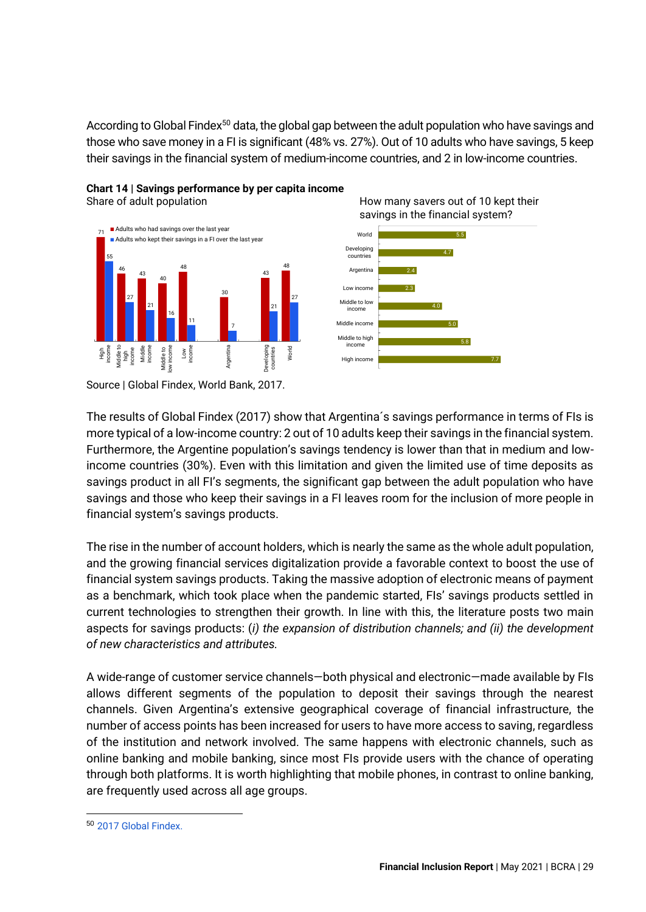According to Global Findex[50] data, the global gap between the adult population who have savings and those who save money in a FI is significant (48% vs. 27%). Out of 10 adults who have savings, 5 keep their savings in the financial system of medium-income countries, and 2 in low-income countries.

**Chart 14 | Savings performance by per capita income**

Share of adult population

| | Adults who had savings over the last year | Adults who kept their savings in a FI over the last year |
|---|---|---|
| High income | 71 | 55 |
| Middle to high income | 46 | 27 |
| Middle income | 43 | 21 |
| Middle to low income | 40 | 16 |
| Low income | 48 | 11 |
| Argentina | 30 | 7 |
| Developing countries | 43 | 21 |
| World | 48 | 27 |

How many savers out of 10 kept their savings in the financial system?

| | |
|---|---|
| World | 5.5 |
| Developing countries | 4.7 |
| Argentina | 2.4 |
| Low income | 2.3 |
| Middle to low income | 4.0 |
| Middle income | 5.0 |
| Middle to high income | 5.8 |
| High income | 7.7 |

Source | Global Findex, World Bank, 2017.

The results of Global Findex (2017) show that Argentina´s savings performance in terms of FIs is more typical of a low-income country: 2 out of 10 adults keep their savings in the financial system. Furthermore, the Argentine population's savings tendency is lower than that in medium and low-income countries (30%). Even with this limitation and given the limited use of time deposits as savings product in all FI's segments, the significant gap between the adult population who have savings and those who keep their savings in a FI leaves room for the inclusion of more people in financial system's savings products.

The rise in the number of account holders, which is nearly the same as the whole adult population, and the growing financial services digitalization provide a favorable context to boost the use of financial system savings products. Taking the massive adoption of electronic means of payment as a benchmark, which took place when the pandemic started, FIs' savings products settled in current technologies to strengthen their growth. In line with this, the literature posts two main aspects for savings products: (*i) the expansion of distribution channels; and (ii) the development of new characteristics and attributes.*

A wide-range of customer service channels—both physical and electronic—made available by FIs allows different segments of the population to deposit their savings through the nearest channels. Given Argentina's extensive geographical coverage of financial infrastructure, the number of access points has been increased for users to have more access to saving, regardless of the institution and network involved. The same happens with electronic channels, such as online banking and mobile banking, since most FIs provide users with the chance of operating through both platforms. It is worth highlighting that mobile phones, in contrast to online banking, are frequently used across all age groups.

---

[50] 2017 Global Findex.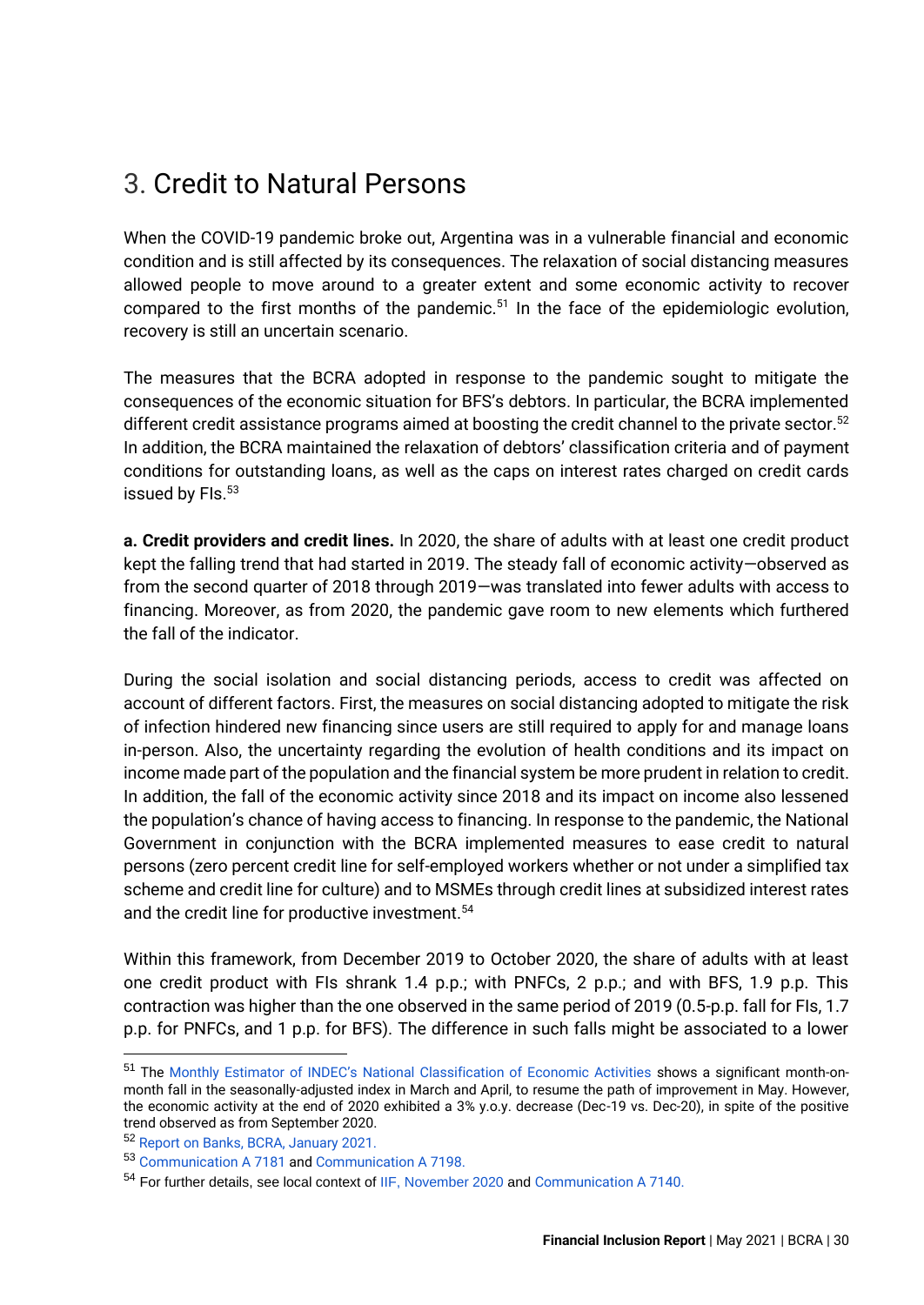# 3. Credit to Natural Persons

When the COVID-19 pandemic broke out, Argentina was in a vulnerable financial and economic condition and is still affected by its consequences. The relaxation of social distancing measures allowed people to move around to a greater extent and some economic activity to recover compared to the first months of the pandemic.[51] In the face of the epidemiologic evolution, recovery is still an uncertain scenario.

The measures that the BCRA adopted in response to the pandemic sought to mitigate the consequences of the economic situation for BFS's debtors. In particular, the BCRA implemented different credit assistance programs aimed at boosting the credit channel to the private sector.[52] In addition, the BCRA maintained the relaxation of debtors' classification criteria and of payment conditions for outstanding loans, as well as the caps on interest rates charged on credit cards issued by FIs.[53]

**a. Credit providers and credit lines.** In 2020, the share of adults with at least one credit product kept the falling trend that had started in 2019. The steady fall of economic activity—observed as from the second quarter of 2018 through 2019—was translated into fewer adults with access to financing. Moreover, as from 2020, the pandemic gave room to new elements which furthered the fall of the indicator.

During the social isolation and social distancing periods, access to credit was affected on account of different factors. First, the measures on social distancing adopted to mitigate the risk of infection hindered new financing since users are still required to apply for and manage loans in-person. Also, the uncertainty regarding the evolution of health conditions and its impact on income made part of the population and the financial system be more prudent in relation to credit. In addition, the fall of the economic activity since 2018 and its impact on income also lessened the population's chance of having access to financing. In response to the pandemic, the National Government in conjunction with the BCRA implemented measures to ease credit to natural persons (zero percent credit line for self-employed workers whether or not under a simplified tax scheme and credit line for culture) and to MSMEs through credit lines at subsidized interest rates and the credit line for productive investment.[54]

Within this framework, from December 2019 to October 2020, the share of adults with at least one credit product with FIs shrank 1.4 p.p.; with PNFCs, 2 p.p.; and with BFS, 1.9 p.p. This contraction was higher than the one observed in the same period of 2019 (0.5-p.p. fall for FIs, 1.7 p.p. for PNFCs, and 1 p.p. for BFS). The difference in such falls might be associated to a lower

---

[51] The Monthly Estimator of INDEC's National Classification of Economic Activities shows a significant month-on-month fall in the seasonally-adjusted index in March and April, to resume the path of improvement in May. However, the economic activity at the end of 2020 exhibited a 3% y.o.y. decrease (Dec-19 vs. Dec-20), in spite of the positive trend observed as from September 2020.

[52] Report on Banks, BCRA, January 2021.

[53] Communication A 7181 and Communication A 7198.

[54] For further details, see local context of IIF, November 2020 and Communication A 7140.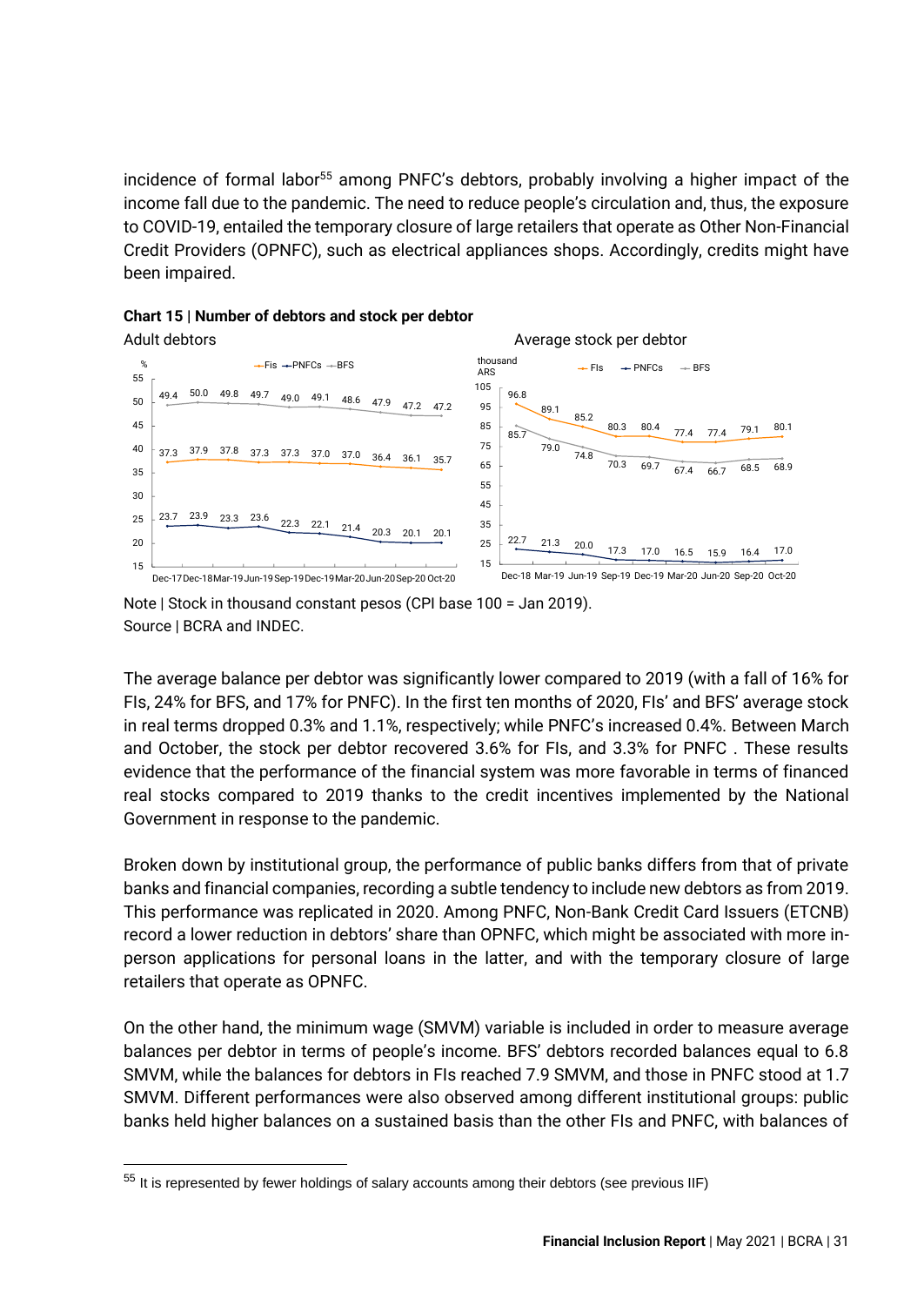incidence of formal labor[55] among PNFC's debtors, probably involving a higher impact of the income fall due to the pandemic. The need to reduce people's circulation and, thus, the exposure to COVID-19, entailed the temporary closure of large retailers that operate as Other Non-Financial Credit Providers (OPNFC), such as electrical appliances shops. Accordingly, credits might have been impaired.

**Chart 15 | Number of debtors and stock per debtor**

Adult debtors

| % | Dec-17 | Dec-18 | Mar-19 | Jun-19 | Sep-19 | Dec-19 | Mar-20 | Jun-20 | Sep-20 | Oct-20 |
|---|---|---|---|---|---|---|---|---|---|---|
| FIs | 37.3 | 37.9 | 37.8 | 37.3 | 37.3 | 37.0 | 37.0 | 36.4 | 36.1 | 35.7 |
| PNFCs | 23.7 | 23.9 | 23.3 | 23.6 | 22.3 | 22.1 | 21.4 | 20.3 | 20.1 | 20.1 |
| BFS | 49.4 | 50.0 | 49.8 | 49.7 | 49.0 | 49.1 | 48.6 | 47.9 | 47.2 | 47.2 |

Average stock per debtor

| thousand ARS | Dec-18 | Mar-19 | Jun-19 | Sep-19 | Dec-19 | Mar-20 | Jun-20 | Sep-20 | Oct-20 |
|---|---|---|---|---|---|---|---|---|---|
| FIs | 96.8 | 89.1 | 85.2 | 80.3 | 80.4 | 77.4 | 77.4 | 79.1 | 80.1 |
| PNFCs | 22.7 | 21.3 | 20.0 | 17.3 | 17.0 | 16.5 | 15.9 | 16.4 | 17.0 |
| BFS | 85.7 | 79.0 | 74.8 | 70.3 | 69.7 | 67.4 | 66.7 | 68.5 | 68.9 |

Note | Stock in thousand constant pesos (CPI base 100 = Jan 2019).
Source | BCRA and INDEC.

The average balance per debtor was significantly lower compared to 2019 (with a fall of 16% for FIs, 24% for BFS, and 17% for PNFC). In the first ten months of 2020, FIs' and BFS' average stock in real terms dropped 0.3% and 1.1%, respectively; while PNFC's increased 0.4%. Between March and October, the stock per debtor recovered 3.6% for FIs, and 3.3% for PNFC . These results evidence that the performance of the financial system was more favorable in terms of financed real stocks compared to 2019 thanks to the credit incentives implemented by the National Government in response to the pandemic.

Broken down by institutional group, the performance of public banks differs from that of private banks and financial companies, recording a subtle tendency to include new debtors as from 2019. This performance was replicated in 2020. Among PNFC, Non-Bank Credit Card Issuers (ETCNB) record a lower reduction in debtors' share than OPNFC, which might be associated with more in-person applications for personal loans in the latter, and with the temporary closure of large retailers that operate as OPNFC.

On the other hand, the minimum wage (SMVM) variable is included in order to measure average balances per debtor in terms of people's income. BFS' debtors recorded balances equal to 6.8 SMVM, while the balances for debtors in FIs reached 7.9 SMVM, and those in PNFC stood at 1.7 SMVM. Different performances were also observed among different institutional groups: public banks held higher balances on a sustained basis than the other FIs and PNFC, with balances of

[55] It is represented by fewer holdings of salary accounts among their debtors (see previous IIF)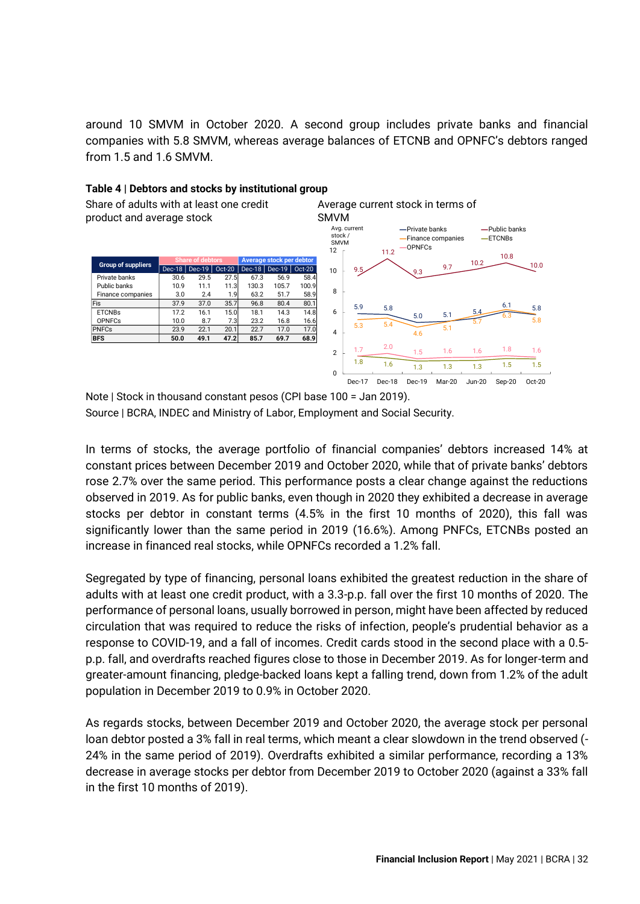around 10 SMVM in October 2020. A second group includes private banks and financial companies with 5.8 SMVM, whereas average balances of ETCNB and OPNFC's debtors ranged from 1.5 and 1.6 SMVM.

**Table 4 | Debtors and stocks by institutional group**

Share of adults with at least one credit product and average stock

| Group of suppliers | Share of debtors | | | Average stock per debtor | | |
|---|---|---|---|---|---|---|
| | Dec-18 | Dec-19 | Oct-20 | Dec-18 | Dec-19 | Oct-20 |
| Private banks | 30.6 | 29.5 | 27.5 | 67.3 | 56.9 | 58.4 |
| Public banks | 10.9 | 11.1 | 11.3 | 130.3 | 105.7 | 100.9 |
| Finance companies | 3.0 | 2.4 | 1.9 | 63.2 | 51.7 | 58.9 |
| FIs | 37.9 | 37.0 | 35.7 | 96.8 | 80.4 | 80.1 |
| ETCNBs | 17.2 | 16.1 | 15.0 | 18.1 | 14.3 | 14.8 |
| OPNFCs | 10.0 | 8.7 | 7.3 | 23.2 | 16.8 | 16.6 |
| PNFCs | 23.9 | 22.1 | 20.1 | 22.7 | 17.0 | 17.0 |
| **BFS** | **50.0** | **49.1** | **47.2** | **85.7** | **69.7** | **68.9** |

Average current stock in terms of SMVM

| Avg. current stock / SMVM | Dec-17 | Dec-18 | Dec-19 | Mar-20 | Jun-20 | Sep-20 | Oct-20 |
|---|---|---|---|---|---|---|---|
| Public banks | 9.5 | 11.2 | 9.3 | 9.7 | 10.2 | 10.8 | 10.0 |
| Private banks | 5.9 | 5.8 | 5.0 | 5.1 | 5.4 | 6.1 | 5.8 |
| Finance companies | 5.3 | 5.4 | 4.6 | 5.1 | 5.7 | 6.3 | 5.8 |
| OPNFCs | 1.7 | 2.0 | 1.5 | 1.6 | 1.6 | 1.8 | 1.6 |
| ETCNBs | 1.8 | 1.6 | 1.3 | 1.3 | 1.3 | 1.5 | 1.5 |

Note | Stock in thousand constant pesos (CPI base 100 = Jan 2019).
Source | BCRA, INDEC and Ministry of Labor, Employment and Social Security.

In terms of stocks, the average portfolio of financial companies' debtors increased 14% at constant prices between December 2019 and October 2020, while that of private banks' debtors rose 2.7% over the same period. This performance posts a clear change against the reductions observed in 2019. As for public banks, even though in 2020 they exhibited a decrease in average stocks per debtor in constant terms (4.5% in the first 10 months of 2020), this fall was significantly lower than the same period in 2019 (16.6%). Among PNFCs, ETCNBs posted an increase in financed real stocks, while OPNFCs recorded a 1.2% fall.

Segregated by type of financing, personal loans exhibited the greatest reduction in the share of adults with at least one credit product, with a 3.3-p.p. fall over the first 10 months of 2020. The performance of personal loans, usually borrowed in person, might have been affected by reduced circulation that was required to reduce the risks of infection, people's prudential behavior as a response to COVID-19, and a fall of incomes. Credit cards stood in the second place with a 0.5-p.p. fall, and overdrafts reached figures close to those in December 2019. As for longer-term and greater-amount financing, pledge-backed loans kept a falling trend, down from 1.2% of the adult population in December 2019 to 0.9% in October 2020.

As regards stocks, between December 2019 and October 2020, the average stock per personal loan debtor posted a 3% fall in real terms, which meant a clear slowdown in the trend observed (-24% in the same period of 2019). Overdrafts exhibited a similar performance, recording a 13% decrease in average stocks per debtor from December 2019 to October 2020 (against a 33% fall in the first 10 months of 2019).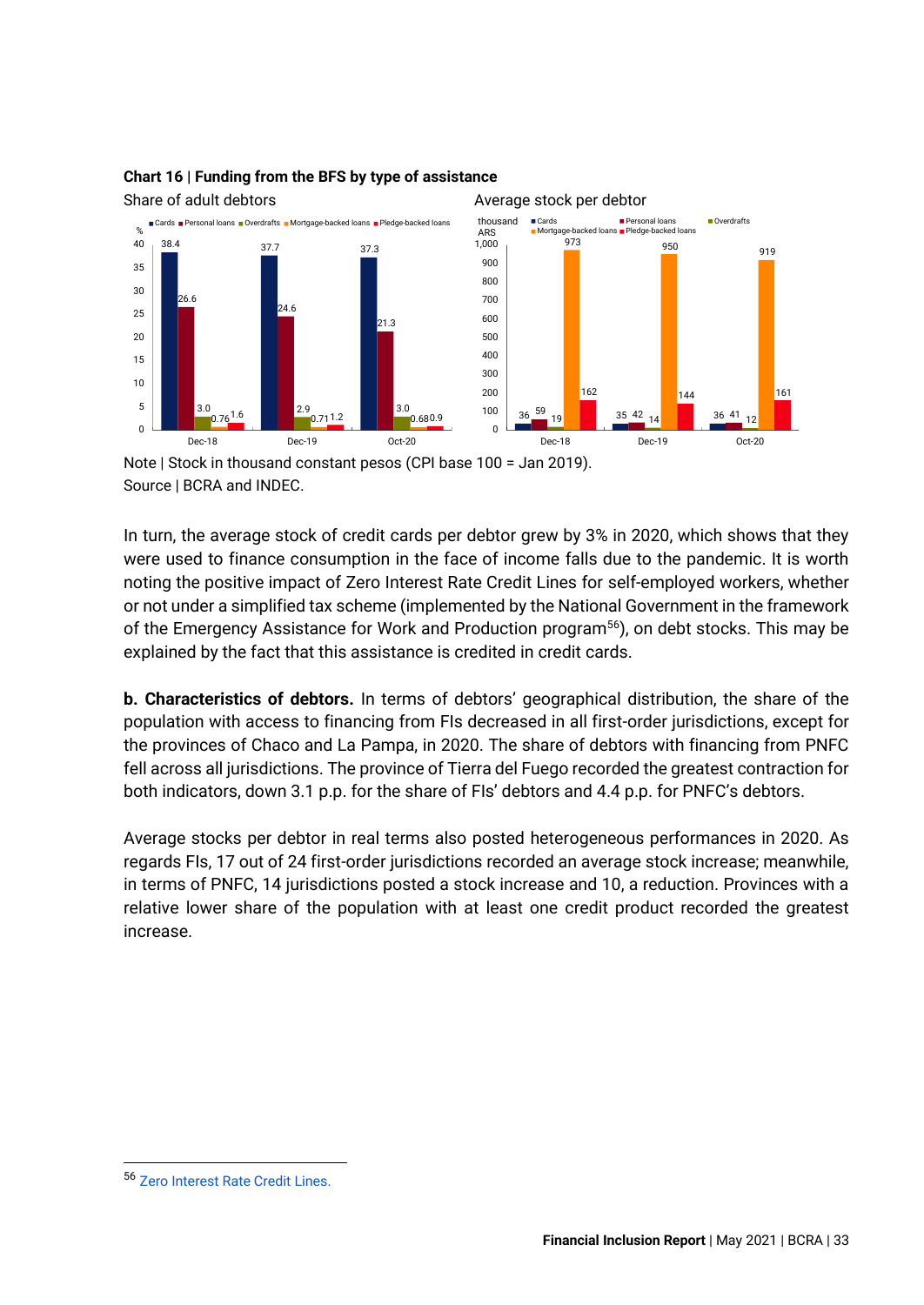**Chart 16 | Funding from the BFS by type of assistance**

Share of adult debtors

| % | Cards | Personal loans | Overdrafts | Mortgage-backed loans | Pledge-backed loans |
|---|---|---|---|---|---|
| Dec-18 | 38.4 | 26.6 | 3.0 | 0.76 | 1.6 |
| Dec-19 | 37.7 | 24.6 | 2.9 | 0.71 | 1.2 |
| Oct-20 | 37.3 | 21.3 | 3.0 | 0.68 | 0.9 |

Average stock per debtor

| thousand ARS | Cards | Personal loans | Overdrafts | Mortgage-backed loans | Pledge-backed loans |
|---|---|---|---|---|---|
| Dec-18 | 36 | 59 | 19 | 973 | 162 |
| Dec-19 | 35 | 42 | 14 | 950 | 144 |
| Oct-20 | 36 | 41 | 12 | 919 | 161 |

Note | Stock in thousand constant pesos (CPI base 100 = Jan 2019).
Source | BCRA and INDEC.

In turn, the average stock of credit cards per debtor grew by 3% in 2020, which shows that they were used to finance consumption in the face of income falls due to the pandemic. It is worth noting the positive impact of Zero Interest Rate Credit Lines for self-employed workers, whether or not under a simplified tax scheme (implemented by the National Government in the framework of the Emergency Assistance for Work and Production program[56]), on debt stocks. This may be explained by the fact that this assistance is credited in credit cards.

**b. Characteristics of debtors.** In terms of debtors' geographical distribution, the share of the population with access to financing from FIs decreased in all first-order jurisdictions, except for the provinces of Chaco and La Pampa, in 2020. The share of debtors with financing from PNFC fell across all jurisdictions. The province of Tierra del Fuego recorded the greatest contraction for both indicators, down 3.1 p.p. for the share of FIs' debtors and 4.4 p.p. for PNFC's debtors.

Average stocks per debtor in real terms also posted heterogeneous performances in 2020. As regards FIs, 17 out of 24 first-order jurisdictions recorded an average stock increase; meanwhile, in terms of PNFC, 14 jurisdictions posted a stock increase and 10, a reduction. Provinces with a relative lower share of the population with at least one credit product recorded the greatest increase.

[56] Zero Interest Rate Credit Lines.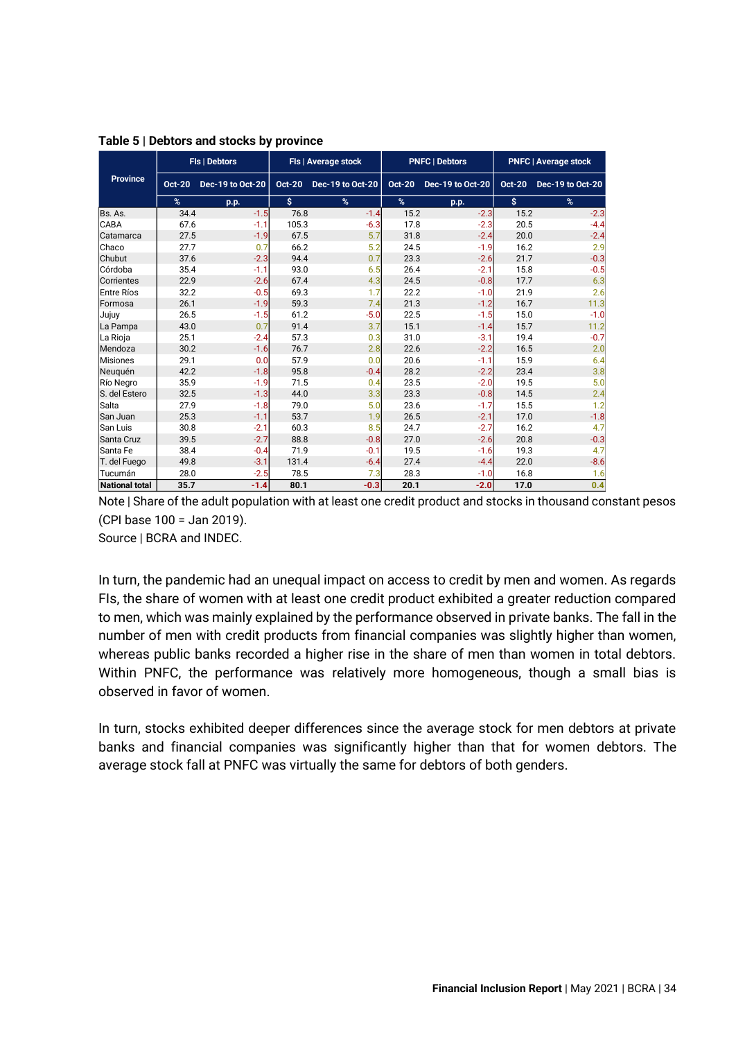**Table 5 | Debtors and stocks by province**

| Province | FIs \| Debtors | | FIs \| Average stock | | PNFC \| Debtors | | PNFC \| Average stock | |
|---|---|---|---|---|---|---|---|---|
| | Oct-20 | Dec-19 to Oct-20 | Oct-20 | Dec-19 to Oct-20 | Oct-20 | Dec-19 to Oct-20 | Oct-20 | Dec-19 to Oct-20 |
| | % | p.p. | $ | % | % | p.p. | $ | % |
| Bs. As. | 34.4 | -1.5 | 76.8 | -1.4 | 15.2 | -2.3 | 15.2 | -2.3 |
| CABA | 67.6 | -1.1 | 105.3 | -6.3 | 17.8 | -2.3 | 20.5 | -4.4 |
| Catamarca | 27.5 | -1.9 | 67.5 | 5.7 | 31.8 | -2.4 | 20.0 | -2.4 |
| Chaco | 27.7 | 0.7 | 66.2 | 5.2 | 24.5 | -1.9 | 16.2 | 2.9 |
| Chubut | 37.6 | -2.3 | 94.4 | 0.7 | 23.3 | -2.6 | 21.7 | -0.3 |
| Córdoba | 35.4 | -1.1 | 93.0 | 6.5 | 26.4 | -2.1 | 15.8 | -0.5 |
| Corrientes | 22.9 | -2.6 | 67.4 | 4.3 | 24.5 | -0.8 | 17.7 | 6.3 |
| Entre Ríos | 32.2 | -0.5 | 69.3 | 1.7 | 22.2 | -1.0 | 21.9 | 2.6 |
| Formosa | 26.1 | -1.9 | 59.3 | 7.4 | 21.3 | -1.2 | 16.7 | 11.3 |
| Jujuy | 26.5 | -1.5 | 61.2 | -5.0 | 22.5 | -1.5 | 15.0 | -1.0 |
| La Pampa | 43.0 | 0.7 | 91.4 | 3.7 | 15.1 | -1.4 | 15.7 | 11.2 |
| La Rioja | 25.1 | -2.4 | 57.3 | 0.3 | 31.0 | -3.1 | 19.4 | -0.7 |
| Mendoza | 30.2 | -1.6 | 76.7 | 2.8 | 22.6 | -2.2 | 16.5 | 2.0 |
| Misiones | 29.1 | 0.0 | 57.9 | 0.0 | 20.6 | -1.1 | 15.9 | 6.4 |
| Neuquén | 42.2 | -1.8 | 95.8 | -0.4 | 28.2 | -2.2 | 23.4 | 3.8 |
| Río Negro | 35.9 | -1.9 | 71.5 | 0.4 | 23.5 | -2.0 | 19.5 | 5.0 |
| S. del Estero | 32.5 | -1.3 | 44.0 | 3.3 | 23.3 | -0.8 | 14.5 | 2.4 |
| Salta | 27.9 | -1.8 | 79.0 | 5.0 | 23.6 | -1.7 | 15.5 | 1.2 |
| San Juan | 25.3 | -1.1 | 53.7 | 1.9 | 26.5 | -2.1 | 17.0 | -1.8 |
| San Luis | 30.8 | -2.1 | 60.3 | 8.5 | 24.7 | -2.7 | 16.2 | 4.7 |
| Santa Cruz | 39.5 | -2.7 | 88.8 | -0.8 | 27.0 | -2.6 | 20.8 | -0.3 |
| Santa Fe | 38.4 | -0.4 | 71.9 | -0.1 | 19.5 | -1.6 | 19.3 | 4.7 |
| T. del Fuego | 49.8 | -3.1 | 131.4 | -6.4 | 27.4 | -4.4 | 22.0 | -8.6 |
| Tucumán | 28.0 | -2.5 | 78.5 | 7.3 | 28.3 | -1.0 | 16.8 | 1.6 |
| **National total** | **35.7** | **-1.4** | **80.1** | **-0.3** | **20.1** | **-2.0** | **17.0** | **0.4** |

Note | Share of the adult population with at least one credit product and stocks in thousand constant pesos (CPI base 100 = Jan 2019).
Source | BCRA and INDEC.

In turn, the pandemic had an unequal impact on access to credit by men and women. As regards FIs, the share of women with at least one credit product exhibited a greater reduction compared to men, which was mainly explained by the performance observed in private banks. The fall in the number of men with credit products from financial companies was slightly higher than women, whereas public banks recorded a higher rise in the share of men than women in total debtors. Within PNFC, the performance was relatively more homogeneous, though a small bias is observed in favor of women.

In turn, stocks exhibited deeper differences since the average stock for men debtors at private banks and financial companies was significantly higher than that for women debtors. The average stock fall at PNFC was virtually the same for debtors of both genders.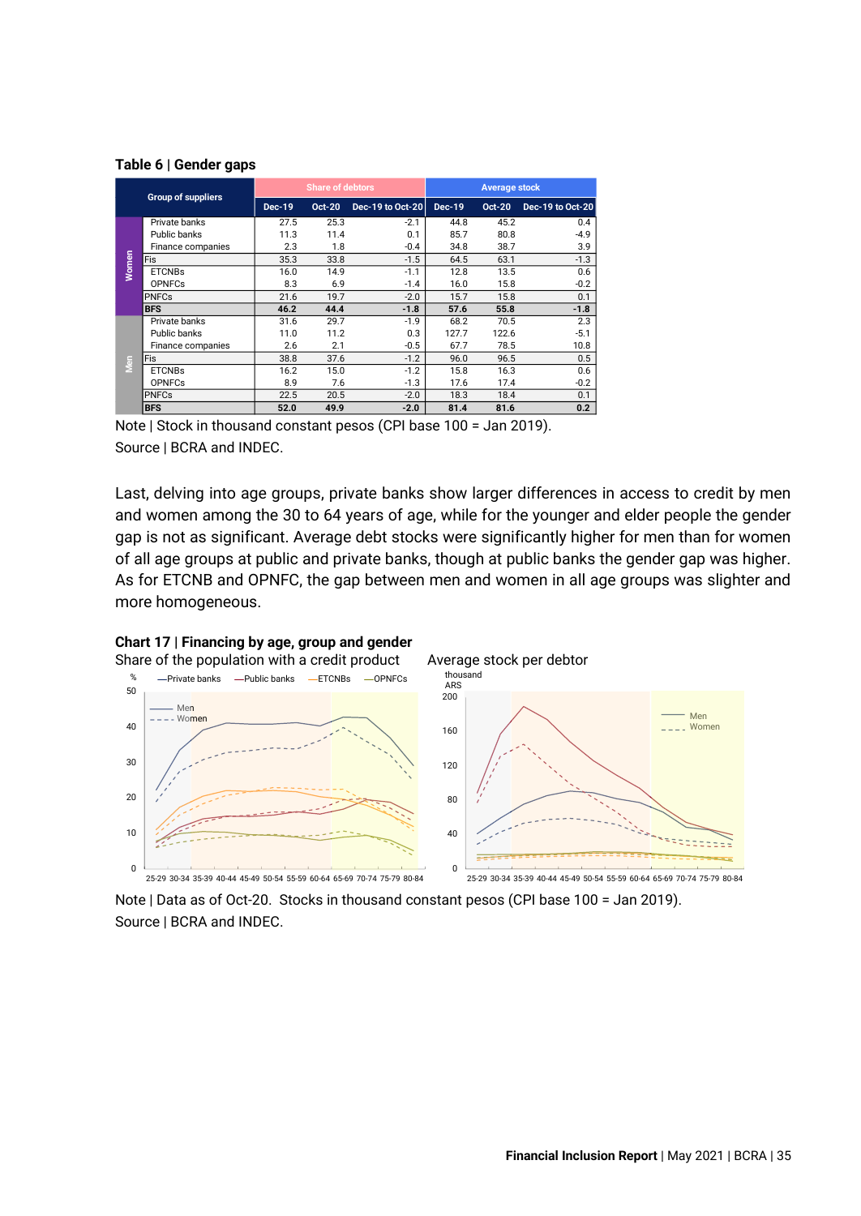**Table 6 | Gender gaps**

| | Group of suppliers | Share of debtors | | | Average stock | | |
|---|---|---|---|---|---|---|---|
| | | Dec-19 | Oct-20 | Dec-19 to Oct-20 | Dec-19 | Oct-20 | Dec-19 to Oct-20 |
| Women | Private banks | 27.5 | 25.3 | -2.1 | 44.8 | 45.2 | 0.4 |
| | Public banks | 11.3 | 11.4 | 0.1 | 85.7 | 80.8 | -4.9 |
| | Finance companies | 2.3 | 1.8 | -0.4 | 34.8 | 38.7 | 3.9 |
| | Fis | 35.3 | 33.8 | -1.5 | 64.5 | 63.1 | -1.3 |
| | ETCNBs | 16.0 | 14.9 | -1.1 | 12.8 | 13.5 | 0.6 |
| | OPNFCs | 8.3 | 6.9 | -1.4 | 16.0 | 15.8 | -0.2 |
| | PNFCs | 21.6 | 19.7 | -2.0 | 15.7 | 15.8 | 0.1 |
| | **BFS** | **46.2** | **44.4** | **-1.8** | **57.6** | **55.8** | **-1.8** |
| Men | Private banks | 31.6 | 29.7 | -1.9 | 68.2 | 70.5 | 2.3 |
| | Public banks | 11.0 | 11.2 | 0.3 | 127.7 | 122.6 | -5.1 |
| | Finance companies | 2.6 | 2.1 | -0.5 | 67.7 | 78.5 | 10.8 |
| | Fis | 38.8 | 37.6 | -1.2 | 96.0 | 96.5 | 0.5 |
| | ETCNBs | 16.2 | 15.0 | -1.2 | 15.8 | 16.3 | 0.6 |
| | OPNFCs | 8.9 | 7.6 | -1.3 | 17.6 | 17.4 | -0.2 |
| | PNFCs | 22.5 | 20.5 | -2.0 | 18.3 | 18.4 | 0.1 |
| | **BFS** | **52.0** | **49.9** | **-2.0** | **81.4** | **81.6** | **0.2** |

Note | Stock in thousand constant pesos (CPI base 100 = Jan 2019).
Source | BCRA and INDEC.

Last, delving into age groups, private banks show larger differences in access to credit by men and women among the 30 to 64 years of age, while for the younger and elder people the gender gap is not as significant. Average debt stocks were significantly higher for men than for women of all age groups at public and private banks, though at public banks the gender gap was higher. As for ETCNB and OPNFC, the gap between men and women in all age groups was slighter and more homogeneous.

**Chart 17 | Financing by age, group and gender**

Share of the population with a credit product — Average stock per debtor

Note | Data as of Oct-20. Stocks in thousand constant pesos (CPI base 100 = Jan 2019).
Source | BCRA and INDEC.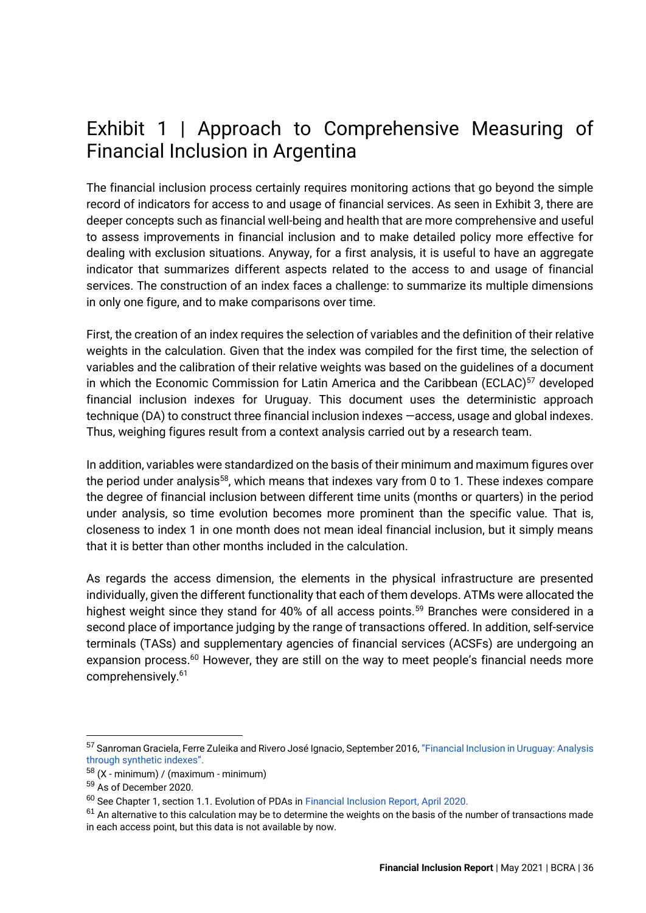# Exhibit 1 | Approach to Comprehensive Measuring of Financial Inclusion in Argentina

The financial inclusion process certainly requires monitoring actions that go beyond the simple record of indicators for access to and usage of financial services. As seen in Exhibit 3, there are deeper concepts such as financial well-being and health that are more comprehensive and useful to assess improvements in financial inclusion and to make detailed policy more effective for dealing with exclusion situations. Anyway, for a first analysis, it is useful to have an aggregate indicator that summarizes different aspects related to the access to and usage of financial services. The construction of an index faces a challenge: to summarize its multiple dimensions in only one figure, and to make comparisons over time.

First, the creation of an index requires the selection of variables and the definition of their relative weights in the calculation. Given that the index was compiled for the first time, the selection of variables and the calibration of their relative weights was based on the guidelines of a document in which the Economic Commission for Latin America and the Caribbean (ECLAC)[57] developed financial inclusion indexes for Uruguay. This document uses the deterministic approach technique (DA) to construct three financial inclusion indexes —access, usage and global indexes. Thus, weighing figures result from a context analysis carried out by a research team.

In addition, variables were standardized on the basis of their minimum and maximum figures over the period under analysis[58], which means that indexes vary from 0 to 1. These indexes compare the degree of financial inclusion between different time units (months or quarters) in the period under analysis, so time evolution becomes more prominent than the specific value. That is, closeness to index 1 in one month does not mean ideal financial inclusion, but it simply means that it is better than other months included in the calculation.

As regards the access dimension, the elements in the physical infrastructure are presented individually, given the different functionality that each of them develops. ATMs were allocated the highest weight since they stand for 40% of all access points.[59] Branches were considered in a second place of importance judging by the range of transactions offered. In addition, self-service terminals (TASs) and supplementary agencies of financial services (ACSFs) are undergoing an expansion process.[60] However, they are still on the way to meet people's financial needs more comprehensively.[61]

---

[57] Sanroman Graciela, Ferre Zuleika and Rivero José Ignacio, September 2016, "Financial Inclusion in Uruguay: Analysis through synthetic indexes".

[58] (X - minimum) / (maximum - minimum)

[59] As of December 2020.

[60] See Chapter 1, section 1.1. Evolution of PDAs in Financial Inclusion Report, April 2020.

[61] An alternative to this calculation may be to determine the weights on the basis of the number of transactions made in each access point, but this data is not available by now.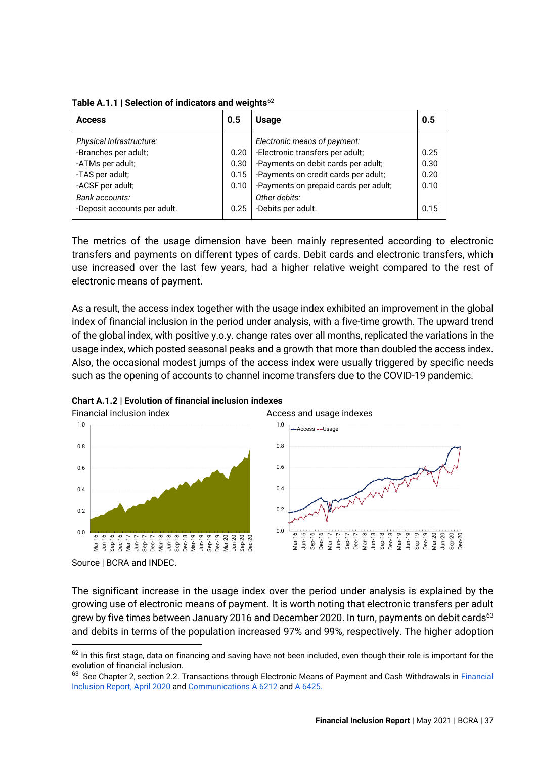**Table A.1.1 | Selection of indicators and weights**[62]

| Access | 0.5 | Usage | 0.5 |
|---|---|---|---|
| *Physical Infrastructure:* | | *Electronic means of payment:* | |
| -Branches per adult; | 0.20 | -Electronic transfers per adult; | 0.25 |
| -ATMs per adult; | 0.30 | -Payments on debit cards per adult; | 0.30 |
| -TAS per adult; | 0.15 | -Payments on credit cards per adult; | 0.20 |
| -ACSF per adult; | 0.10 | -Payments on prepaid cards per adult; | 0.10 |
| *Bank accounts:* | | *Other debits:* | |
| -Deposit accounts per adult. | 0.25 | -Debits per adult. | 0.15 |

The metrics of the usage dimension have been mainly represented according to electronic transfers and payments on different types of cards. Debit cards and electronic transfers, which use increased over the last few years, had a higher relative weight compared to the rest of electronic means of payment.

As a result, the access index together with the usage index exhibited an improvement in the global index of financial inclusion in the period under analysis, with a five-time growth. The upward trend of the global index, with positive y.o.y. change rates over all months, replicated the variations in the usage index, which posted seasonal peaks and a growth that more than doubled the access index. Also, the occasional modest jumps of the access index were usually triggered by specific needs such as the opening of accounts to channel income transfers due to the COVID-19 pandemic.

**Chart A.1.2 | Evolution of financial inclusion indexes**

Financial inclusion index

Access and usage indexes

Source | BCRA and INDEC.

The significant increase in the usage index over the period under analysis is explained by the growing use of electronic means of payment. It is worth noting that electronic transfers per adult grew by five times between January 2016 and December 2020. In turn, payments on debit cards[63] and debits in terms of the population increased 97% and 99%, respectively. The higher adoption

[62] In this first stage, data on financing and saving have not been included, even though their role is important for the evolution of financial inclusion.

[63] See Chapter 2, section 2.2. Transactions through Electronic Means of Payment and Cash Withdrawals in Financial Inclusion Report, April 2020 and Communications A 6212 and A 6425.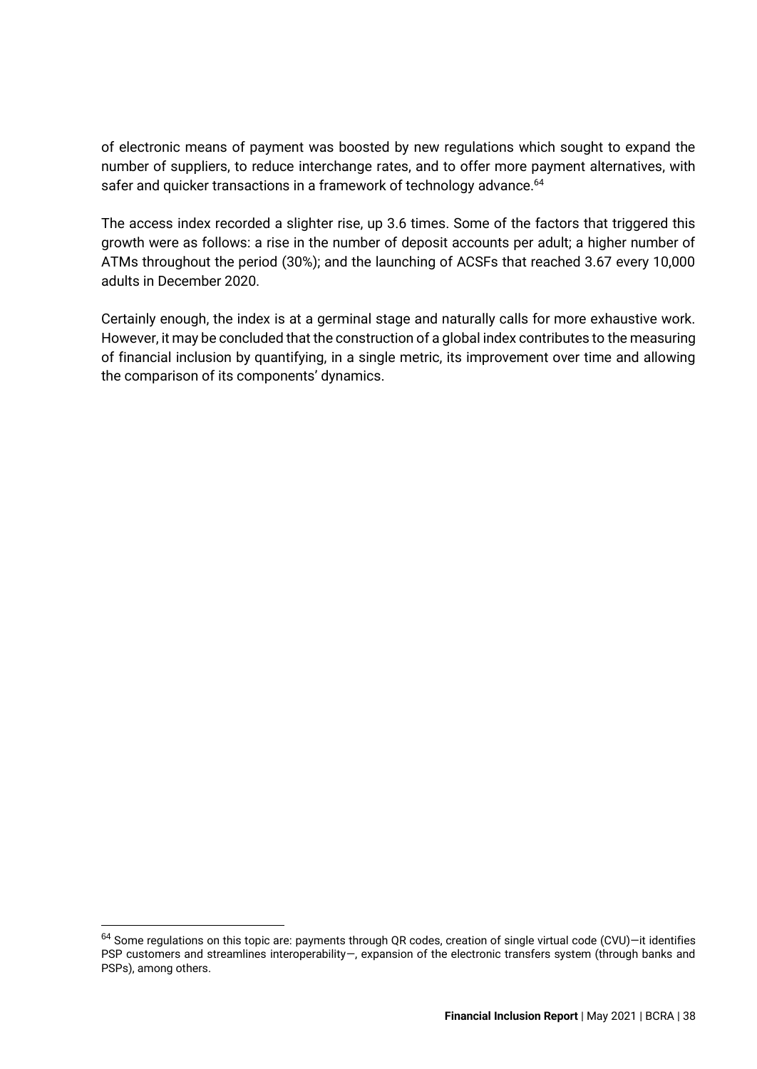of electronic means of payment was boosted by new regulations which sought to expand the number of suppliers, to reduce interchange rates, and to offer more payment alternatives, with safer and quicker transactions in a framework of technology advance.[64]

The access index recorded a slighter rise, up 3.6 times. Some of the factors that triggered this growth were as follows: a rise in the number of deposit accounts per adult; a higher number of ATMs throughout the period (30%); and the launching of ACSFs that reached 3.67 every 10,000 adults in December 2020.

Certainly enough, the index is at a germinal stage and naturally calls for more exhaustive work. However, it may be concluded that the construction of a global index contributes to the measuring of financial inclusion by quantifying, in a single metric, its improvement over time and allowing the comparison of its components' dynamics.

---

[64] Some regulations on this topic are: payments through QR codes, creation of single virtual code (CVU)—it identifies PSP customers and streamlines interoperability—, expansion of the electronic transfers system (through banks and PSPs), among others.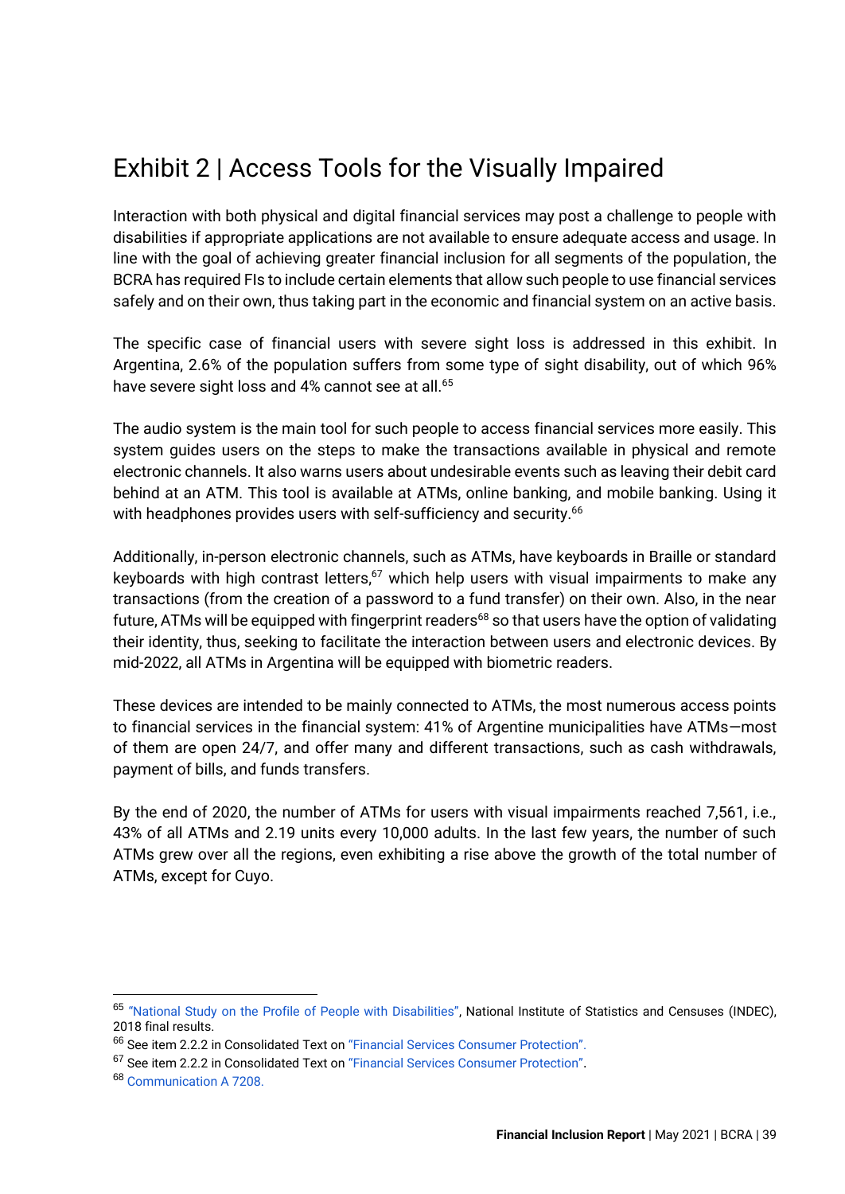# Exhibit 2 | Access Tools for the Visually Impaired

Interaction with both physical and digital financial services may post a challenge to people with disabilities if appropriate applications are not available to ensure adequate access and usage. In line with the goal of achieving greater financial inclusion for all segments of the population, the BCRA has required FIs to include certain elements that allow such people to use financial services safely and on their own, thus taking part in the economic and financial system on an active basis.

The specific case of financial users with severe sight loss is addressed in this exhibit. In Argentina, 2.6% of the population suffers from some type of sight disability, out of which 96% have severe sight loss and 4% cannot see at all.[65]

The audio system is the main tool for such people to access financial services more easily. This system guides users on the steps to make the transactions available in physical and remote electronic channels. It also warns users about undesirable events such as leaving their debit card behind at an ATM. This tool is available at ATMs, online banking, and mobile banking. Using it with headphones provides users with self-sufficiency and security.[66]

Additionally, in-person electronic channels, such as ATMs, have keyboards in Braille or standard keyboards with high contrast letters,[67] which help users with visual impairments to make any transactions (from the creation of a password to a fund transfer) on their own. Also, in the near future, ATMs will be equipped with fingerprint readers[68] so that users have the option of validating their identity, thus, seeking to facilitate the interaction between users and electronic devices. By mid-2022, all ATMs in Argentina will be equipped with biometric readers.

These devices are intended to be mainly connected to ATMs, the most numerous access points to financial services in the financial system: 41% of Argentine municipalities have ATMs—most of them are open 24/7, and offer many and different transactions, such as cash withdrawals, payment of bills, and funds transfers.

By the end of 2020, the number of ATMs for users with visual impairments reached 7,561, i.e., 43% of all ATMs and 2.19 units every 10,000 adults. In the last few years, the number of such ATMs grew over all the regions, even exhibiting a rise above the growth of the total number of ATMs, except for Cuyo.

---

[65] "National Study on the Profile of People with Disabilities", National Institute of Statistics and Censuses (INDEC), 2018 final results.

[66] See item 2.2.2 in Consolidated Text on "Financial Services Consumer Protection".

[67] See item 2.2.2 in Consolidated Text on "Financial Services Consumer Protection".

[68] Communication A 7208.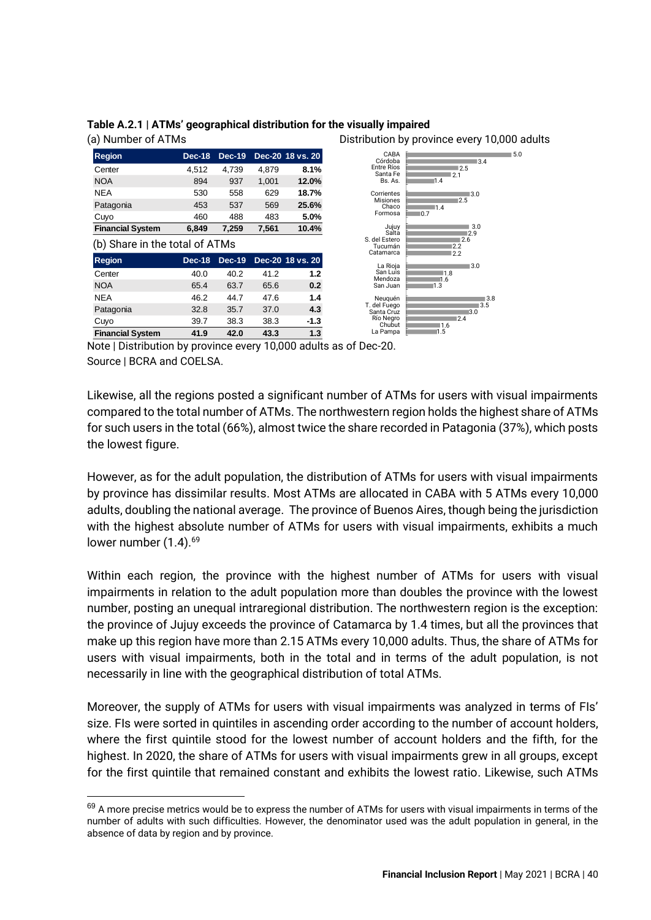**Table A.2.1 | ATMs' geographical distribution for the visually impaired**

(a) Number of ATMs

| Region | Dec-18 | Dec-19 | Dec-20 | 18 vs. 20 |
|---|---|---|---|---|
| Center | 4,512 | 4,739 | 4,879 | **8.1%** |
| NOA | 894 | 937 | 1,001 | **12.0%** |
| NEA | 530 | 558 | 629 | **18.7%** |
| Patagonia | 453 | 537 | 569 | **25.6%** |
| Cuyo | 460 | 488 | 483 | **5.0%** |
| **Financial System** | **6,849** | **7,259** | **7,561** | **10.4%** |

(b) Share in the total of ATMs

| Region | Dec-18 | Dec-19 | Dec-20 | 18 vs. 20 |
|---|---|---|---|---|
| Center | 40.0 | 40.2 | 41.2 | **1.2** |
| NOA | 65.4 | 63.7 | 65.6 | **0.2** |
| NEA | 46.2 | 44.7 | 47.6 | **1.4** |
| Patagonia | 32.8 | 35.7 | 37.0 | **4.3** |
| Cuyo | 39.7 | 38.3 | 38.3 | **-1.3** |
| **Financial System** | **41.9** | **42.0** | **43.3** | **1.3** |

Distribution by province every 10,000 adults

| Province | Value |
|---|---|
| CABA | 5.0 |
| Córdoba | 3.4 |
| Entre Ríos | 2.5 |
| Santa Fe | 2.1 |
| Bs. As. | 1.4 |
| Corrientes | 3.0 |
| Misiones | 2.5 |
| Chaco | 1.4 |
| Formosa | 0.7 |
| Jujuy | 3.0 |
| Salta | 2.9 |
| S. del Estero | 2.6 |
| Tucumán | 2.2 |
| Catamarca | 2.2 |
| La Rioja | 3.0 |
| San Luis | 1.8 |
| Mendoza | 1.6 |
| San Juan | 1.3 |
| Neuquén | 3.8 |
| T. del Fuego | 3.5 |
| Santa Cruz | 3.0 |
| Río Negro | 2.4 |
| Chubut | 1.6 |
| La Pampa | 1.5 |

Note | Distribution by province every 10,000 adults as of Dec-20.
Source | BCRA and COELSA.

Likewise, all the regions posted a significant number of ATMs for users with visual impairments compared to the total number of ATMs. The northwestern region holds the highest share of ATMs for such users in the total (66%), almost twice the share recorded in Patagonia (37%), which posts the lowest figure.

However, as for the adult population, the distribution of ATMs for users with visual impairments by province has dissimilar results. Most ATMs are allocated in CABA with 5 ATMs every 10,000 adults, doubling the national average. The province of Buenos Aires, though being the jurisdiction with the highest absolute number of ATMs for users with visual impairments, exhibits a much lower number (1.4).[69]

Within each region, the province with the highest number of ATMs for users with visual impairments in relation to the adult population more than doubles the province with the lowest number, posting an unequal intraregional distribution. The northwestern region is the exception: the province of Jujuy exceeds the province of Catamarca by 1.4 times, but all the provinces that make up this region have more than 2.15 ATMs every 10,000 adults. Thus, the share of ATMs for users with visual impairments, both in the total and in terms of the adult population, is not necessarily in line with the geographical distribution of total ATMs.

Moreover, the supply of ATMs for users with visual impairments was analyzed in terms of FIs' size. FIs were sorted in quintiles in ascending order according to the number of account holders, where the first quintile stood for the lowest number of account holders and the fifth, for the highest. In 2020, the share of ATMs for users with visual impairments grew in all groups, except for the first quintile that remained constant and exhibits the lowest ratio. Likewise, such ATMs

[69] A more precise metrics would be to express the number of ATMs for users with visual impairments in terms of the number of adults with such difficulties. However, the denominator used was the adult population in general, in the absence of data by region and by province.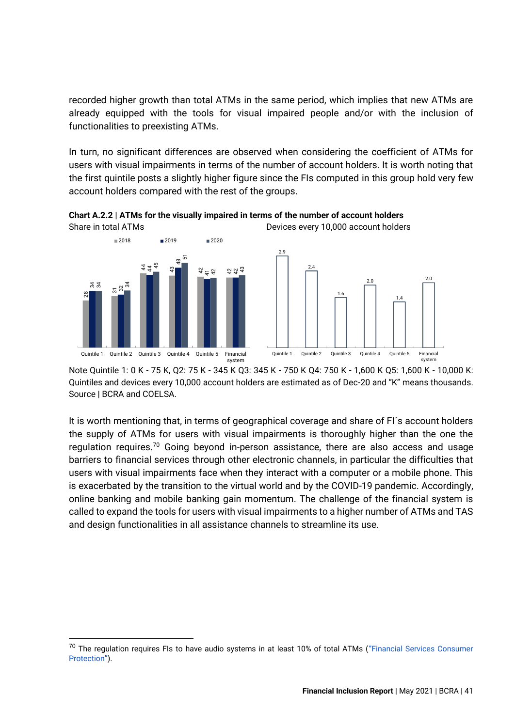recorded higher growth than total ATMs in the same period, which implies that new ATMs are already equipped with the tools for visual impaired people and/or with the inclusion of functionalities to preexisting ATMs.

In turn, no significant differences are observed when considering the coefficient of ATMs for users with visual impairments in terms of the number of account holders. It is worth noting that the first quintile posts a slightly higher figure since the FIs computed in this group hold very few account holders compared with the rest of the groups.

**Chart A.2.2 | ATMs for the visually impaired in terms of the number of account holders**

Share in total ATMs

| | 2018 | 2019 | 2020 |
|---|---|---|---|
| Quintile 1 | 28 | 34 | 34 |
| Quintile 2 | 31 | 32 | 34 |
| Quintile 3 | 44 | 44 | 45 |
| Quintile 4 | 43 | 48 | 51 |
| Quintile 5 | 42 | 41 | 42 |
| Financial system | 42 | 42 | 43 |

Devices every 10,000 account holders

| | Devices |
|---|---|
| Quintile 1 | 2.9 |
| Quintile 2 | 2.4 |
| Quintile 3 | 1.6 |
| Quintile 4 | 2.0 |
| Quintile 5 | 1.4 |
| Financial system | 2.0 |

Note Quintile 1: 0 K - 75 K, Q2: 75 K - 345 K Q3: 345 K - 750 K Q4: 750 K - 1,600 K Q5: 1,600 K - 10,000 K: Quintiles and devices every 10,000 account holders are estimated as of Dec-20 and "K" means thousands.
Source | BCRA and COELSA.

It is worth mentioning that, in terms of geographical coverage and share of FI´s account holders the supply of ATMs for users with visual impairments is thoroughly higher than the one the regulation requires.[70] Going beyond in-person assistance, there are also access and usage barriers to financial services through other electronic channels, in particular the difficulties that users with visual impairments face when they interact with a computer or a mobile phone. This is exacerbated by the transition to the virtual world and by the COVID-19 pandemic. Accordingly, online banking and mobile banking gain momentum. The challenge of the financial system is called to expand the tools for users with visual impairments to a higher number of ATMs and TAS and design functionalities in all assistance channels to streamline its use.

[70] The regulation requires FIs to have audio systems in at least 10% of total ATMs ("Financial Services Consumer Protection").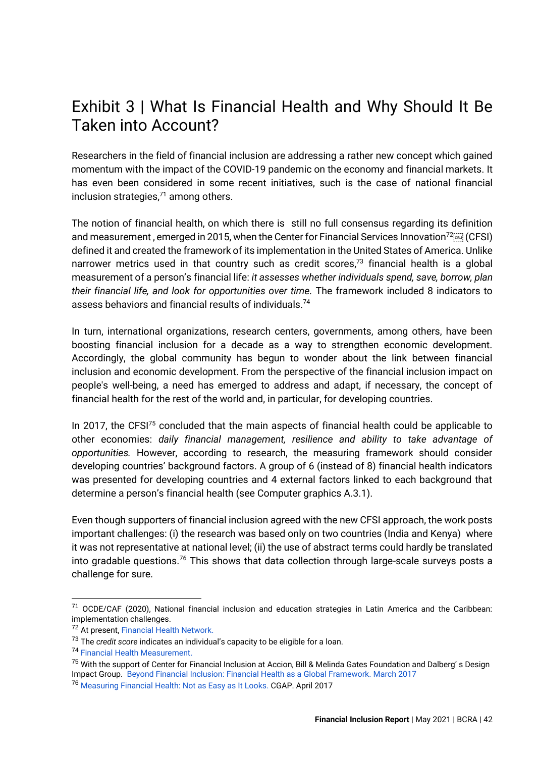# Exhibit 3 | What Is Financial Health and Why Should It Be Taken into Account?

Researchers in the field of financial inclusion are addressing a rather new concept which gained momentum with the impact of the COVID-19 pandemic on the economy and financial markets. It has even been considered in some recent initiatives, such is the case of national financial inclusion strategies,[71] among others.

The notion of financial health, on which there is still no full consensus regarding its definition and measurement , emerged in 2015, when the Center for Financial Services Innovation[72] (CFSI) defined it and created the framework of its implementation in the United States of America. Unlike narrower metrics used in that country such as credit scores,[73] financial health is a global measurement of a person's financial life: *it assesses whether individuals spend, save, borrow, plan their financial life, and look for opportunities over time.* The framework included 8 indicators to assess behaviors and financial results of individuals.[74]

In turn, international organizations, research centers, governments, among others, have been boosting financial inclusion for a decade as a way to strengthen economic development. Accordingly, the global community has begun to wonder about the link between financial inclusion and economic development. From the perspective of the financial inclusion impact on people's well-being, a need has emerged to address and adapt, if necessary, the concept of financial health for the rest of the world and, in particular, for developing countries.

In 2017, the CFSI[75] concluded that the main aspects of financial health could be applicable to other economies: *daily financial management, resilience and ability to take advantage of opportunities.* However, according to research, the measuring framework should consider developing countries' background factors. A group of 6 (instead of 8) financial health indicators was presented for developing countries and 4 external factors linked to each background that determine a person's financial health (see Computer graphics A.3.1).

Even though supporters of financial inclusion agreed with the new CFSI approach, the work posts important challenges: (i) the research was based only on two countries (India and Kenya) where it was not representative at national level; (ii) the use of abstract terms could hardly be translated into gradable questions.[76] This shows that data collection through large-scale surveys posts a challenge for sure.

---

[71] OCDE/CAF (2020), National financial inclusion and education strategies in Latin America and the Caribbean: implementation challenges.

[72] At present, Financial Health Network.

[73] The *credit score* indicates an individual's capacity to be eligible for a loan.

[74] Financial Health Measurement.

[75] With the support of Center for Financial Inclusion at Accion, Bill & Melinda Gates Foundation and Dalberg' s Design Impact Group. Beyond Financial Inclusion: Financial Health as a Global Framework. March 2017

[76] Measuring Financial Health: Not as Easy as It Looks. CGAP. April 2017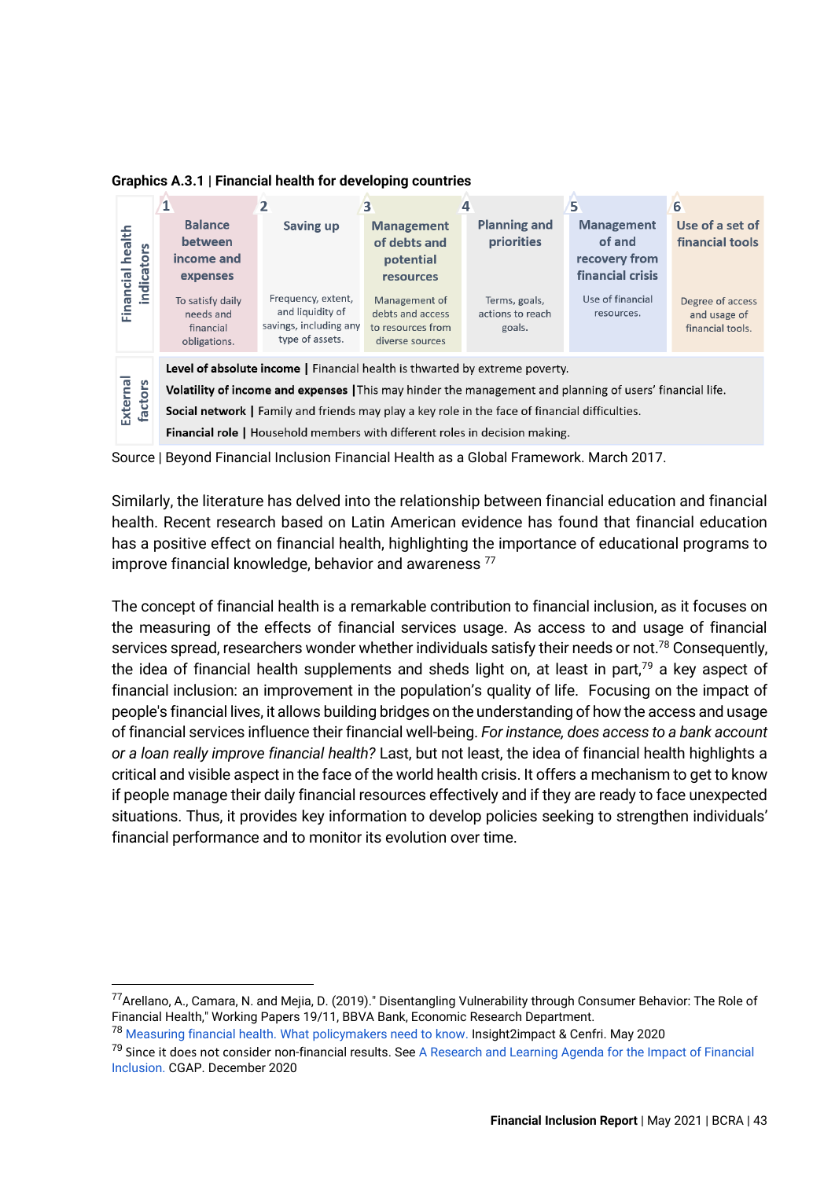**Graphics A.3.1** | **Financial health for developing countries**

| Financial health indicators | 1 | 2 | 3 | 4 | 5 | 6 |
|---|---|---|---|---|---|---|
| | **Balance between income and expenses** | **Saving up** | **Management of debts and potential resources** | **Planning and priorities** | **Management of and recovery from financial crisis** | **Use of a set of financial tools** |
| | To satisfy daily needs and financial obligations. | Frequency, extent, and liquidity of savings, including any type of assets. | Management of debts and access to resources from diverse sources | Terms, goals, actions to reach goals. | Use of financial resources. | Degree of access and usage of financial tools. |

| External factors | |
|---|---|
| | **Level of absolute income** \| Financial health is thwarted by extreme poverty. |
| | **Volatility of income and expenses** \|This may hinder the management and planning of users' financial life. |
| | **Social network** \| Family and friends may play a key role in the face of financial difficulties. |
| | **Financial role** \| Household members with different roles in decision making. |

Source | Beyond Financial Inclusion Financial Health as a Global Framework. March 2017.

Similarly, the literature has delved into the relationship between financial education and financial health. Recent research based on Latin American evidence has found that financial education has a positive effect on financial health, highlighting the importance of educational programs to improve financial knowledge, behavior and awareness [77]

The concept of financial health is a remarkable contribution to financial inclusion, as it focuses on the measuring of the effects of financial services usage. As access to and usage of financial services spread, researchers wonder whether individuals satisfy their needs or not.[78] Consequently, the idea of financial health supplements and sheds light on, at least in part,[79] a key aspect of financial inclusion: an improvement in the population's quality of life. Focusing on the impact of people's financial lives, it allows building bridges on the understanding of how the access and usage of financial services influence their financial well-being. *For instance, does access to a bank account or a loan really improve financial health?* Last, but not least, the idea of financial health highlights a critical and visible aspect in the face of the world health crisis. It offers a mechanism to get to know if people manage their daily financial resources effectively and if they are ready to face unexpected situations. Thus, it provides key information to develop policies seeking to strengthen individuals' financial performance and to monitor its evolution over time.

---

[77] Arellano, A., Camara, N. and Mejia, D. (2019)." Disentangling Vulnerability through Consumer Behavior: The Role of Financial Health," Working Papers 19/11, BBVA Bank, Economic Research Department.

[78] Measuring financial health. What policymakers need to know. Insight2impact & Cenfri. May 2020

[79] Since it does not consider non-financial results. See A Research and Learning Agenda for the Impact of Financial Inclusion. CGAP. December 2020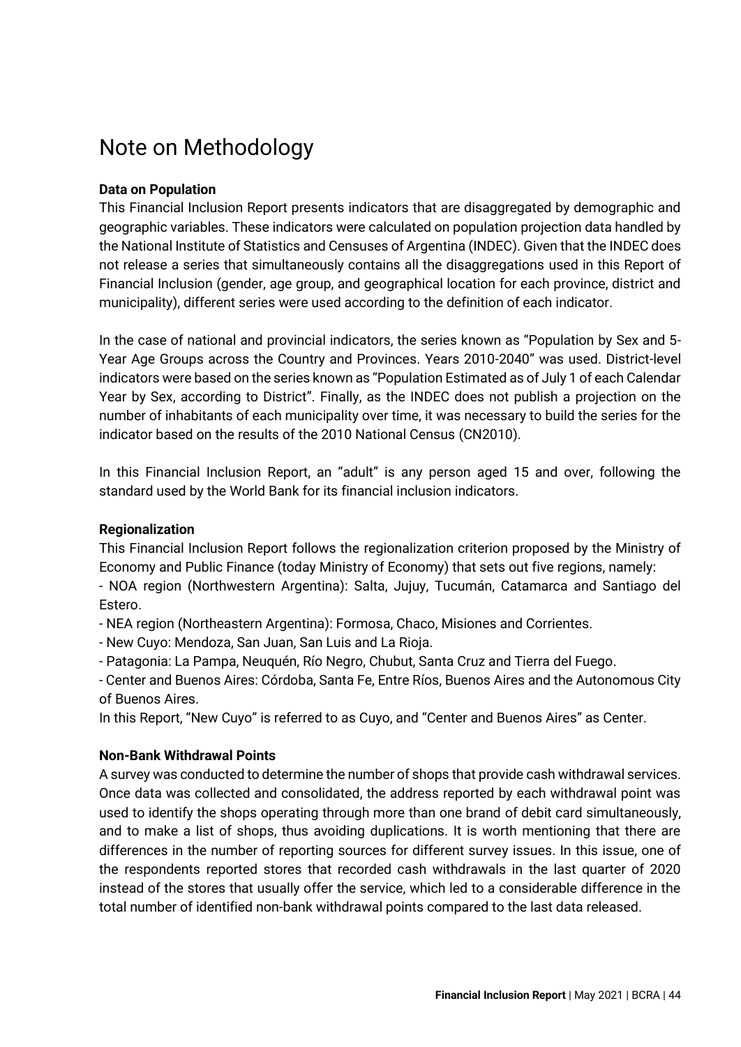# Note on Methodology

**Data on Population**

This Financial Inclusion Report presents indicators that are disaggregated by demographic and geographic variables. These indicators were calculated on population projection data handled by the National Institute of Statistics and Censuses of Argentina (INDEC). Given that the INDEC does not release a series that simultaneously contains all the disaggregations used in this Report of Financial Inclusion (gender, age group, and geographical location for each province, district and municipality), different series were used according to the definition of each indicator.

In the case of national and provincial indicators, the series known as "Population by Sex and 5-Year Age Groups across the Country and Provinces. Years 2010-2040" was used. District-level indicators were based on the series known as "Population Estimated as of July 1 of each Calendar Year by Sex, according to District". Finally, as the INDEC does not publish a projection on the number of inhabitants of each municipality over time, it was necessary to build the series for the indicator based on the results of the 2010 National Census (CN2010).

In this Financial Inclusion Report, an "adult" is any person aged 15 and over, following the standard used by the World Bank for its financial inclusion indicators.

**Regionalization**

This Financial Inclusion Report follows the regionalization criterion proposed by the Ministry of Economy and Public Finance (today Ministry of Economy) that sets out five regions, namely:

- NOA region (Northwestern Argentina): Salta, Jujuy, Tucumán, Catamarca and Santiago del Estero.
- NEA region (Northeastern Argentina): Formosa, Chaco, Misiones and Corrientes.
- New Cuyo: Mendoza, San Juan, San Luis and La Rioja.
- Patagonia: La Pampa, Neuquén, Río Negro, Chubut, Santa Cruz and Tierra del Fuego.
- Center and Buenos Aires: Córdoba, Santa Fe, Entre Ríos, Buenos Aires and the Autonomous City of Buenos Aires.

In this Report, "New Cuyo" is referred to as Cuyo, and "Center and Buenos Aires" as Center.

**Non-Bank Withdrawal Points**

A survey was conducted to determine the number of shops that provide cash withdrawal services. Once data was collected and consolidated, the address reported by each withdrawal point was used to identify the shops operating through more than one brand of debit card simultaneously, and to make a list of shops, thus avoiding duplications. It is worth mentioning that there are differences in the number of reporting sources for different survey issues. In this issue, one of the respondents reported stores that recorded cash withdrawals in the last quarter of 2020 instead of the stores that usually offer the service, which led to a considerable difference in the total number of identified non-bank withdrawal points compared to the last data released.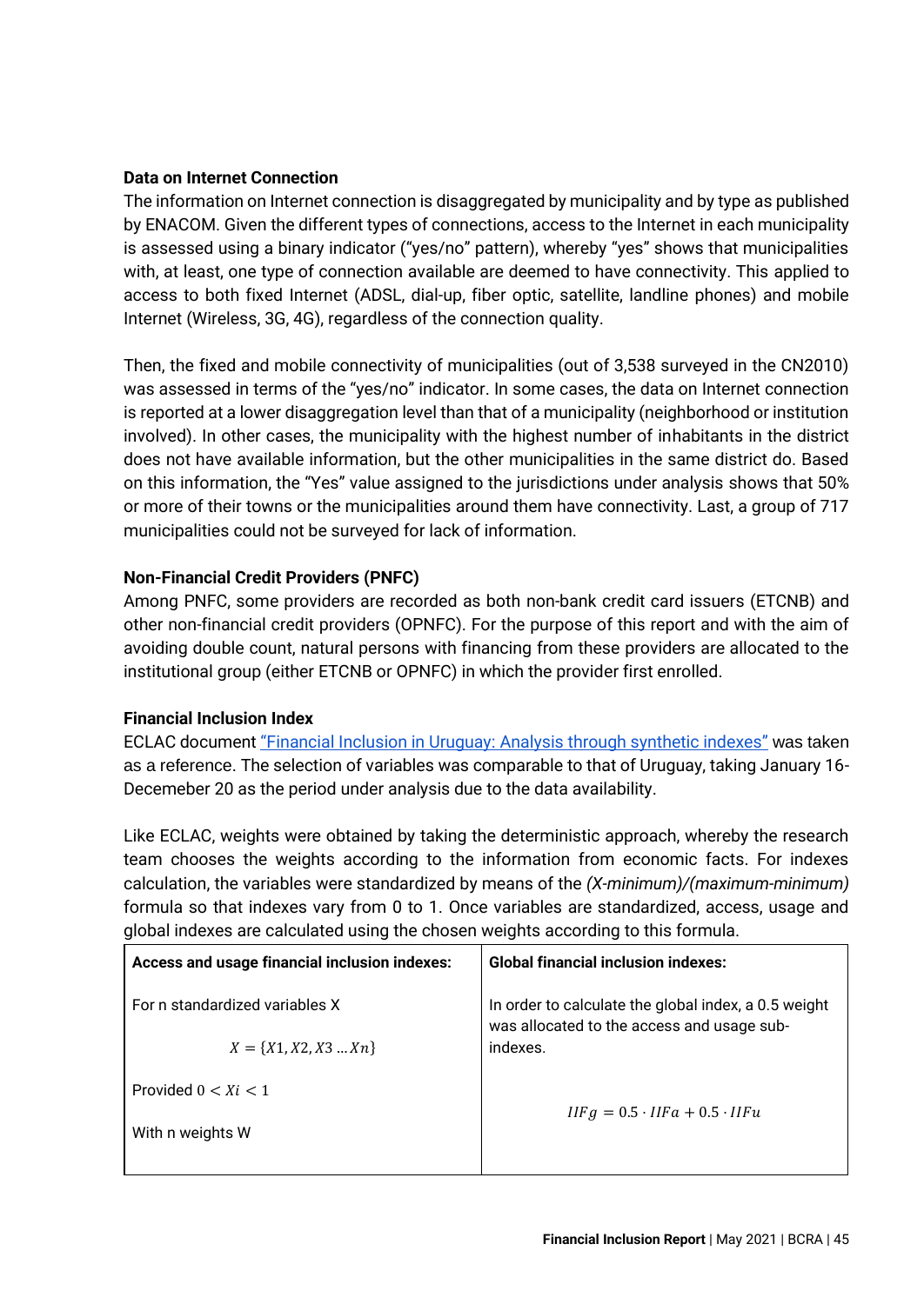**Data on Internet Connection**

The information on Internet connection is disaggregated by municipality and by type as published by ENACOM. Given the different types of connections, access to the Internet in each municipality is assessed using a binary indicator ("yes/no" pattern), whereby "yes" shows that municipalities with, at least, one type of connection available are deemed to have connectivity. This applied to access to both fixed Internet (ADSL, dial-up, fiber optic, satellite, landline phones) and mobile Internet (Wireless, 3G, 4G), regardless of the connection quality.

Then, the fixed and mobile connectivity of municipalities (out of 3,538 surveyed in the CN2010) was assessed in terms of the "yes/no" indicator. In some cases, the data on Internet connection is reported at a lower disaggregation level than that of a municipality (neighborhood or institution involved). In other cases, the municipality with the highest number of inhabitants in the district does not have available information, but the other municipalities in the same district do. Based on this information, the "Yes" value assigned to the jurisdictions under analysis shows that 50% or more of their towns or the municipalities around them have connectivity. Last, a group of 717 municipalities could not be surveyed for lack of information.

**Non-Financial Credit Providers (PNFC)**

Among PNFC, some providers are recorded as both non-bank credit card issuers (ETCNB) and other non-financial credit providers (OPNFC). For the purpose of this report and with the aim of avoiding double count, natural persons with financing from these providers are allocated to the institutional group (either ETCNB or OPNFC) in which the provider first enrolled.

**Financial Inclusion Index**

ECLAC document "Financial Inclusion in Uruguay: Analysis through synthetic indexes" was taken as a reference. The selection of variables was comparable to that of Uruguay, taking January 16-Decemeber 20 as the period under analysis due to the data availability.

Like ECLAC, weights were obtained by taking the deterministic approach, whereby the research team chooses the weights according to the information from economic facts. For indexes calculation, the variables were standardized by means of the *(X-minimum)/(maximum-minimum)* formula so that indexes vary from 0 to 1. Once variables are standardized, access, usage and global indexes are calculated using the chosen weights according to this formula.

| **Access and usage financial inclusion indexes:** | **Global financial inclusion indexes:** |
|---|---|
| For n standardized variables X<br><br>$X = \{X1, X2, X3 \ldots Xn\}$<br><br>Provided $0 < Xi < 1$<br><br>With n weights W | In order to calculate the global index, a 0.5 weight was allocated to the access and usage sub-indexes.<br><br>$IIFg = 0.5 \cdot IIFa + 0.5 \cdot IIFu$ |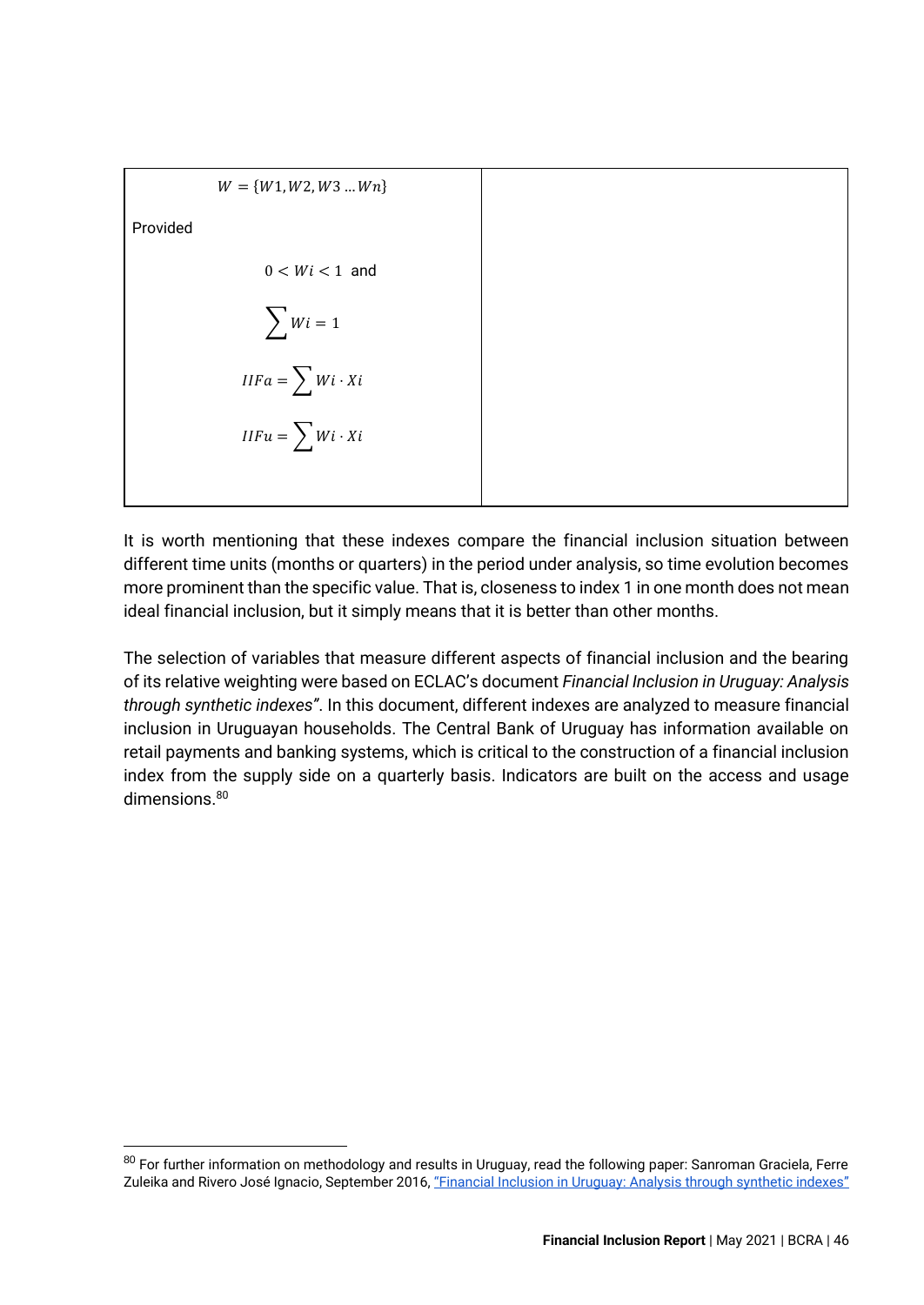| | |
|---|---|
| $W = \{W1, W2, W3 \ldots Wn\}$<br><br>Provided<br><br>$0 < Wi < 1$ and<br><br>$\sum Wi = 1$<br><br>$IIFa = \sum Wi \cdot Xi$<br><br>$IIFu = \sum Wi \cdot Xi$ | |

It is worth mentioning that these indexes compare the financial inclusion situation between different time units (months or quarters) in the period under analysis, so time evolution becomes more prominent than the specific value. That is, closeness to index 1 in one month does not mean ideal financial inclusion, but it simply means that it is better than other months.

The selection of variables that measure different aspects of financial inclusion and the bearing of its relative weighting were based on ECLAC's document *Financial Inclusion in Uruguay: Analysis through synthetic indexes"*. In this document, different indexes are analyzed to measure financial inclusion in Uruguayan households. The Central Bank of Uruguay has information available on retail payments and banking systems, which is critical to the construction of a financial inclusion index from the supply side on a quarterly basis. Indicators are built on the access and usage dimensions.[80]

[80] For further information on methodology and results in Uruguay, read the following paper: Sanroman Graciela, Ferre Zuleika and Rivero José Ignacio, September 2016, "Financial Inclusion in Uruguay: Analysis through synthetic indexes"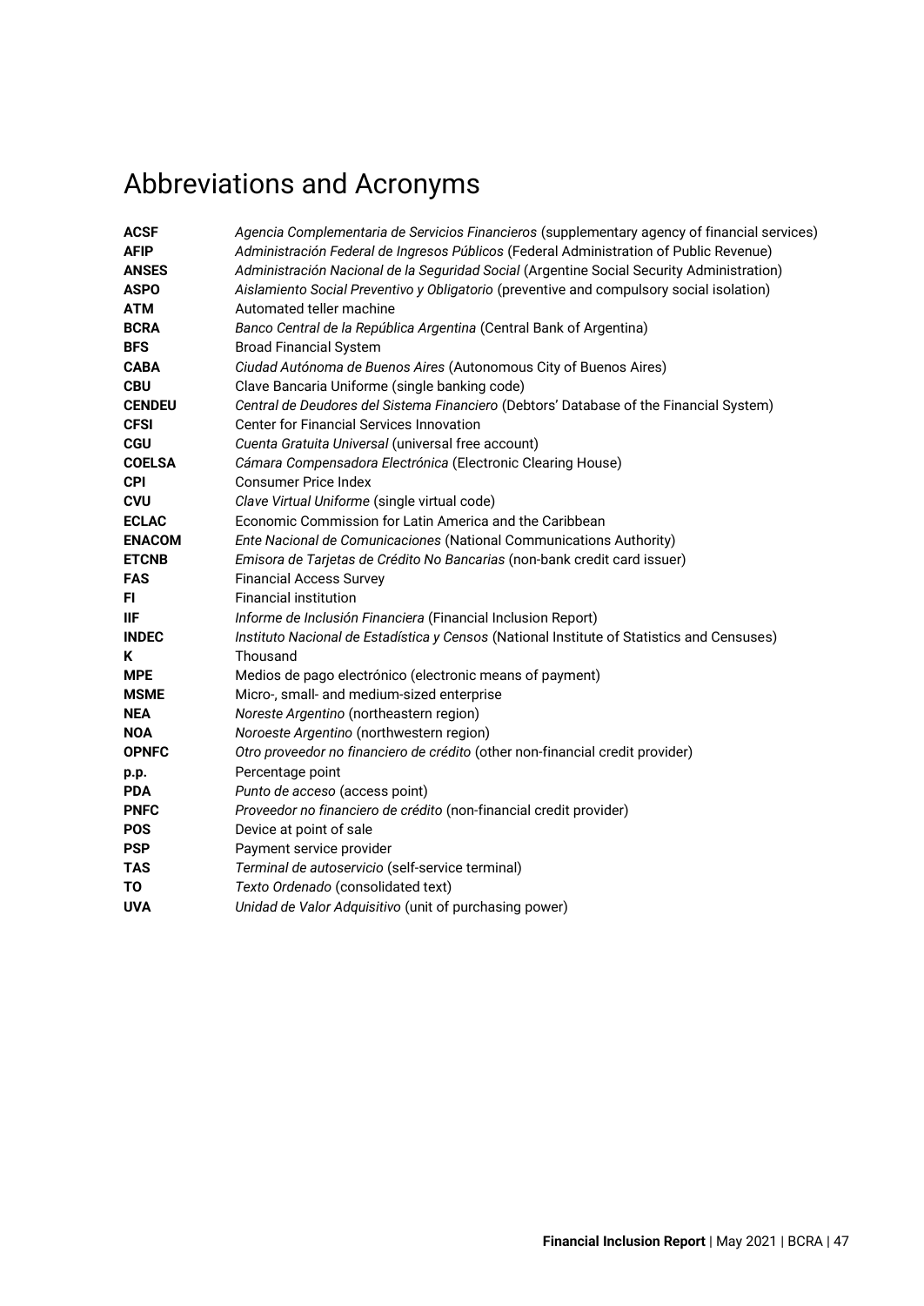# Abbreviations and Acronyms

| | |
|---|---|
| **ACSF** | *Agencia Complementaria de Servicios Financieros* (supplementary agency of financial services) |
| **AFIP** | *Administración Federal de Ingresos Públicos* (Federal Administration of Public Revenue) |
| **ANSES** | *Administración Nacional de la Seguridad Social* (Argentine Social Security Administration) |
| **ASPO** | *Aislamiento Social Preventivo y Obligatorio* (preventive and compulsory social isolation) |
| **ATM** | Automated teller machine |
| **BCRA** | *Banco Central de la República Argentina* (Central Bank of Argentina) |
| **BFS** | Broad Financial System |
| **CABA** | *Ciudad Autónoma de Buenos Aires* (Autonomous City of Buenos Aires) |
| **CBU** | Clave Bancaria Uniforme (single banking code) |
| **CENDEU** | *Central de Deudores del Sistema Financiero* (Debtors' Database of the Financial System) |
| **CFSI** | Center for Financial Services Innovation |
| **CGU** | *Cuenta Gratuita Universal* (universal free account) |
| **COELSA** | *Cámara Compensadora Electrónica* (Electronic Clearing House) |
| **CPI** | Consumer Price Index |
| **CVU** | *Clave Virtual Uniforme* (single virtual code) |
| **ECLAC** | Economic Commission for Latin America and the Caribbean |
| **ENACOM** | *Ente Nacional de Comunicaciones* (National Communications Authority) |
| **ETCNB** | *Emisora de Tarjetas de Crédito No Bancarias* (non-bank credit card issuer) |
| **FAS** | Financial Access Survey |
| **FI** | Financial institution |
| **IIF** | *Informe de Inclusión Financiera* (Financial Inclusion Report) |
| **INDEC** | *Instituto Nacional de Estadística y Censos* (National Institute of Statistics and Censuses) |
| **K** | Thousand |
| **MPE** | Medios de pago electrónico (electronic means of payment) |
| **MSME** | Micro-, small- and medium-sized enterprise |
| **NEA** | *Noreste Argentino* (northeastern region) |
| **NOA** | *Noroeste Argentino* (northwestern region) |
| **OPNFC** | *Otro proveedor no financiero de crédito* (other non-financial credit provider) |
| **p.p.** | Percentage point |
| **PDA** | *Punto de acceso* (access point) |
| **PNFC** | *Proveedor no financiero de crédito* (non-financial credit provider) |
| **POS** | Device at point of sale |
| **PSP** | Payment service provider |
| **TAS** | *Terminal de autoservicio* (self-service terminal) |
| **TO** | *Texto Ordenado* (consolidated text) |
| **UVA** | *Unidad de Valor Adquisitivo* (unit of purchasing power) |